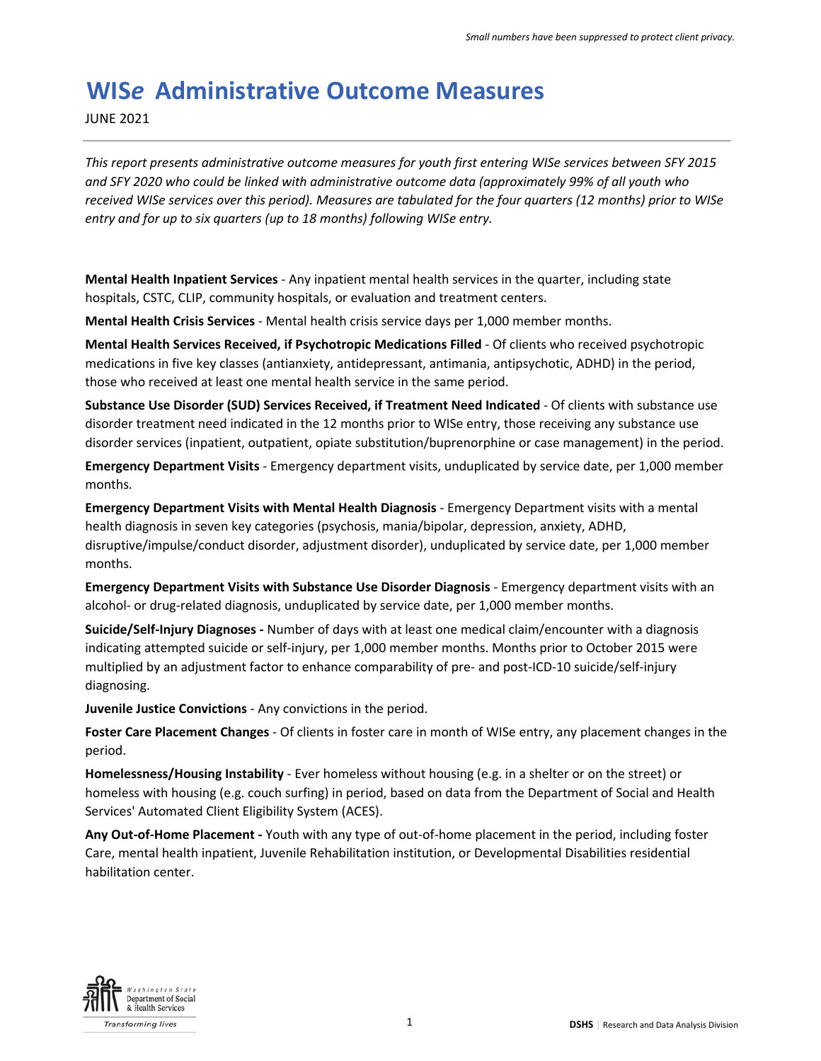*Small numbers have been suppressed to protect client privacy.*

# WIS*e* Administrative Outcome Measures

JUNE 2021

*This report presents administrative outcome measures for youth first entering WISe services between SFY 2015 and SFY 2020 who could be linked with administrative outcome data (approximately 99% of all youth who received WISe services over this period). Measures are tabulated for the four quarters (12 months) prior to WISe entry and for up to six quarters (up to 18 months) following WISe entry.*

**Mental Health Inpatient Services** - Any inpatient mental health services in the quarter, including state hospitals, CSTC, CLIP, community hospitals, or evaluation and treatment centers.

**Mental Health Crisis Services** - Mental health crisis service days per 1,000 member months.

**Mental Health Services Received, if Psychotropic Medications Filled** - Of clients who received psychotropic medications in five key classes (antianxiety, antidepressant, antimania, antipsychotic, ADHD) in the period, those who received at least one mental health service in the same period.

**Substance Use Disorder (SUD) Services Received, if Treatment Need Indicated** - Of clients with substance use disorder treatment need indicated in the 12 months prior to WISe entry, those receiving any substance use disorder services (inpatient, outpatient, opiate substitution/buprenorphine or case management) in the period.

**Emergency Department Visits** - Emergency department visits, unduplicated by service date, per 1,000 member months.

**Emergency Department Visits with Mental Health Diagnosis** - Emergency Department visits with a mental health diagnosis in seven key categories (psychosis, mania/bipolar, depression, anxiety, ADHD, disruptive/impulse/conduct disorder, adjustment disorder), unduplicated by service date, per 1,000 member months.

**Emergency Department Visits with Substance Use Disorder Diagnosis** - Emergency department visits with an alcohol- or drug-related diagnosis, unduplicated by service date, per 1,000 member months.

**Suicide/Self-Injury Diagnoses -** Number of days with at least one medical claim/encounter with a diagnosis indicating attempted suicide or self-injury, per 1,000 member months. Months prior to October 2015 were multiplied by an adjustment factor to enhance comparability of pre- and post-ICD-10 suicide/self-injury diagnosing.

**Juvenile Justice Convictions** - Any convictions in the period.

**Foster Care Placement Changes** - Of clients in foster care in month of WISe entry, any placement changes in the period.

**Homelessness/Housing Instability** - Ever homeless without housing (e.g. in a shelter or on the street) or homeless with housing (e.g. couch surfing) in period, based on data from the Department of Social and Health Services' Automated Client Eligibility System (ACES).

**Any Out-of-Home Placement -** Youth with any type of out-of-home placement in the period, including foster Care, mental health inpatient, Juvenile Rehabilitation institution, or Developmental Disabilities residential habilitation center.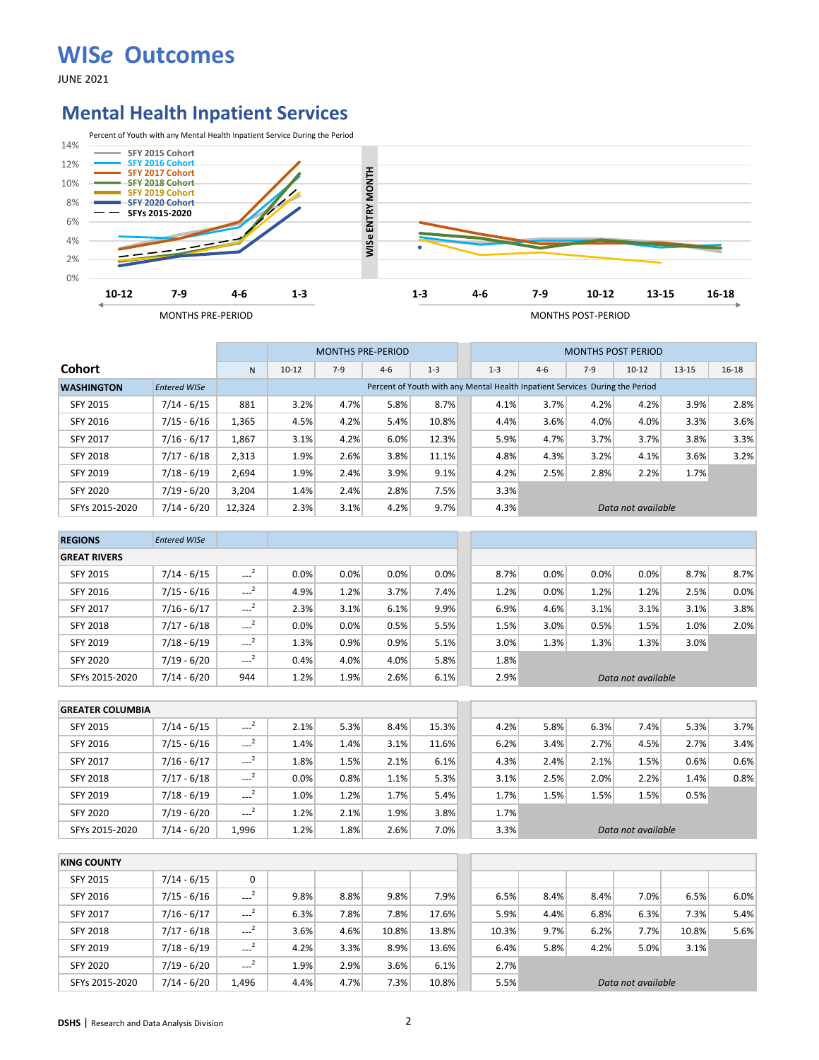# WISe Outcomes

JUNE 2021

## Mental Health Inpatient Services

Percent of Youth with any Mental Health Inpatient Service During the Period

| Cohort | Entered WISe | N | MONTHS PRE-PERIOD | | | | MONTHS POST PERIOD | | | | | |
|---|---|---|---|---|---|---|---|---|---|---|---|---|
| | | | 10-12 | 7-9 | 4-6 | 1-3 | 1-3 | 4-6 | 7-9 | 10-12 | 13-15 | 16-18 |
| **WASHINGTON** | *Entered WISe* | | Percent of Youth with any Mental Health Inpatient Services During the Period | | | | | | | | | |
| SFY 2015 | 7/14 - 6/15 | 881 | 3.2% | 4.7% | 5.8% | 8.7% | 4.1% | 3.7% | 4.2% | 4.2% | 3.9% | 2.8% |
| SFY 2016 | 7/15 - 6/16 | 1,365 | 4.5% | 4.2% | 5.4% | 10.8% | 4.4% | 3.6% | 4.0% | 4.0% | 3.3% | 3.6% |
| SFY 2017 | 7/16 - 6/17 | 1,867 | 3.1% | 4.2% | 6.0% | 12.3% | 5.9% | 4.7% | 3.7% | 3.7% | 3.8% | 3.3% |
| SFY 2018 | 7/17 - 6/18 | 2,313 | 1.9% | 2.6% | 3.8% | 11.1% | 4.8% | 4.3% | 3.2% | 4.1% | 3.6% | 3.2% |
| SFY 2019 | 7/18 - 6/19 | 2,694 | 1.9% | 2.4% | 3.9% | 9.1% | 4.2% | 2.5% | 2.8% | 2.2% | 1.7% | |
| SFY 2020 | 7/19 - 6/20 | 3,204 | 1.4% | 2.4% | 2.8% | 7.5% | 3.3% | | | | | |
| SFYs 2015-2020 | 7/14 - 6/20 | 12,324 | 2.3% | 3.1% | 4.2% | 9.7% | 4.3% | *Data not available* | | | | |
| **REGIONS** | *Entered WISe* | | | | | | | | | | | |
| **GREAT RIVERS** | | | | | | | | | | | | |
| SFY 2015 | 7/14 - 6/15 | ---[2] | 0.0% | 0.0% | 0.0% | 0.0% | 8.7% | 0.0% | 0.0% | 0.0% | 8.7% | 8.7% |
| SFY 2016 | 7/15 - 6/16 | ---[2] | 4.9% | 1.2% | 3.7% | 7.4% | 1.2% | 0.0% | 1.2% | 1.2% | 2.5% | 0.0% |
| SFY 2017 | 7/16 - 6/17 | ---[2] | 2.3% | 3.1% | 6.1% | 9.9% | 6.9% | 4.6% | 3.1% | 3.1% | 3.1% | 3.8% |
| SFY 2018 | 7/17 - 6/18 | ---[2] | 0.0% | 0.0% | 0.5% | 5.5% | 1.5% | 3.0% | 0.5% | 1.5% | 1.0% | 2.0% |
| SFY 2019 | 7/18 - 6/19 | ---[2] | 1.3% | 0.9% | 0.9% | 5.1% | 3.0% | 1.3% | 1.3% | 1.3% | 3.0% | |
| SFY 2020 | 7/19 - 6/20 | ---[2] | 0.4% | 4.0% | 4.0% | 5.8% | 1.8% | | | | | |
| SFYs 2015-2020 | 7/14 - 6/20 | 944 | 1.2% | 1.9% | 2.6% | 6.1% | 2.9% | *Data not available* | | | | |
| **GREATER COLUMBIA** | | | | | | | | | | | | |
| SFY 2015 | 7/14 - 6/15 | ---[2] | 2.1% | 5.3% | 8.4% | 15.3% | 4.2% | 5.8% | 6.3% | 7.4% | 5.3% | 3.7% |
| SFY 2016 | 7/15 - 6/16 | ---[2] | 1.4% | 1.4% | 3.1% | 11.6% | 6.2% | 3.4% | 2.7% | 4.5% | 2.7% | 3.4% |
| SFY 2017 | 7/16 - 6/17 | ---[2] | 1.8% | 1.5% | 2.1% | 6.1% | 4.3% | 2.4% | 2.1% | 1.5% | 0.6% | 0.6% |
| SFY 2018 | 7/17 - 6/18 | ---[2] | 0.0% | 0.8% | 1.1% | 5.3% | 3.1% | 2.5% | 2.0% | 2.2% | 1.4% | 0.8% |
| SFY 2019 | 7/18 - 6/19 | ---[2] | 1.0% | 1.2% | 1.7% | 5.4% | 1.7% | 1.5% | 1.5% | 1.5% | 0.5% | |
| SFY 2020 | 7/19 - 6/20 | ---[2] | 1.2% | 2.1% | 1.9% | 3.8% | 1.7% | | | | | |
| SFYs 2015-2020 | 7/14 - 6/20 | 1,996 | 1.2% | 1.8% | 2.6% | 7.0% | 3.3% | *Data not available* | | | | |
| **KING COUNTY** | | | | | | | | | | | | |
| SFY 2015 | 7/14 - 6/15 | 0 | | | | | | | | | | |
| SFY 2016 | 7/15 - 6/16 | ---[2] | 9.8% | 8.8% | 9.8% | 7.9% | 6.5% | 8.4% | 8.4% | 7.0% | 6.5% | 6.0% |
| SFY 2017 | 7/16 - 6/17 | ---[2] | 6.3% | 7.8% | 7.8% | 17.6% | 5.9% | 4.4% | 6.8% | 6.3% | 7.3% | 5.4% |
| SFY 2018 | 7/17 - 6/18 | ---[2] | 3.6% | 4.6% | 10.8% | 13.8% | 10.3% | 9.7% | 6.2% | 7.7% | 10.8% | 5.6% |
| SFY 2019 | 7/18 - 6/19 | ---[2] | 4.2% | 3.3% | 8.9% | 13.6% | 6.4% | 5.8% | 4.2% | 5.0% | 3.1% | |
| SFY 2020 | 7/19 - 6/20 | ---[2] | 1.9% | 2.9% | 3.6% | 6.1% | 2.7% | | | | | |
| SFYs 2015-2020 | 7/14 - 6/20 | 1,496 | 4.4% | 4.7% | 7.3% | 10.8% | 5.5% | *Data not available* | | | | |

DSHS | Research and Data Analysis Division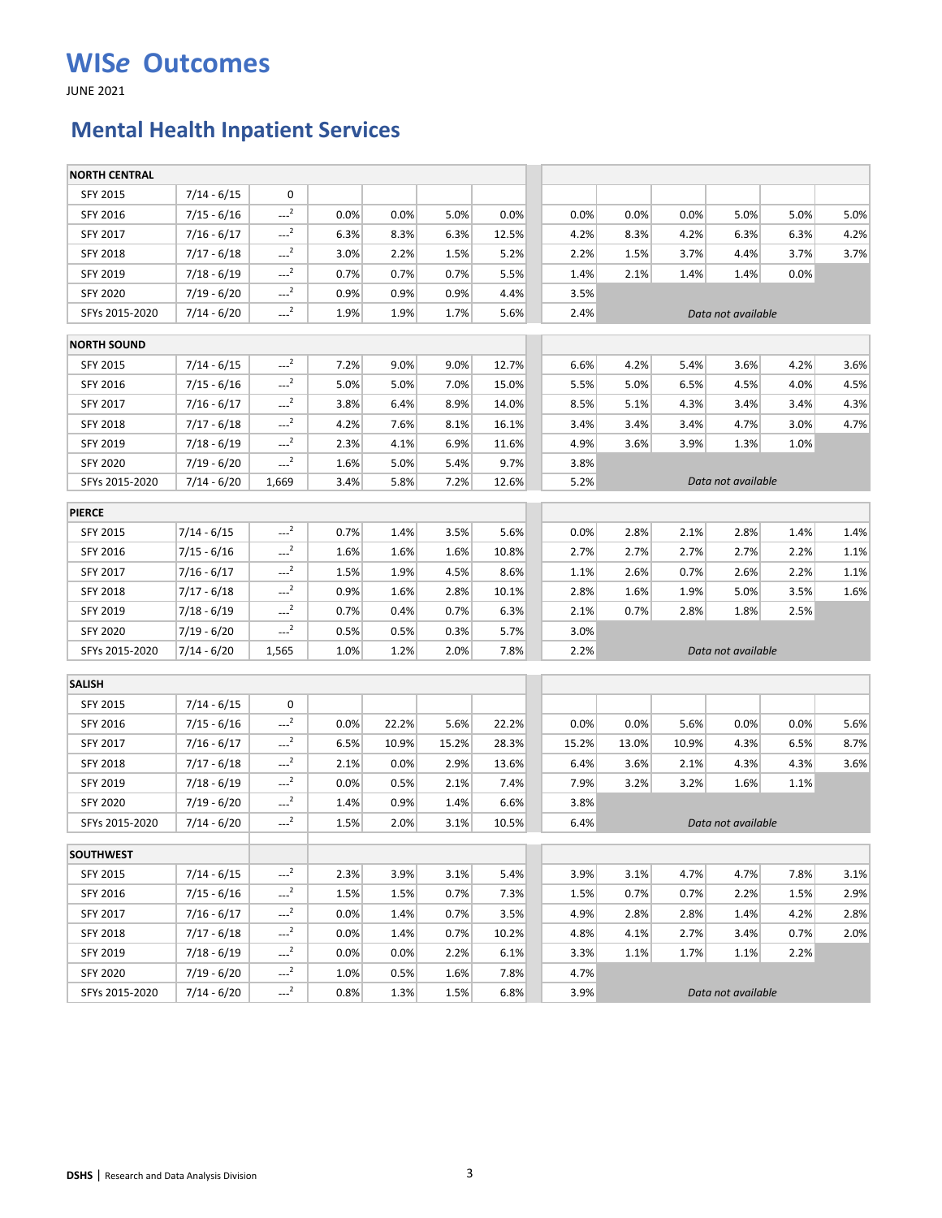# WISe Outcomes

JUNE 2021

## Mental Health Inpatient Services

| | | | | | | | | | | | | | |
|---|---|---|---|---|---|---|---|---|---|---|---|---|---|
| **NORTH CENTRAL** | | | | | | | | | | | | | |
| SFY 2015 | 7/14 - 6/15 | 0 | | | | | | | | | | | |
| SFY 2016 | 7/15 - 6/16 | ---[2] | 0.0% | 0.0% | 5.0% | 0.0% | | 0.0% | 0.0% | 0.0% | 5.0% | 5.0% | 5.0% |
| SFY 2017 | 7/16 - 6/17 | ---[2] | 6.3% | 8.3% | 6.3% | 12.5% | | 4.2% | 8.3% | 4.2% | 6.3% | 6.3% | 4.2% |
| SFY 2018 | 7/17 - 6/18 | ---[2] | 3.0% | 2.2% | 1.5% | 5.2% | | 2.2% | 1.5% | 3.7% | 4.4% | 3.7% | 3.7% |
| SFY 2019 | 7/18 - 6/19 | ---[2] | 0.7% | 0.7% | 0.7% | 5.5% | | 1.4% | 2.1% | 1.4% | 1.4% | 0.0% | |
| SFY 2020 | 7/19 - 6/20 | ---[2] | 0.9% | 0.9% | 0.9% | 4.4% | | 3.5% | | | | | |
| SFYs 2015-2020 | 7/14 - 6/20 | ---[2] | 1.9% | 1.9% | 1.7% | 5.6% | | 2.4% | *Data not available* | | | | |
| **NORTH SOUND** | | | | | | | | | | | | | |
| SFY 2015 | 7/14 - 6/15 | ---[2] | 7.2% | 9.0% | 9.0% | 12.7% | | 6.6% | 4.2% | 5.4% | 3.6% | 4.2% | 3.6% |
| SFY 2016 | 7/15 - 6/16 | ---[2] | 5.0% | 5.0% | 7.0% | 15.0% | | 5.5% | 5.0% | 6.5% | 4.5% | 4.0% | 4.5% |
| SFY 2017 | 7/16 - 6/17 | ---[2] | 3.8% | 6.4% | 8.9% | 14.0% | | 8.5% | 5.1% | 4.3% | 3.4% | 3.4% | 4.3% |
| SFY 2018 | 7/17 - 6/18 | ---[2] | 4.2% | 7.6% | 8.1% | 16.1% | | 3.4% | 3.4% | 3.4% | 4.7% | 3.0% | 4.7% |
| SFY 2019 | 7/18 - 6/19 | ---[2] | 2.3% | 4.1% | 6.9% | 11.6% | | 4.9% | 3.6% | 3.9% | 1.3% | 1.0% | |
| SFY 2020 | 7/19 - 6/20 | ---[2] | 1.6% | 5.0% | 5.4% | 9.7% | | 3.8% | | | | | |
| SFYs 2015-2020 | 7/14 - 6/20 | 1,669 | 3.4% | 5.8% | 7.2% | 12.6% | | 5.2% | *Data not available* | | | | |
| **PIERCE** | | | | | | | | | | | | | |
| SFY 2015 | 7/14 - 6/15 | ---[2] | 0.7% | 1.4% | 3.5% | 5.6% | | 0.0% | 2.8% | 2.1% | 2.8% | 1.4% | 1.4% |
| SFY 2016 | 7/15 - 6/16 | ---[2] | 1.6% | 1.6% | 1.6% | 10.8% | | 2.7% | 2.7% | 2.7% | 2.7% | 2.2% | 1.1% |
| SFY 2017 | 7/16 - 6/17 | ---[2] | 1.5% | 1.9% | 4.5% | 8.6% | | 1.1% | 2.6% | 0.7% | 2.6% | 2.2% | 1.1% |
| SFY 2018 | 7/17 - 6/18 | ---[2] | 0.9% | 1.6% | 2.8% | 10.1% | | 2.8% | 1.6% | 1.9% | 5.0% | 3.5% | 1.6% |
| SFY 2019 | 7/18 - 6/19 | ---[2] | 0.7% | 0.4% | 0.7% | 6.3% | | 2.1% | 0.7% | 2.8% | 1.8% | 2.5% | |
| SFY 2020 | 7/19 - 6/20 | ---[2] | 0.5% | 0.5% | 0.3% | 5.7% | | 3.0% | | | | | |
| SFYs 2015-2020 | 7/14 - 6/20 | 1,565 | 1.0% | 1.2% | 2.0% | 7.8% | | 2.2% | *Data not available* | | | | |
| **SALISH** | | | | | | | | | | | | | |
| SFY 2015 | 7/14 - 6/15 | 0 | | | | | | | | | | | |
| SFY 2016 | 7/15 - 6/16 | ---[2] | 0.0% | 22.2% | 5.6% | 22.2% | | 0.0% | 0.0% | 5.6% | 0.0% | 0.0% | 5.6% |
| SFY 2017 | 7/16 - 6/17 | ---[2] | 6.5% | 10.9% | 15.2% | 28.3% | | 15.2% | 13.0% | 10.9% | 4.3% | 6.5% | 8.7% |
| SFY 2018 | 7/17 - 6/18 | ---[2] | 2.1% | 0.0% | 2.9% | 13.6% | | 6.4% | 3.6% | 2.1% | 4.3% | 4.3% | 3.6% |
| SFY 2019 | 7/18 - 6/19 | ---[2] | 0.0% | 0.5% | 2.1% | 7.4% | | 7.9% | 3.2% | 3.2% | 1.6% | 1.1% | |
| SFY 2020 | 7/19 - 6/20 | ---[2] | 1.4% | 0.9% | 1.4% | 6.6% | | 3.8% | | | | | |
| SFYs 2015-2020 | 7/14 - 6/20 | ---[2] | 1.5% | 2.0% | 3.1% | 10.5% | | 6.4% | *Data not available* | | | | |
| **SOUTHWEST** | | | | | | | | | | | | | |
| SFY 2015 | 7/14 - 6/15 | ---[2] | 2.3% | 3.9% | 3.1% | 5.4% | | 3.9% | 3.1% | 4.7% | 4.7% | 7.8% | 3.1% |
| SFY 2016 | 7/15 - 6/16 | ---[2] | 1.5% | 1.5% | 0.7% | 7.3% | | 1.5% | 0.7% | 0.7% | 2.2% | 1.5% | 2.9% |
| SFY 2017 | 7/16 - 6/17 | ---[2] | 0.0% | 1.4% | 0.7% | 3.5% | | 4.9% | 2.8% | 2.8% | 1.4% | 4.2% | 2.8% |
| SFY 2018 | 7/17 - 6/18 | ---[2] | 0.0% | 1.4% | 0.7% | 10.2% | | 4.8% | 4.1% | 2.7% | 3.4% | 0.7% | 2.0% |
| SFY 2019 | 7/18 - 6/19 | ---[2] | 0.0% | 0.0% | 2.2% | 6.1% | | 3.3% | 1.1% | 1.7% | 1.1% | 2.2% | |
| SFY 2020 | 7/19 - 6/20 | ---[2] | 1.0% | 0.5% | 1.6% | 7.8% | | 4.7% | | | | | |
| SFYs 2015-2020 | 7/14 - 6/20 | ---[2] | 0.8% | 1.3% | 1.5% | 6.8% | | 3.9% | *Data not available* | | | | |

**DSHS** | Research and Data Analysis Division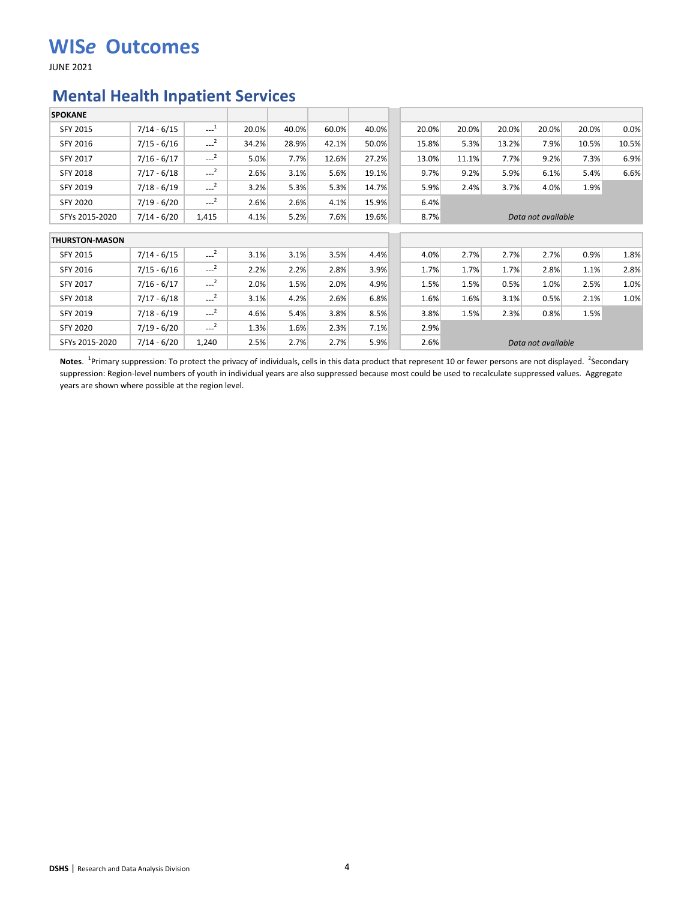# WISe Outcomes

JUNE 2021

## Mental Health Inpatient Services

| SPOKANE | | | | | | | | | | | | | |
|---|---|---|---|---|---|---|---|---|---|---|---|---|---|
| SFY 2015 | 7/14 - 6/15 | ---[1] | 20.0% | 40.0% | 60.0% | 40.0% | | 20.0% | 20.0% | 20.0% | 20.0% | 20.0% | 0.0% |
| SFY 2016 | 7/15 - 6/16 | ---[2] | 34.2% | 28.9% | 42.1% | 50.0% | | 15.8% | 5.3% | 13.2% | 7.9% | 10.5% | 10.5% |
| SFY 2017 | 7/16 - 6/17 | ---[2] | 5.0% | 7.7% | 12.6% | 27.2% | | 13.0% | 11.1% | 7.7% | 9.2% | 7.3% | 6.9% |
| SFY 2018 | 7/17 - 6/18 | ---[2] | 2.6% | 3.1% | 5.6% | 19.1% | | 9.7% | 9.2% | 5.9% | 6.1% | 5.4% | 6.6% |
| SFY 2019 | 7/18 - 6/19 | ---[2] | 3.2% | 5.3% | 5.3% | 14.7% | | 5.9% | 2.4% | 3.7% | 4.0% | 1.9% | |
| SFY 2020 | 7/19 - 6/20 | ---[2] | 2.6% | 2.6% | 4.1% | 15.9% | | 6.4% | | | | | |
| SFYs 2015-2020 | 7/14 - 6/20 | 1,415 | 4.1% | 5.2% | 7.6% | 19.6% | | 8.7% | *Data not available* | | | | |

| THURSTON-MASON | | | | | | | | | | | | | |
|---|---|---|---|---|---|---|---|---|---|---|---|---|---|
| SFY 2015 | 7/14 - 6/15 | ---[2] | 3.1% | 3.1% | 3.5% | 4.4% | | 4.0% | 2.7% | 2.7% | 2.7% | 0.9% | 1.8% |
| SFY 2016 | 7/15 - 6/16 | ---[2] | 2.2% | 2.2% | 2.8% | 3.9% | | 1.7% | 1.7% | 1.7% | 2.8% | 1.1% | 2.8% |
| SFY 2017 | 7/16 - 6/17 | ---[2] | 2.0% | 1.5% | 2.0% | 4.9% | | 1.5% | 1.5% | 0.5% | 1.0% | 2.5% | 1.0% |
| SFY 2018 | 7/17 - 6/18 | ---[2] | 3.1% | 4.2% | 2.6% | 6.8% | | 1.6% | 1.6% | 3.1% | 0.5% | 2.1% | 1.0% |
| SFY 2019 | 7/18 - 6/19 | ---[2] | 4.6% | 5.4% | 3.8% | 8.5% | | 3.8% | 1.5% | 2.3% | 0.8% | 1.5% | |
| SFY 2020 | 7/19 - 6/20 | ---[2] | 1.3% | 1.6% | 2.3% | 7.1% | | 2.9% | | | | | |
| SFYs 2015-2020 | 7/14 - 6/20 | 1,240 | 2.5% | 2.7% | 2.7% | 5.9% | | 2.6% | *Data not available* | | | | |

**Notes**. [1]Primary suppression: To protect the privacy of individuals, cells in this data product that represent 10 or fewer persons are not displayed. [2]Secondary suppression: Region-level numbers of youth in individual years are also suppressed because most could be used to recalculate suppressed values. Aggregate years are shown where possible at the region level.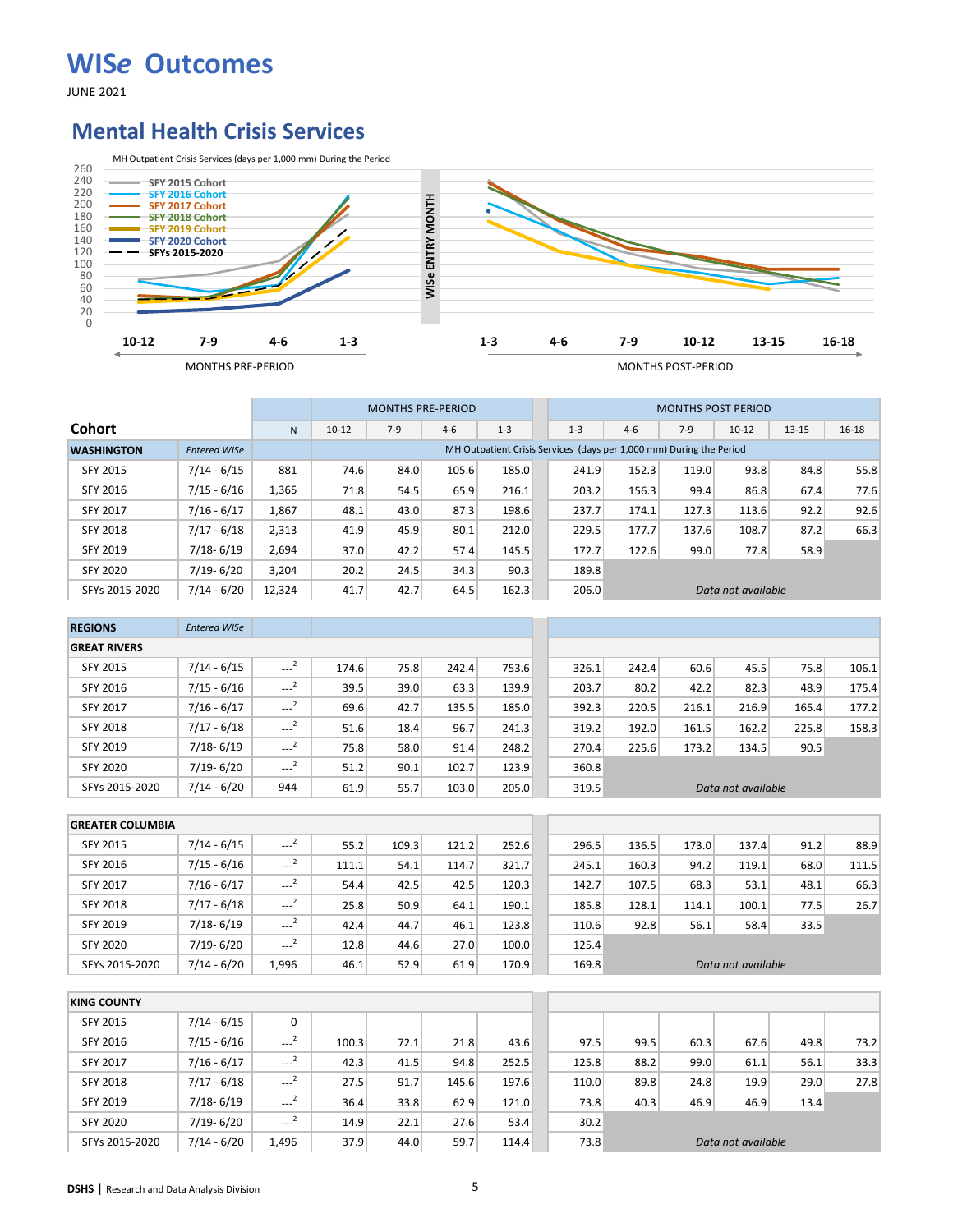# WISe Outcomes

JUNE 2021

## Mental Health Crisis Services

MH Outpatient Crisis Services (days per 1,000 mm) During the Period

| Cohort | Entered WISe | N | Pre 10-12 | Pre 7-9 | Pre 4-6 | Pre 1-3 | Post 1-3 | Post 4-6 | Post 7-9 | Post 10-12 | Post 13-15 | Post 16-18 |
|---|---|---|---|---|---|---|---|---|---|---|---|---|
| **WASHINGTON** | | | | | | | | | | | | |
| SFY 2015 | 7/14 - 6/15 | 881 | 74.6 | 84.0 | 105.6 | 185.0 | 241.9 | 152.3 | 119.0 | 93.8 | 84.8 | 55.8 |
| SFY 2016 | 7/15 - 6/16 | 1,365 | 71.8 | 54.5 | 65.9 | 216.1 | 203.2 | 156.3 | 99.4 | 86.8 | 67.4 | 77.6 |
| SFY 2017 | 7/16 - 6/17 | 1,867 | 48.1 | 43.0 | 87.3 | 198.6 | 237.7 | 174.1 | 127.3 | 113.6 | 92.2 | 92.6 |
| SFY 2018 | 7/17 - 6/18 | 2,313 | 41.9 | 45.9 | 80.1 | 212.0 | 229.5 | 177.7 | 137.6 | 108.7 | 87.2 | 66.3 |
| SFY 2019 | 7/18- 6/19 | 2,694 | 37.0 | 42.2 | 57.4 | 145.5 | 172.7 | 122.6 | 99.0 | 77.8 | 58.9 | |
| SFY 2020 | 7/19- 6/20 | 3,204 | 20.2 | 24.5 | 34.3 | 90.3 | 189.8 | | | | | |
| SFYs 2015-2020 | 7/14 - 6/20 | 12,324 | 41.7 | 42.7 | 64.5 | 162.3 | 206.0 | *Data not available* | | | | |
| **REGIONS** | | | | | | | | | | | | |
| **GREAT RIVERS** | | | | | | | | | | | | |
| SFY 2015 | 7/14 - 6/15 | ---[2] | 174.6 | 75.8 | 242.4 | 753.6 | 326.1 | 242.4 | 60.6 | 45.5 | 75.8 | 106.1 |
| SFY 2016 | 7/15 - 6/16 | ---[2] | 39.5 | 39.0 | 63.3 | 139.9 | 203.7 | 80.2 | 42.2 | 82.3 | 48.9 | 175.4 |
| SFY 2017 | 7/16 - 6/17 | ---[2] | 69.6 | 42.7 | 135.5 | 185.0 | 392.3 | 220.5 | 216.1 | 216.9 | 165.4 | 177.2 |
| SFY 2018 | 7/17 - 6/18 | ---[2] | 51.6 | 18.4 | 96.7 | 241.3 | 319.2 | 192.0 | 161.5 | 162.2 | 225.8 | 158.3 |
| SFY 2019 | 7/18- 6/19 | ---[2] | 75.8 | 58.0 | 91.4 | 248.2 | 270.4 | 225.6 | 173.2 | 134.5 | 90.5 | |
| SFY 2020 | 7/19- 6/20 | ---[2] | 51.2 | 90.1 | 102.7 | 123.9 | 360.8 | | | | | |
| SFYs 2015-2020 | 7/14 - 6/20 | 944 | 61.9 | 55.7 | 103.0 | 205.0 | 319.5 | *Data not available* | | | | |
| **GREATER COLUMBIA** | | | | | | | | | | | | |
| SFY 2015 | 7/14 - 6/15 | ---[2] | 55.2 | 109.3 | 121.2 | 252.6 | 296.5 | 136.5 | 173.0 | 137.4 | 91.2 | 88.9 |
| SFY 2016 | 7/15 - 6/16 | ---[2] | 111.1 | 54.1 | 114.7 | 321.7 | 245.1 | 160.3 | 94.2 | 119.1 | 68.0 | 111.5 |
| SFY 2017 | 7/16 - 6/17 | ---[2] | 54.4 | 42.5 | 42.5 | 120.3 | 142.7 | 107.5 | 68.3 | 53.1 | 48.1 | 66.3 |
| SFY 2018 | 7/17 - 6/18 | ---[2] | 25.8 | 50.9 | 64.1 | 190.1 | 185.8 | 128.1 | 114.1 | 100.1 | 77.5 | 26.7 |
| SFY 2019 | 7/18- 6/19 | ---[2] | 42.4 | 44.7 | 46.1 | 123.8 | 110.6 | 92.8 | 56.1 | 58.4 | 33.5 | |
| SFY 2020 | 7/19- 6/20 | ---[2] | 12.8 | 44.6 | 27.0 | 100.0 | 125.4 | | | | | |
| SFYs 2015-2020 | 7/14 - 6/20 | 1,996 | 46.1 | 52.9 | 61.9 | 170.9 | 169.8 | *Data not available* | | | | |
| **KING COUNTY** | | | | | | | | | | | | |
| SFY 2015 | 7/14 - 6/15 | 0 | | | | | | | | | | |
| SFY 2016 | 7/15 - 6/16 | ---[2] | 100.3 | 72.1 | 21.8 | 43.6 | 97.5 | 99.5 | 60.3 | 67.6 | 49.8 | 73.2 |
| SFY 2017 | 7/16 - 6/17 | ---[2] | 42.3 | 41.5 | 94.8 | 252.5 | 125.8 | 88.2 | 99.0 | 61.1 | 56.1 | 33.3 |
| SFY 2018 | 7/17 - 6/18 | ---[2] | 27.5 | 91.7 | 145.6 | 197.6 | 110.0 | 89.8 | 24.8 | 19.9 | 29.0 | 27.8 |
| SFY 2019 | 7/18- 6/19 | ---[2] | 36.4 | 33.8 | 62.9 | 121.0 | 73.8 | 40.3 | 46.9 | 46.9 | 13.4 | |
| SFY 2020 | 7/19- 6/20 | ---[2] | 14.9 | 22.1 | 27.6 | 53.4 | 30.2 | | | | | |
| SFYs 2015-2020 | 7/14 - 6/20 | 1,496 | 37.9 | 44.0 | 59.7 | 114.4 | 73.8 | *Data not available* | | | | |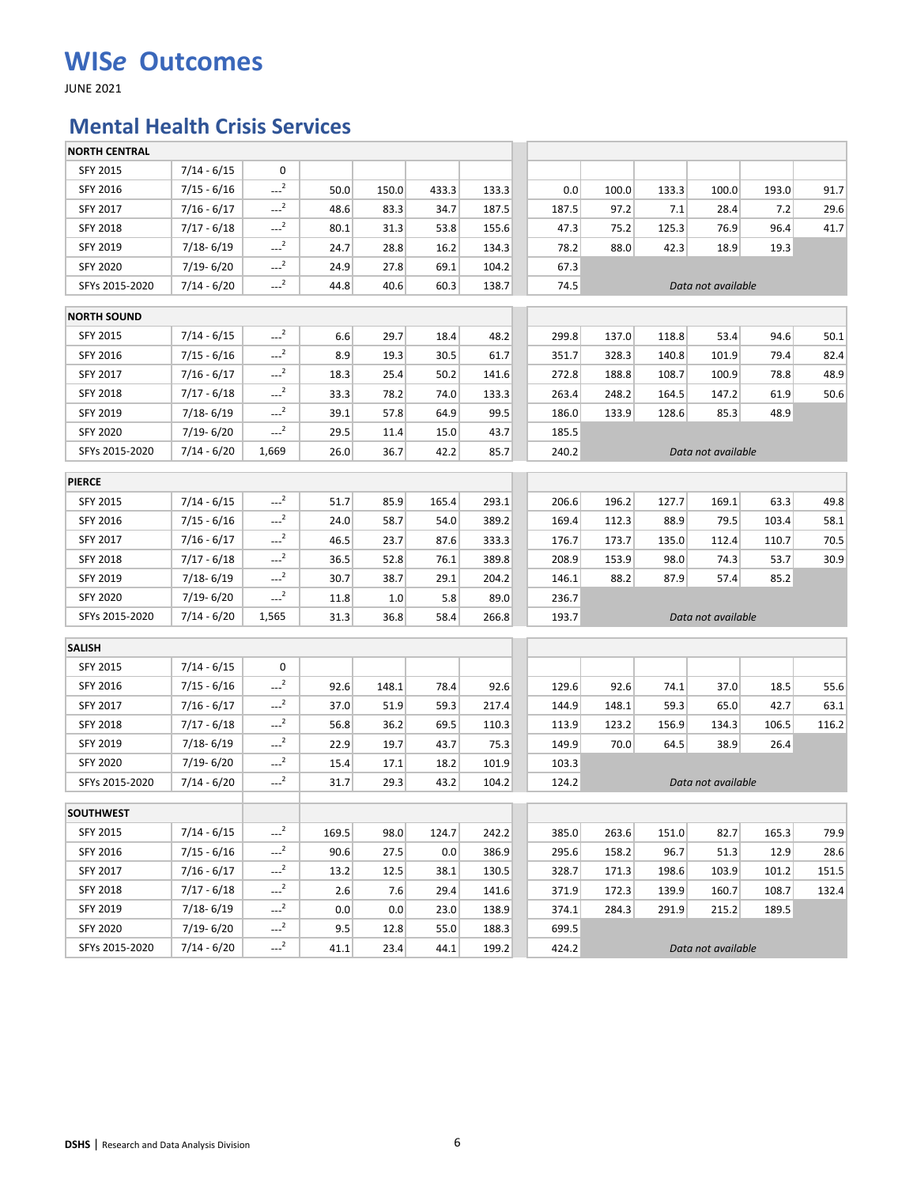# WISe Outcomes

JUNE 2021

## Mental Health Crisis Services

| | | | | | | | | | | | | | |
|---|---|---|---|---|---|---|---|---|---|---|---|---|---|
| **NORTH CENTRAL** | | | | | | | | | | | | | |
| SFY 2015 | 7/14 - 6/15 | 0 | | | | | | | | | | | |
| SFY 2016 | 7/15 - 6/16 | ---[2] | 50.0 | 150.0 | 433.3 | 133.3 | | 0.0 | 100.0 | 133.3 | 100.0 | 193.0 | 91.7 |
| SFY 2017 | 7/16 - 6/17 | ---[2] | 48.6 | 83.3 | 34.7 | 187.5 | | 187.5 | 97.2 | 7.1 | 28.4 | 7.2 | 29.6 |
| SFY 2018 | 7/17 - 6/18 | ---[2] | 80.1 | 31.3 | 53.8 | 155.6 | | 47.3 | 75.2 | 125.3 | 76.9 | 96.4 | 41.7 |
| SFY 2019 | 7/18- 6/19 | ---[2] | 24.7 | 28.8 | 16.2 | 134.3 | | 78.2 | 88.0 | 42.3 | 18.9 | 19.3 | |
| SFY 2020 | 7/19- 6/20 | ---[2] | 24.9 | 27.8 | 69.1 | 104.2 | | 67.3 | | | | | |
| SFYs 2015-2020 | 7/14 - 6/20 | ---[2] | 44.8 | 40.6 | 60.3 | 138.7 | | 74.5 | *Data not available* | | | | |
| **NORTH SOUND** | | | | | | | | | | | | | |
| SFY 2015 | 7/14 - 6/15 | ---[2] | 6.6 | 29.7 | 18.4 | 48.2 | | 299.8 | 137.0 | 118.8 | 53.4 | 94.6 | 50.1 |
| SFY 2016 | 7/15 - 6/16 | ---[2] | 8.9 | 19.3 | 30.5 | 61.7 | | 351.7 | 328.3 | 140.8 | 101.9 | 79.4 | 82.4 |
| SFY 2017 | 7/16 - 6/17 | ---[2] | 18.3 | 25.4 | 50.2 | 141.6 | | 272.8 | 188.8 | 108.7 | 100.9 | 78.8 | 48.9 |
| SFY 2018 | 7/17 - 6/18 | ---[2] | 33.3 | 78.2 | 74.0 | 133.3 | | 263.4 | 248.2 | 164.5 | 147.2 | 61.9 | 50.6 |
| SFY 2019 | 7/18- 6/19 | ---[2] | 39.1 | 57.8 | 64.9 | 99.5 | | 186.0 | 133.9 | 128.6 | 85.3 | 48.9 | |
| SFY 2020 | 7/19- 6/20 | ---[2] | 29.5 | 11.4 | 15.0 | 43.7 | | 185.5 | | | | | |
| SFYs 2015-2020 | 7/14 - 6/20 | 1,669 | 26.0 | 36.7 | 42.2 | 85.7 | | 240.2 | *Data not available* | | | | |
| **PIERCE** | | | | | | | | | | | | | |
| SFY 2015 | 7/14 - 6/15 | ---[2] | 51.7 | 85.9 | 165.4 | 293.1 | | 206.6 | 196.2 | 127.7 | 169.1 | 63.3 | 49.8 |
| SFY 2016 | 7/15 - 6/16 | ---[2] | 24.0 | 58.7 | 54.0 | 389.2 | | 169.4 | 112.3 | 88.9 | 79.5 | 103.4 | 58.1 |
| SFY 2017 | 7/16 - 6/17 | ---[2] | 46.5 | 23.7 | 87.6 | 333.3 | | 176.7 | 173.7 | 135.0 | 112.4 | 110.7 | 70.5 |
| SFY 2018 | 7/17 - 6/18 | ---[2] | 36.5 | 52.8 | 76.1 | 389.8 | | 208.9 | 153.9 | 98.0 | 74.3 | 53.7 | 30.9 |
| SFY 2019 | 7/18- 6/19 | ---[2] | 30.7 | 38.7 | 29.1 | 204.2 | | 146.1 | 88.2 | 87.9 | 57.4 | 85.2 | |
| SFY 2020 | 7/19- 6/20 | ---[2] | 11.8 | 1.0 | 5.8 | 89.0 | | 236.7 | | | | | |
| SFYs 2015-2020 | 7/14 - 6/20 | 1,565 | 31.3 | 36.8 | 58.4 | 266.8 | | 193.7 | *Data not available* | | | | |
| **SALISH** | | | | | | | | | | | | | |
| SFY 2015 | 7/14 - 6/15 | 0 | | | | | | | | | | | |
| SFY 2016 | 7/15 - 6/16 | ---[2] | 92.6 | 148.1 | 78.4 | 92.6 | | 129.6 | 92.6 | 74.1 | 37.0 | 18.5 | 55.6 |
| SFY 2017 | 7/16 - 6/17 | ---[2] | 37.0 | 51.9 | 59.3 | 217.4 | | 144.9 | 148.1 | 59.3 | 65.0 | 42.7 | 63.1 |
| SFY 2018 | 7/17 - 6/18 | ---[2] | 56.8 | 36.2 | 69.5 | 110.3 | | 113.9 | 123.2 | 156.9 | 134.3 | 106.5 | 116.2 |
| SFY 2019 | 7/18- 6/19 | ---[2] | 22.9 | 19.7 | 43.7 | 75.3 | | 149.9 | 70.0 | 64.5 | 38.9 | 26.4 | |
| SFY 2020 | 7/19- 6/20 | ---[2] | 15.4 | 17.1 | 18.2 | 101.9 | | 103.3 | | | | | |
| SFYs 2015-2020 | 7/14 - 6/20 | ---[2] | 31.7 | 29.3 | 43.2 | 104.2 | | 124.2 | *Data not available* | | | | |
| **SOUTHWEST** | | | | | | | | | | | | | |
| SFY 2015 | 7/14 - 6/15 | ---[2] | 169.5 | 98.0 | 124.7 | 242.2 | | 385.0 | 263.6 | 151.0 | 82.7 | 165.3 | 79.9 |
| SFY 2016 | 7/15 - 6/16 | ---[2] | 90.6 | 27.5 | 0.0 | 386.9 | | 295.6 | 158.2 | 96.7 | 51.3 | 12.9 | 28.6 |
| SFY 2017 | 7/16 - 6/17 | ---[2] | 13.2 | 12.5 | 38.1 | 130.5 | | 328.7 | 171.3 | 198.6 | 103.9 | 101.2 | 151.5 |
| SFY 2018 | 7/17 - 6/18 | ---[2] | 2.6 | 7.6 | 29.4 | 141.6 | | 371.9 | 172.3 | 139.9 | 160.7 | 108.7 | 132.4 |
| SFY 2019 | 7/18- 6/19 | ---[2] | 0.0 | 0.0 | 23.0 | 138.9 | | 374.1 | 284.3 | 291.9 | 215.2 | 189.5 | |
| SFY 2020 | 7/19- 6/20 | ---[2] | 9.5 | 12.8 | 55.0 | 188.3 | | 699.5 | | | | | |
| SFYs 2015-2020 | 7/14 - 6/20 | ---[2] | 41.1 | 23.4 | 44.1 | 199.2 | | 424.2 | *Data not available* | | | | |

**DSHS** | Research and Data Analysis Division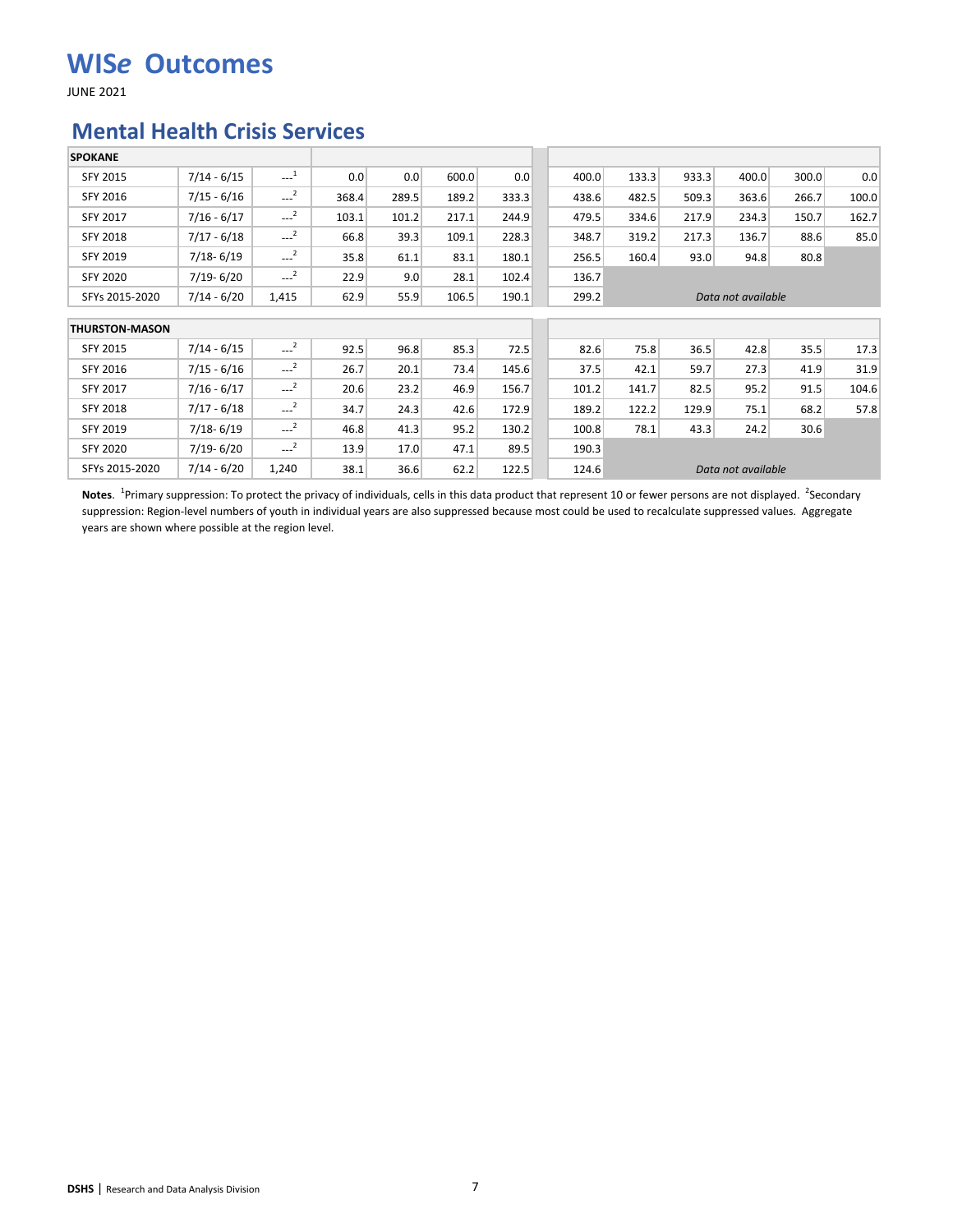# WIS*e* Outcomes

JUNE 2021

## Mental Health Crisis Services

| SPOKANE | | | | | | | | | | | | |
|---|---|---|---|---|---|---|---|---|---|---|---|---|
| SFY 2015 | 7/14 - 6/15 | ---[1] | 0.0 | 0.0 | 600.0 | 0.0 | 400.0 | 133.3 | 933.3 | 400.0 | 300.0 | 0.0 |
| SFY 2016 | 7/15 - 6/16 | ---[2] | 368.4 | 289.5 | 189.2 | 333.3 | 438.6 | 482.5 | 509.3 | 363.6 | 266.7 | 100.0 |
| SFY 2017 | 7/16 - 6/17 | ---[2] | 103.1 | 101.2 | 217.1 | 244.9 | 479.5 | 334.6 | 217.9 | 234.3 | 150.7 | 162.7 |
| SFY 2018 | 7/17 - 6/18 | ---[2] | 66.8 | 39.3 | 109.1 | 228.3 | 348.7 | 319.2 | 217.3 | 136.7 | 88.6 | 85.0 |
| SFY 2019 | 7/18- 6/19 | ---[2] | 35.8 | 61.1 | 83.1 | 180.1 | 256.5 | 160.4 | 93.0 | 94.8 | 80.8 | |
| SFY 2020 | 7/19- 6/20 | ---[2] | 22.9 | 9.0 | 28.1 | 102.4 | 136.7 | | | | | |
| SFYs 2015-2020 | 7/14 - 6/20 | 1,415 | 62.9 | 55.9 | 106.5 | 190.1 | 299.2 | *Data not available* | | | | |

| THURSTON-MASON | | | | | | | | | | | | |
|---|---|---|---|---|---|---|---|---|---|---|---|---|
| SFY 2015 | 7/14 - 6/15 | ---[2] | 92.5 | 96.8 | 85.3 | 72.5 | 82.6 | 75.8 | 36.5 | 42.8 | 35.5 | 17.3 |
| SFY 2016 | 7/15 - 6/16 | ---[2] | 26.7 | 20.1 | 73.4 | 145.6 | 37.5 | 42.1 | 59.7 | 27.3 | 41.9 | 31.9 |
| SFY 2017 | 7/16 - 6/17 | ---[2] | 20.6 | 23.2 | 46.9 | 156.7 | 101.2 | 141.7 | 82.5 | 95.2 | 91.5 | 104.6 |
| SFY 2018 | 7/17 - 6/18 | ---[2] | 34.7 | 24.3 | 42.6 | 172.9 | 189.2 | 122.2 | 129.9 | 75.1 | 68.2 | 57.8 |
| SFY 2019 | 7/18- 6/19 | ---[2] | 46.8 | 41.3 | 95.2 | 130.2 | 100.8 | 78.1 | 43.3 | 24.2 | 30.6 | |
| SFY 2020 | 7/19- 6/20 | ---[2] | 13.9 | 17.0 | 47.1 | 89.5 | 190.3 | | | | | |
| SFYs 2015-2020 | 7/14 - 6/20 | 1,240 | 38.1 | 36.6 | 62.2 | 122.5 | 124.6 | *Data not available* | | | | |

**Notes**. [1]Primary suppression: To protect the privacy of individuals, cells in this data product that represent 10 or fewer persons are not displayed. [2]Secondary suppression: Region-level numbers of youth in individual years are also suppressed because most could be used to recalculate suppressed values. Aggregate years are shown where possible at the region level.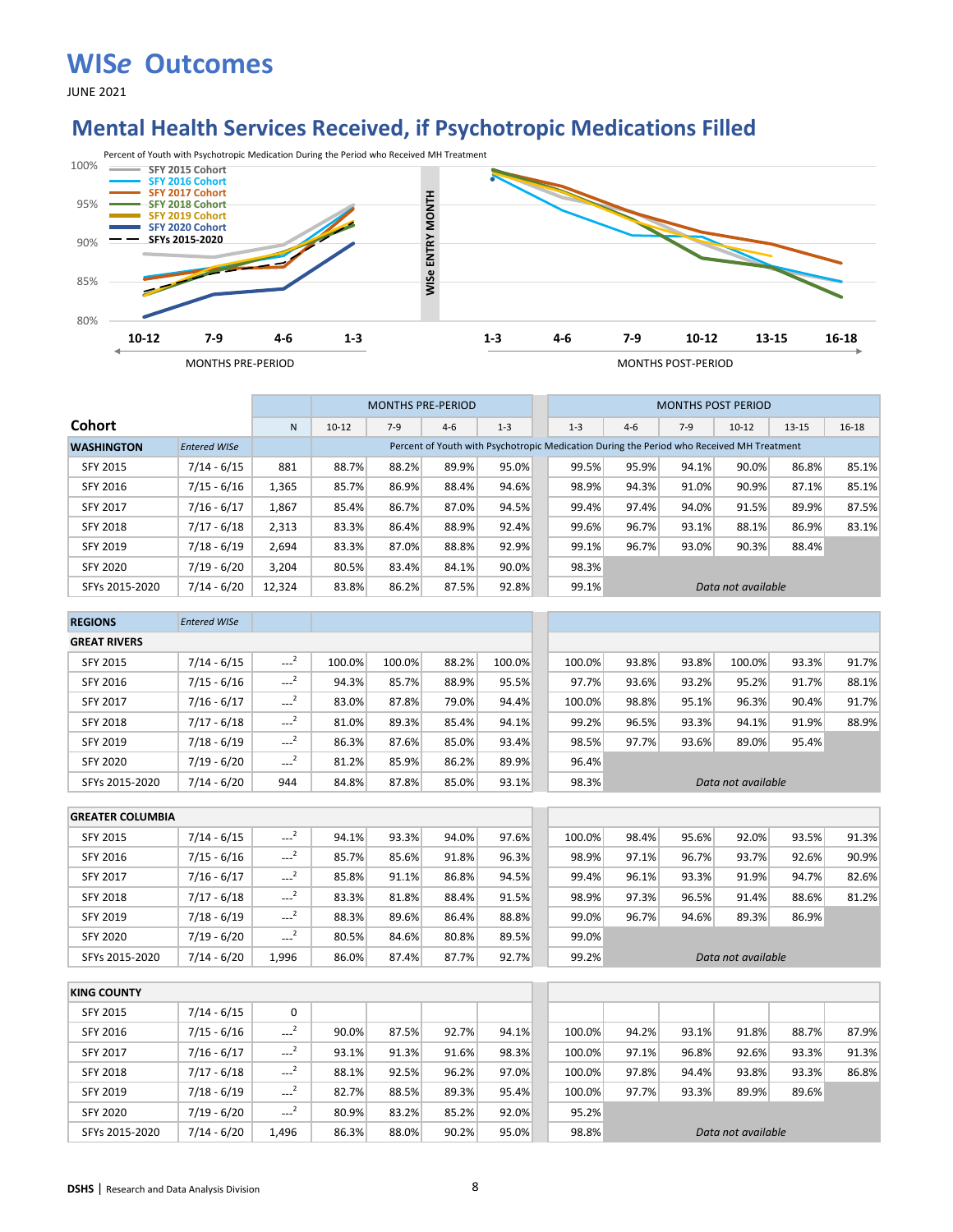# WISe Outcomes

JUNE 2021

## Mental Health Services Received, if Psychotropic Medications Filled

Percent of Youth with Psychotropic Medication During the Period who Received MH Treatment

SFY 2015 Cohort, SFY 2016 Cohort, SFY 2017 Cohort, SFY 2018 Cohort, SFY 2019 Cohort, SFY 2020 Cohort, SFYs 2015-2020

MONTHS PRE-PERIOD: 10-12, 7-9, 4-6, 1-3 | WISe ENTRY MONTH | MONTHS POST-PERIOD: 1-3, 4-6, 7-9, 10-12, 13-15, 16-18

| Cohort | | | MONTHS PRE-PERIOD | | | | MONTHS POST PERIOD | | | | | |
|---|---|---|---|---|---|---|---|---|---|---|---|---|
| | | N | 10-12 | 7-9 | 4-6 | 1-3 | 1-3 | 4-6 | 7-9 | 10-12 | 13-15 | 16-18 |
| **WASHINGTON** | *Entered WISe* | | Percent of Youth with Psychotropic Medication During the Period who Received MH Treatment | | | | | | | | | |
| SFY 2015 | 7/14 - 6/15 | 881 | 88.7% | 88.2% | 89.9% | 95.0% | 99.5% | 95.9% | 94.1% | 90.0% | 86.8% | 85.1% |
| SFY 2016 | 7/15 - 6/16 | 1,365 | 85.7% | 86.9% | 88.4% | 94.6% | 98.9% | 94.3% | 91.0% | 90.9% | 87.1% | 85.1% |
| SFY 2017 | 7/16 - 6/17 | 1,867 | 85.4% | 86.7% | 87.0% | 94.5% | 99.4% | 97.4% | 94.0% | 91.5% | 89.9% | 87.5% |
| SFY 2018 | 7/17 - 6/18 | 2,313 | 83.3% | 86.4% | 88.9% | 92.4% | 99.6% | 96.7% | 93.1% | 88.1% | 86.9% | 83.1% |
| SFY 2019 | 7/18 - 6/19 | 2,694 | 83.3% | 87.0% | 88.8% | 92.9% | 99.1% | 96.7% | 93.0% | 90.3% | 88.4% | |
| SFY 2020 | 7/19 - 6/20 | 3,204 | 80.5% | 83.4% | 84.1% | 90.0% | 98.3% | | | | | |
| SFYs 2015-2020 | 7/14 - 6/20 | 12,324 | 83.8% | 86.2% | 87.5% | 92.8% | 99.1% | *Data not available* | | | | |
| **REGIONS** | *Entered WISe* | | | | | | | | | | | |
| **GREAT RIVERS** | | | | | | | | | | | | |
| SFY 2015 | 7/14 - 6/15 | ---[2] | 100.0% | 100.0% | 88.2% | 100.0% | 100.0% | 93.8% | 93.8% | 100.0% | 93.3% | 91.7% |
| SFY 2016 | 7/15 - 6/16 | ---[2] | 94.3% | 85.7% | 88.9% | 95.5% | 97.7% | 93.6% | 93.2% | 95.2% | 91.7% | 88.1% |
| SFY 2017 | 7/16 - 6/17 | ---[2] | 83.0% | 87.8% | 79.0% | 94.4% | 100.0% | 98.8% | 95.1% | 96.3% | 90.4% | 91.7% |
| SFY 2018 | 7/17 - 6/18 | ---[2] | 81.0% | 89.3% | 85.4% | 94.1% | 99.2% | 96.5% | 93.3% | 94.1% | 91.9% | 88.9% |
| SFY 2019 | 7/18 - 6/19 | ---[2] | 86.3% | 87.6% | 85.0% | 93.4% | 98.5% | 97.7% | 93.6% | 89.0% | 95.4% | |
| SFY 2020 | 7/19 - 6/20 | ---[2] | 81.2% | 85.9% | 86.2% | 89.9% | 96.4% | | | | | |
| SFYs 2015-2020 | 7/14 - 6/20 | 944 | 84.8% | 87.8% | 85.0% | 93.1% | 98.3% | *Data not available* | | | | |
| **GREATER COLUMBIA** | | | | | | | | | | | | |
| SFY 2015 | 7/14 - 6/15 | ---[2] | 94.1% | 93.3% | 94.0% | 97.6% | 100.0% | 98.4% | 95.6% | 92.0% | 93.5% | 91.3% |
| SFY 2016 | 7/15 - 6/16 | ---[2] | 85.7% | 85.6% | 91.8% | 96.3% | 98.9% | 97.1% | 96.7% | 93.7% | 92.6% | 90.9% |
| SFY 2017 | 7/16 - 6/17 | ---[2] | 85.8% | 91.1% | 86.8% | 94.5% | 99.4% | 96.1% | 93.3% | 91.9% | 94.7% | 82.6% |
| SFY 2018 | 7/17 - 6/18 | ---[2] | 83.3% | 81.8% | 88.4% | 91.5% | 98.9% | 97.3% | 96.5% | 91.4% | 88.6% | 81.2% |
| SFY 2019 | 7/18 - 6/19 | ---[2] | 88.3% | 89.6% | 86.4% | 88.8% | 99.0% | 96.7% | 94.6% | 89.3% | 86.9% | |
| SFY 2020 | 7/19 - 6/20 | ---[2] | 80.5% | 84.6% | 80.8% | 89.5% | 99.0% | | | | | |
| SFYs 2015-2020 | 7/14 - 6/20 | 1,996 | 86.0% | 87.4% | 87.7% | 92.7% | 99.2% | *Data not available* | | | | |
| **KING COUNTY** | | | | | | | | | | | | |
| SFY 2015 | 7/14 - 6/15 | 0 | | | | | | | | | | |
| SFY 2016 | 7/15 - 6/16 | ---[2] | 90.0% | 87.5% | 92.7% | 94.1% | 100.0% | 94.2% | 93.1% | 91.8% | 88.7% | 87.9% |
| SFY 2017 | 7/16 - 6/17 | ---[2] | 93.1% | 91.3% | 91.6% | 98.3% | 100.0% | 97.1% | 96.8% | 92.6% | 93.3% | 91.3% |
| SFY 2018 | 7/17 - 6/18 | ---[2] | 88.1% | 92.5% | 96.2% | 97.0% | 100.0% | 97.8% | 94.4% | 93.8% | 93.3% | 86.8% |
| SFY 2019 | 7/18 - 6/19 | ---[2] | 82.7% | 88.5% | 89.3% | 95.4% | 100.0% | 97.7% | 93.3% | 89.9% | 89.6% | |
| SFY 2020 | 7/19 - 6/20 | ---[2] | 80.9% | 83.2% | 85.2% | 92.0% | 95.2% | | | | | |
| SFYs 2015-2020 | 7/14 - 6/20 | 1,496 | 86.3% | 88.0% | 90.2% | 95.0% | 98.8% | *Data not available* | | | | |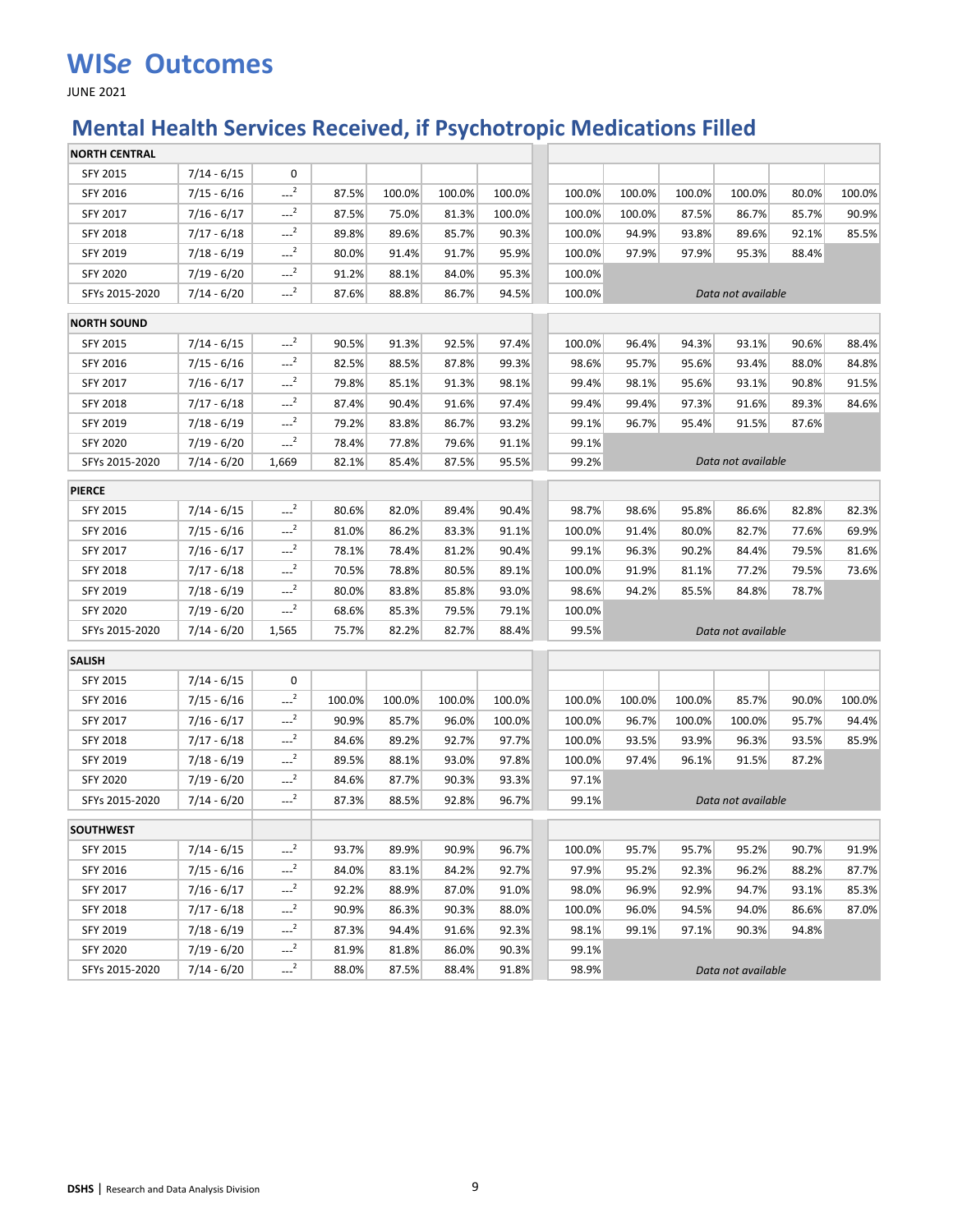# WIS*e* Outcomes

JUNE 2021

## Mental Health Services Received, if Psychotropic Medications Filled

| | | | | | | | | | | | | |
|---|---|---|---|---|---|---|---|---|---|---|---|---|
| **NORTH CENTRAL** | | | | | | | | | | | | |
| SFY 2015 | 7/14 - 6/15 | 0 | | | | | | | | | | |
| SFY 2016 | 7/15 - 6/16 | ---[2] | 87.5% | 100.0% | 100.0% | 100.0% | 100.0% | 100.0% | 100.0% | 100.0% | 80.0% | 100.0% |
| SFY 2017 | 7/16 - 6/17 | ---[2] | 87.5% | 75.0% | 81.3% | 100.0% | 100.0% | 100.0% | 87.5% | 86.7% | 85.7% | 90.9% |
| SFY 2018 | 7/17 - 6/18 | ---[2] | 89.8% | 89.6% | 85.7% | 90.3% | 100.0% | 94.9% | 93.8% | 89.6% | 92.1% | 85.5% |
| SFY 2019 | 7/18 - 6/19 | ---[2] | 80.0% | 91.4% | 91.7% | 95.9% | 100.0% | 97.9% | 97.9% | 95.3% | 88.4% | |
| SFY 2020 | 7/19 - 6/20 | ---[2] | 91.2% | 88.1% | 84.0% | 95.3% | 100.0% | | | | | |
| SFYs 2015-2020 | 7/14 - 6/20 | ---[2] | 87.6% | 88.8% | 86.7% | 94.5% | 100.0% | *Data not available* | | | | |
| **NORTH SOUND** | | | | | | | | | | | | |
| SFY 2015 | 7/14 - 6/15 | ---[2] | 90.5% | 91.3% | 92.5% | 97.4% | 100.0% | 96.4% | 94.3% | 93.1% | 90.6% | 88.4% |
| SFY 2016 | 7/15 - 6/16 | ---[2] | 82.5% | 88.5% | 87.8% | 99.3% | 98.6% | 95.7% | 95.6% | 93.4% | 88.0% | 84.8% |
| SFY 2017 | 7/16 - 6/17 | ---[2] | 79.8% | 85.1% | 91.3% | 98.1% | 99.4% | 98.1% | 95.6% | 93.1% | 90.8% | 91.5% |
| SFY 2018 | 7/17 - 6/18 | ---[2] | 87.4% | 90.4% | 91.6% | 97.4% | 99.4% | 99.4% | 97.3% | 91.6% | 89.3% | 84.6% |
| SFY 2019 | 7/18 - 6/19 | ---[2] | 79.2% | 83.8% | 86.7% | 93.2% | 99.1% | 96.7% | 95.4% | 91.5% | 87.6% | |
| SFY 2020 | 7/19 - 6/20 | ---[2] | 78.4% | 77.8% | 79.6% | 91.1% | 99.1% | | | | | |
| SFYs 2015-2020 | 7/14 - 6/20 | 1,669 | 82.1% | 85.4% | 87.5% | 95.5% | 99.2% | *Data not available* | | | | |
| **PIERCE** | | | | | | | | | | | | |
| SFY 2015 | 7/14 - 6/15 | ---[2] | 80.6% | 82.0% | 89.4% | 90.4% | 98.7% | 98.6% | 95.8% | 86.6% | 82.8% | 82.3% |
| SFY 2016 | 7/15 - 6/16 | ---[2] | 81.0% | 86.2% | 83.3% | 91.1% | 100.0% | 91.4% | 80.0% | 82.7% | 77.6% | 69.9% |
| SFY 2017 | 7/16 - 6/17 | ---[2] | 78.1% | 78.4% | 81.2% | 90.4% | 99.1% | 96.3% | 90.2% | 84.4% | 79.5% | 81.6% |
| SFY 2018 | 7/17 - 6/18 | ---[2] | 70.5% | 78.8% | 80.5% | 89.1% | 100.0% | 91.9% | 81.1% | 77.2% | 79.5% | 73.6% |
| SFY 2019 | 7/18 - 6/19 | ---[2] | 80.0% | 83.8% | 85.8% | 93.0% | 98.6% | 94.2% | 85.5% | 84.8% | 78.7% | |
| SFY 2020 | 7/19 - 6/20 | ---[2] | 68.6% | 85.3% | 79.5% | 79.1% | 100.0% | | | | | |
| SFYs 2015-2020 | 7/14 - 6/20 | 1,565 | 75.7% | 82.2% | 82.7% | 88.4% | 99.5% | *Data not available* | | | | |
| **SALISH** | | | | | | | | | | | | |
| SFY 2015 | 7/14 - 6/15 | 0 | | | | | | | | | | |
| SFY 2016 | 7/15 - 6/16 | ---[2] | 100.0% | 100.0% | 100.0% | 100.0% | 100.0% | 100.0% | 100.0% | 85.7% | 90.0% | 100.0% |
| SFY 2017 | 7/16 - 6/17 | ---[2] | 90.9% | 85.7% | 96.0% | 100.0% | 100.0% | 96.7% | 100.0% | 100.0% | 95.7% | 94.4% |
| SFY 2018 | 7/17 - 6/18 | ---[2] | 84.6% | 89.2% | 92.7% | 97.7% | 100.0% | 93.5% | 93.9% | 96.3% | 93.5% | 85.9% |
| SFY 2019 | 7/18 - 6/19 | ---[2] | 89.5% | 88.1% | 93.0% | 97.8% | 100.0% | 97.4% | 96.1% | 91.5% | 87.2% | |
| SFY 2020 | 7/19 - 6/20 | ---[2] | 84.6% | 87.7% | 90.3% | 93.3% | 97.1% | | | | | |
| SFYs 2015-2020 | 7/14 - 6/20 | ---[2] | 87.3% | 88.5% | 92.8% | 96.7% | 99.1% | *Data not available* | | | | |
| **SOUTHWEST** | | | | | | | | | | | | |
| SFY 2015 | 7/14 - 6/15 | ---[2] | 93.7% | 89.9% | 90.9% | 96.7% | 100.0% | 95.7% | 95.7% | 95.2% | 90.7% | 91.9% |
| SFY 2016 | 7/15 - 6/16 | ---[2] | 84.0% | 83.1% | 84.2% | 92.7% | 97.9% | 95.2% | 92.3% | 96.2% | 88.2% | 87.7% |
| SFY 2017 | 7/16 - 6/17 | ---[2] | 92.2% | 88.9% | 87.0% | 91.0% | 98.0% | 96.9% | 92.9% | 94.7% | 93.1% | 85.3% |
| SFY 2018 | 7/17 - 6/18 | ---[2] | 90.9% | 86.3% | 90.3% | 88.0% | 100.0% | 96.0% | 94.5% | 94.0% | 86.6% | 87.0% |
| SFY 2019 | 7/18 - 6/19 | ---[2] | 87.3% | 94.4% | 91.6% | 92.3% | 98.1% | 99.1% | 97.1% | 90.3% | 94.8% | |
| SFY 2020 | 7/19 - 6/20 | ---[2] | 81.9% | 81.8% | 86.0% | 90.3% | 99.1% | | | | | |
| SFYs 2015-2020 | 7/14 - 6/20 | ---[2] | 88.0% | 87.5% | 88.4% | 91.8% | 98.9% | *Data not available* | | | | |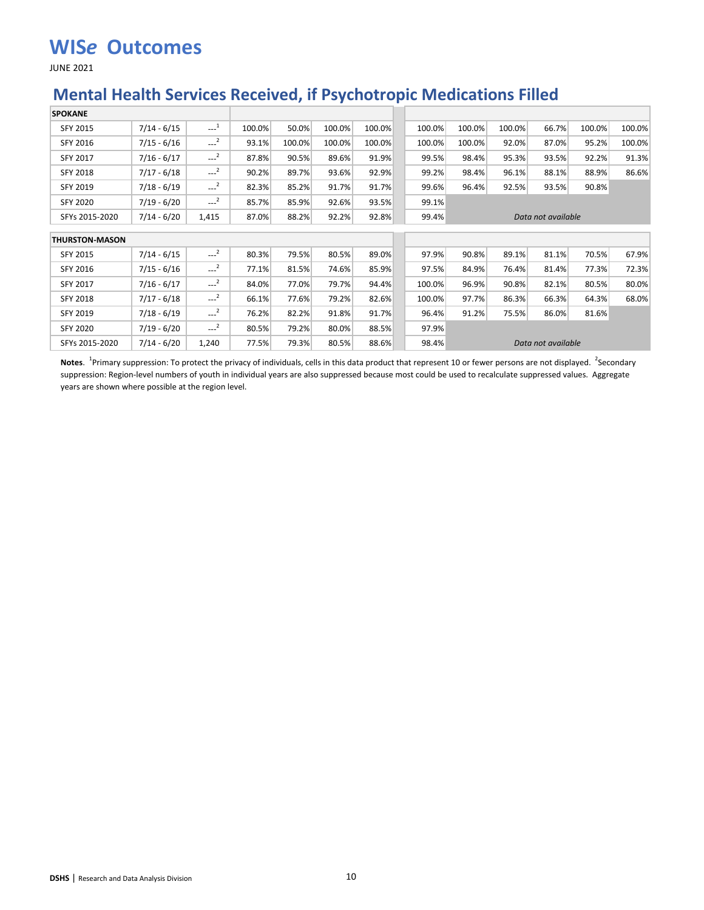# WISe Outcomes

JUNE 2021

## Mental Health Services Received, if Psychotropic Medications Filled

| SPOKANE | | | | | | | | | | | | |
|---|---|---|---|---|---|---|---|---|---|---|---|---|
| SFY 2015 | 7/14 - 6/15 | ---[1] | 100.0% | 50.0% | 100.0% | 100.0% | 100.0% | 100.0% | 100.0% | 66.7% | 100.0% | 100.0% |
| SFY 2016 | 7/15 - 6/16 | ---[2] | 93.1% | 100.0% | 100.0% | 100.0% | 100.0% | 100.0% | 92.0% | 87.0% | 95.2% | 100.0% |
| SFY 2017 | 7/16 - 6/17 | ---[2] | 87.8% | 90.5% | 89.6% | 91.9% | 99.5% | 98.4% | 95.3% | 93.5% | 92.2% | 91.3% |
| SFY 2018 | 7/17 - 6/18 | ---[2] | 90.2% | 89.7% | 93.6% | 92.9% | 99.2% | 98.4% | 96.1% | 88.1% | 88.9% | 86.6% |
| SFY 2019 | 7/18 - 6/19 | ---[2] | 82.3% | 85.2% | 91.7% | 91.7% | 99.6% | 96.4% | 92.5% | 93.5% | 90.8% | |
| SFY 2020 | 7/19 - 6/20 | ---[2] | 85.7% | 85.9% | 92.6% | 93.5% | 99.1% | | | | | |
| SFYs 2015-2020 | 7/14 - 6/20 | 1,415 | 87.0% | 88.2% | 92.2% | 92.8% | 99.4% | *Data not available* | | | | |

| THURSTON-MASON | | | | | | | | | | | | |
|---|---|---|---|---|---|---|---|---|---|---|---|---|
| SFY 2015 | 7/14 - 6/15 | ---[2] | 80.3% | 79.5% | 80.5% | 89.0% | 97.9% | 90.8% | 89.1% | 81.1% | 70.5% | 67.9% |
| SFY 2016 | 7/15 - 6/16 | ---[2] | 77.1% | 81.5% | 74.6% | 85.9% | 97.5% | 84.9% | 76.4% | 81.4% | 77.3% | 72.3% |
| SFY 2017 | 7/16 - 6/17 | ---[2] | 84.0% | 77.0% | 79.7% | 94.4% | 100.0% | 96.9% | 90.8% | 82.1% | 80.5% | 80.0% |
| SFY 2018 | 7/17 - 6/18 | ---[2] | 66.1% | 77.6% | 79.2% | 82.6% | 100.0% | 97.7% | 86.3% | 66.3% | 64.3% | 68.0% |
| SFY 2019 | 7/18 - 6/19 | ---[2] | 76.2% | 82.2% | 91.8% | 91.7% | 96.4% | 91.2% | 75.5% | 86.0% | 81.6% | |
| SFY 2020 | 7/19 - 6/20 | ---[2] | 80.5% | 79.2% | 80.0% | 88.5% | 97.9% | | | | | |
| SFYs 2015-2020 | 7/14 - 6/20 | 1,240 | 77.5% | 79.3% | 80.5% | 88.6% | 98.4% | *Data not available* | | | | |

**Notes**. [1]Primary suppression: To protect the privacy of individuals, cells in this data product that represent 10 or fewer persons are not displayed. [2]Secondary suppression: Region-level numbers of youth in individual years are also suppressed because most could be used to recalculate suppressed values. Aggregate years are shown where possible at the region level.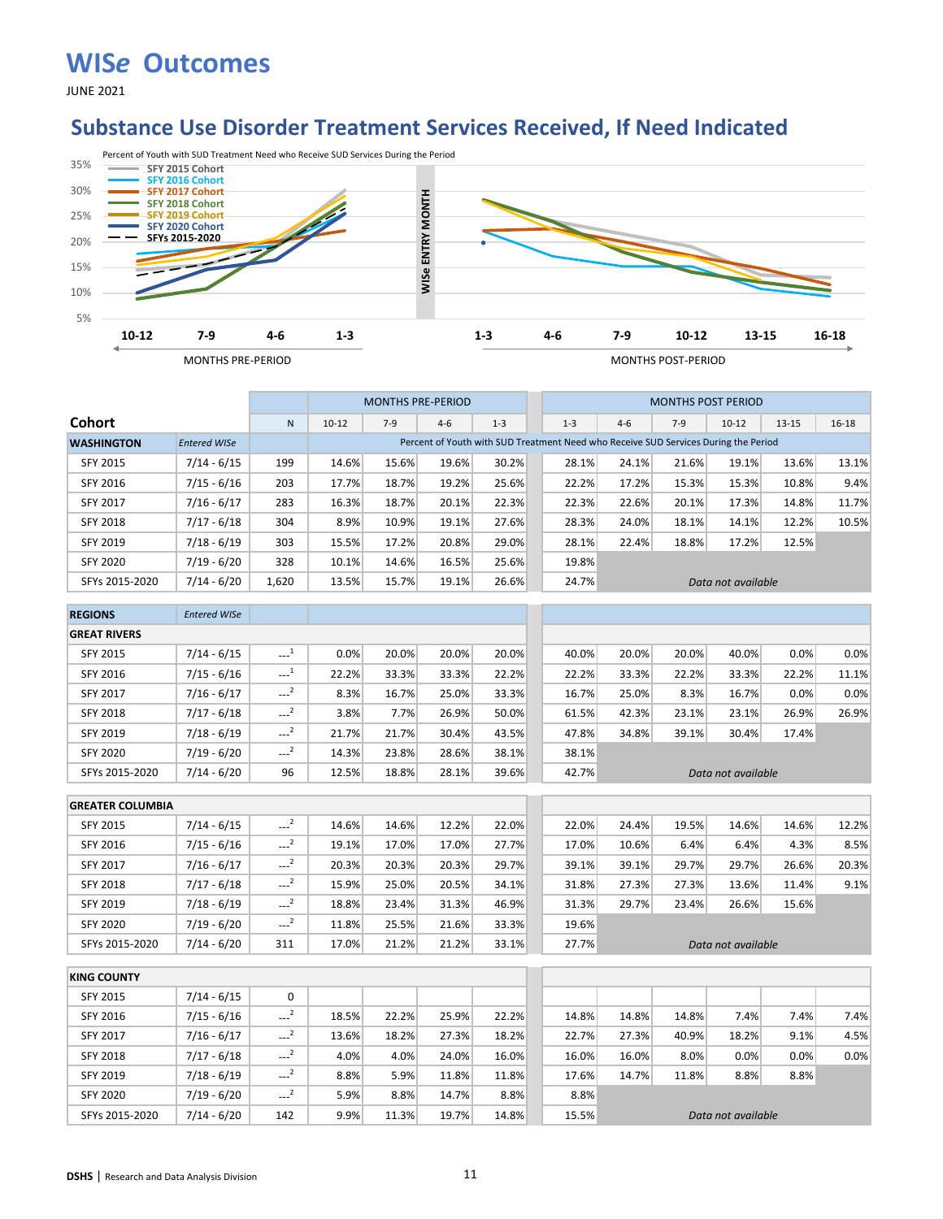# WISe Outcomes

JUNE 2021

## Substance Use Disorder Treatment Services Received, If Need Indicated

Percent of Youth with SUD Treatment Need who Receive SUD Services During the Period

| Cohort | Entered WISe | N | Pre 10-12 | Pre 7-9 | Pre 4-6 | Pre 1-3 | Post 1-3 | Post 4-6 | Post 7-9 | Post 10-12 | Post 13-15 | Post 16-18 |
|---|---|---|---|---|---|---|---|---|---|---|---|---|
| **WASHINGTON** | | | | | | | | | | | | |
| SFY 2015 | 7/14 - 6/15 | 199 | 14.6% | 15.6% | 19.6% | 30.2% | 28.1% | 24.1% | 21.6% | 19.1% | 13.6% | 13.1% |
| SFY 2016 | 7/15 - 6/16 | 203 | 17.7% | 18.7% | 19.2% | 25.6% | 22.2% | 17.2% | 15.3% | 15.3% | 10.8% | 9.4% |
| SFY 2017 | 7/16 - 6/17 | 283 | 16.3% | 18.7% | 20.1% | 22.3% | 22.3% | 22.6% | 20.1% | 17.3% | 14.8% | 11.7% |
| SFY 2018 | 7/17 - 6/18 | 304 | 8.9% | 10.9% | 19.1% | 27.6% | 28.3% | 24.0% | 18.1% | 14.1% | 12.2% | 10.5% |
| SFY 2019 | 7/18 - 6/19 | 303 | 15.5% | 17.2% | 20.8% | 29.0% | 28.1% | 22.4% | 18.8% | 17.2% | 12.5% | |
| SFY 2020 | 7/19 - 6/20 | 328 | 10.1% | 14.6% | 16.5% | 25.6% | 19.8% | | | | | |
| SFYs 2015-2020 | 7/14 - 6/20 | 1,620 | 13.5% | 15.7% | 19.1% | 26.6% | 24.7% | *Data not available* | | | | |
| **REGIONS** | | | | | | | | | | | | |
| **GREAT RIVERS** | | | | | | | | | | | | |
| SFY 2015 | 7/14 - 6/15 | ---[1] | 0.0% | 20.0% | 20.0% | 20.0% | 40.0% | 20.0% | 20.0% | 40.0% | 0.0% | 0.0% |
| SFY 2016 | 7/15 - 6/16 | ---[1] | 22.2% | 33.3% | 33.3% | 22.2% | 22.2% | 33.3% | 22.2% | 33.3% | 22.2% | 11.1% |
| SFY 2017 | 7/16 - 6/17 | ---[2] | 8.3% | 16.7% | 25.0% | 33.3% | 16.7% | 25.0% | 8.3% | 16.7% | 0.0% | 0.0% |
| SFY 2018 | 7/17 - 6/18 | ---[2] | 3.8% | 7.7% | 26.9% | 50.0% | 61.5% | 42.3% | 23.1% | 23.1% | 26.9% | 26.9% |
| SFY 2019 | 7/18 - 6/19 | ---[2] | 21.7% | 21.7% | 30.4% | 43.5% | 47.8% | 34.8% | 39.1% | 30.4% | 17.4% | |
| SFY 2020 | 7/19 - 6/20 | ---[2] | 14.3% | 23.8% | 28.6% | 38.1% | 38.1% | | | | | |
| SFYs 2015-2020 | 7/14 - 6/20 | 96 | 12.5% | 18.8% | 28.1% | 39.6% | 42.7% | *Data not available* | | | | |
| **GREATER COLUMBIA** | | | | | | | | | | | | |
| SFY 2015 | 7/14 - 6/15 | ---[2] | 14.6% | 14.6% | 12.2% | 22.0% | 22.0% | 24.4% | 19.5% | 14.6% | 14.6% | 12.2% |
| SFY 2016 | 7/15 - 6/16 | ---[2] | 19.1% | 17.0% | 17.0% | 27.7% | 17.0% | 10.6% | 6.4% | 6.4% | 4.3% | 8.5% |
| SFY 2017 | 7/16 - 6/17 | ---[2] | 20.3% | 20.3% | 20.3% | 29.7% | 39.1% | 39.1% | 29.7% | 29.7% | 26.6% | 20.3% |
| SFY 2018 | 7/17 - 6/18 | ---[2] | 15.9% | 25.0% | 20.5% | 34.1% | 31.8% | 27.3% | 27.3% | 13.6% | 11.4% | 9.1% |
| SFY 2019 | 7/18 - 6/19 | ---[2] | 18.8% | 23.4% | 31.3% | 46.9% | 31.3% | 29.7% | 23.4% | 26.6% | 15.6% | |
| SFY 2020 | 7/19 - 6/20 | ---[2] | 11.8% | 25.5% | 21.6% | 33.3% | 19.6% | | | | | |
| SFYs 2015-2020 | 7/14 - 6/20 | 311 | 17.0% | 21.2% | 21.2% | 33.1% | 27.7% | *Data not available* | | | | |
| **KING COUNTY** | | | | | | | | | | | | |
| SFY 2015 | 7/14 - 6/15 | 0 | | | | | | | | | | |
| SFY 2016 | 7/15 - 6/16 | ---[2] | 18.5% | 22.2% | 25.9% | 22.2% | 14.8% | 14.8% | 14.8% | 7.4% | 7.4% | 7.4% |
| SFY 2017 | 7/16 - 6/17 | ---[2] | 13.6% | 18.2% | 27.3% | 18.2% | 22.7% | 27.3% | 40.9% | 18.2% | 9.1% | 4.5% |
| SFY 2018 | 7/17 - 6/18 | ---[2] | 4.0% | 4.0% | 24.0% | 16.0% | 16.0% | 16.0% | 8.0% | 0.0% | 0.0% | 0.0% |
| SFY 2019 | 7/18 - 6/19 | ---[2] | 8.8% | 5.9% | 11.8% | 11.8% | 17.6% | 14.7% | 11.8% | 8.8% | 8.8% | |
| SFY 2020 | 7/19 - 6/20 | ---[2] | 5.9% | 8.8% | 14.7% | 8.8% | 8.8% | | | | | |
| SFYs 2015-2020 | 7/14 - 6/20 | 142 | 9.9% | 11.3% | 19.7% | 14.8% | 15.5% | *Data not available* | | | | |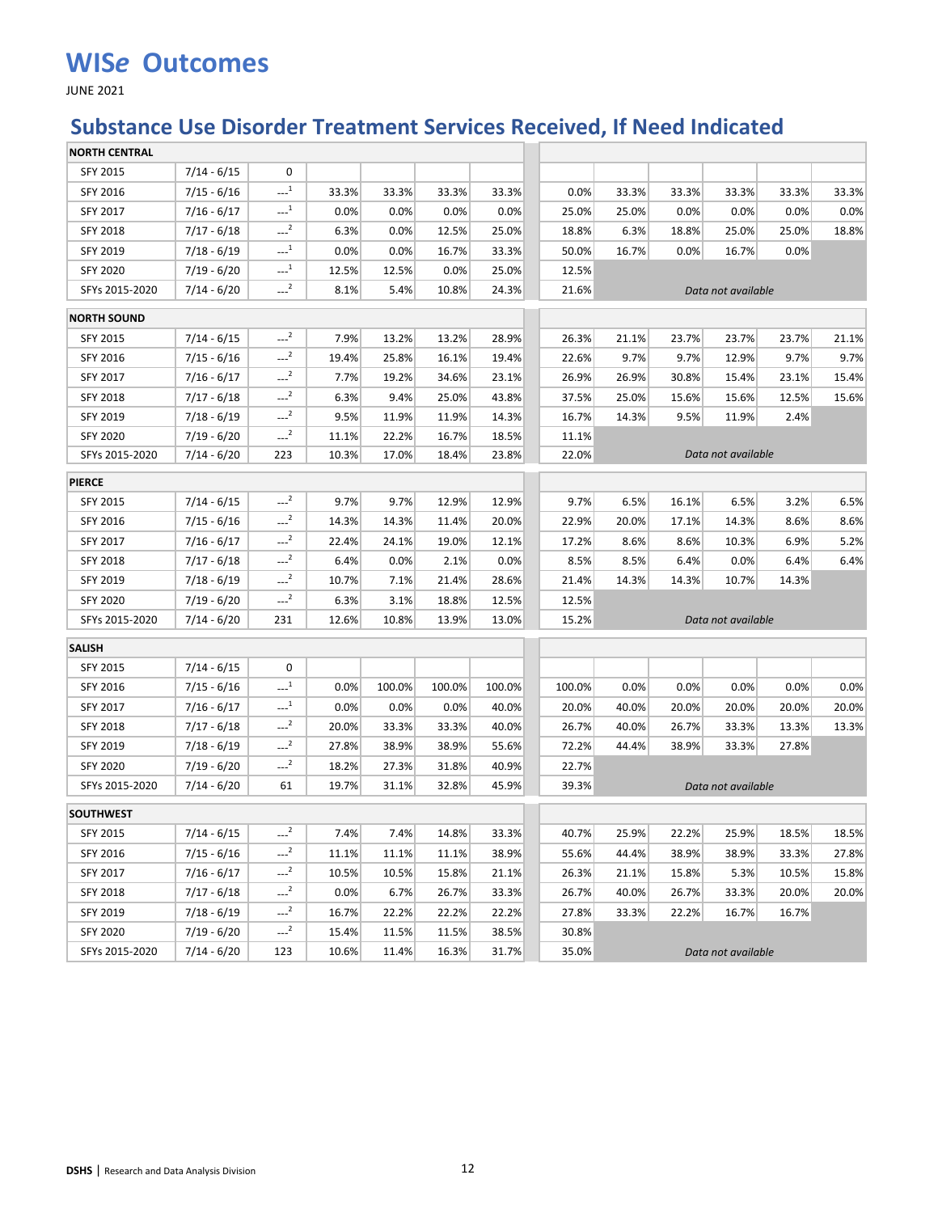# WISe Outcomes

JUNE 2021

## Substance Use Disorder Treatment Services Received, If Need Indicated

| NORTH CENTRAL | | | | | | | | | | | | | |
|---|---|---|---|---|---|---|---|---|---|---|---|---|---|
| SFY 2015 | 7/14 - 6/15 | 0 | | | | | | | | | | | |
| SFY 2016 | 7/15 - 6/16 | ---[1] | 33.3% | 33.3% | 33.3% | 33.3% | | 0.0% | 33.3% | 33.3% | 33.3% | 33.3% | 33.3% |
| SFY 2017 | 7/16 - 6/17 | ---[1] | 0.0% | 0.0% | 0.0% | 0.0% | | 25.0% | 25.0% | 0.0% | 0.0% | 0.0% | 0.0% |
| SFY 2018 | 7/17 - 6/18 | ---[2] | 6.3% | 0.0% | 12.5% | 25.0% | | 18.8% | 6.3% | 18.8% | 25.0% | 25.0% | 18.8% |
| SFY 2019 | 7/18 - 6/19 | ---[1] | 0.0% | 0.0% | 16.7% | 33.3% | | 50.0% | 16.7% | 0.0% | 16.7% | 0.0% | |
| SFY 2020 | 7/19 - 6/20 | ---[1] | 12.5% | 12.5% | 0.0% | 25.0% | | 12.5% | | | | | |
| SFYs 2015-2020 | 7/14 - 6/20 | ---[2] | 8.1% | 5.4% | 10.8% | 24.3% | | 21.6% | *Data not available* | | | | |
| **NORTH SOUND** | | | | | | | | | | | | | |
| SFY 2015 | 7/14 - 6/15 | ---[2] | 7.9% | 13.2% | 13.2% | 28.9% | | 26.3% | 21.1% | 23.7% | 23.7% | 23.7% | 21.1% |
| SFY 2016 | 7/15 - 6/16 | ---[2] | 19.4% | 25.8% | 16.1% | 19.4% | | 22.6% | 9.7% | 9.7% | 12.9% | 9.7% | 9.7% |
| SFY 2017 | 7/16 - 6/17 | ---[2] | 7.7% | 19.2% | 34.6% | 23.1% | | 26.9% | 26.9% | 30.8% | 15.4% | 23.1% | 15.4% |
| SFY 2018 | 7/17 - 6/18 | ---[2] | 6.3% | 9.4% | 25.0% | 43.8% | | 37.5% | 25.0% | 15.6% | 15.6% | 12.5% | 15.6% |
| SFY 2019 | 7/18 - 6/19 | ---[2] | 9.5% | 11.9% | 11.9% | 14.3% | | 16.7% | 14.3% | 9.5% | 11.9% | 2.4% | |
| SFY 2020 | 7/19 - 6/20 | ---[2] | 11.1% | 22.2% | 16.7% | 18.5% | | 11.1% | | | | | |
| SFYs 2015-2020 | 7/14 - 6/20 | 223 | 10.3% | 17.0% | 18.4% | 23.8% | | 22.0% | *Data not available* | | | | |
| **PIERCE** | | | | | | | | | | | | | |
| SFY 2015 | 7/14 - 6/15 | ---[2] | 9.7% | 9.7% | 12.9% | 12.9% | | 9.7% | 6.5% | 16.1% | 6.5% | 3.2% | 6.5% |
| SFY 2016 | 7/15 - 6/16 | ---[2] | 14.3% | 14.3% | 11.4% | 20.0% | | 22.9% | 20.0% | 17.1% | 14.3% | 8.6% | 8.6% |
| SFY 2017 | 7/16 - 6/17 | ---[2] | 22.4% | 24.1% | 19.0% | 12.1% | | 17.2% | 8.6% | 8.6% | 10.3% | 6.9% | 5.2% |
| SFY 2018 | 7/17 - 6/18 | ---[2] | 6.4% | 0.0% | 2.1% | 0.0% | | 8.5% | 8.5% | 6.4% | 0.0% | 6.4% | 6.4% |
| SFY 2019 | 7/18 - 6/19 | ---[2] | 10.7% | 7.1% | 21.4% | 28.6% | | 21.4% | 14.3% | 14.3% | 10.7% | 14.3% | |
| SFY 2020 | 7/19 - 6/20 | ---[2] | 6.3% | 3.1% | 18.8% | 12.5% | | 12.5% | | | | | |
| SFYs 2015-2020 | 7/14 - 6/20 | 231 | 12.6% | 10.8% | 13.9% | 13.0% | | 15.2% | *Data not available* | | | | |
| **SALISH** | | | | | | | | | | | | | |
| SFY 2015 | 7/14 - 6/15 | 0 | | | | | | | | | | | |
| SFY 2016 | 7/15 - 6/16 | ---[1] | 0.0% | 100.0% | 100.0% | 100.0% | | 100.0% | 0.0% | 0.0% | 0.0% | 0.0% | 0.0% |
| SFY 2017 | 7/16 - 6/17 | ---[1] | 0.0% | 0.0% | 0.0% | 40.0% | | 20.0% | 40.0% | 20.0% | 20.0% | 20.0% | 20.0% |
| SFY 2018 | 7/17 - 6/18 | ---[2] | 20.0% | 33.3% | 33.3% | 40.0% | | 26.7% | 40.0% | 26.7% | 33.3% | 13.3% | 13.3% |
| SFY 2019 | 7/18 - 6/19 | ---[2] | 27.8% | 38.9% | 38.9% | 55.6% | | 72.2% | 44.4% | 38.9% | 33.3% | 27.8% | |
| SFY 2020 | 7/19 - 6/20 | ---[2] | 18.2% | 27.3% | 31.8% | 40.9% | | 22.7% | | | | | |
| SFYs 2015-2020 | 7/14 - 6/20 | 61 | 19.7% | 31.1% | 32.8% | 45.9% | | 39.3% | *Data not available* | | | | |
| **SOUTHWEST** | | | | | | | | | | | | | |
| SFY 2015 | 7/14 - 6/15 | ---[2] | 7.4% | 7.4% | 14.8% | 33.3% | | 40.7% | 25.9% | 22.2% | 25.9% | 18.5% | 18.5% |
| SFY 2016 | 7/15 - 6/16 | ---[2] | 11.1% | 11.1% | 11.1% | 38.9% | | 55.6% | 44.4% | 38.9% | 38.9% | 33.3% | 27.8% |
| SFY 2017 | 7/16 - 6/17 | ---[2] | 10.5% | 10.5% | 15.8% | 21.1% | | 26.3% | 21.1% | 15.8% | 5.3% | 10.5% | 15.8% |
| SFY 2018 | 7/17 - 6/18 | ---[2] | 0.0% | 6.7% | 26.7% | 33.3% | | 26.7% | 40.0% | 26.7% | 33.3% | 20.0% | 20.0% |
| SFY 2019 | 7/18 - 6/19 | ---[2] | 16.7% | 22.2% | 22.2% | 22.2% | | 27.8% | 33.3% | 22.2% | 16.7% | 16.7% | |
| SFY 2020 | 7/19 - 6/20 | ---[2] | 15.4% | 11.5% | 11.5% | 38.5% | | 30.8% | | | | | |
| SFYs 2015-2020 | 7/14 - 6/20 | 123 | 10.6% | 11.4% | 16.3% | 31.7% | | 35.0% | *Data not available* | | | | |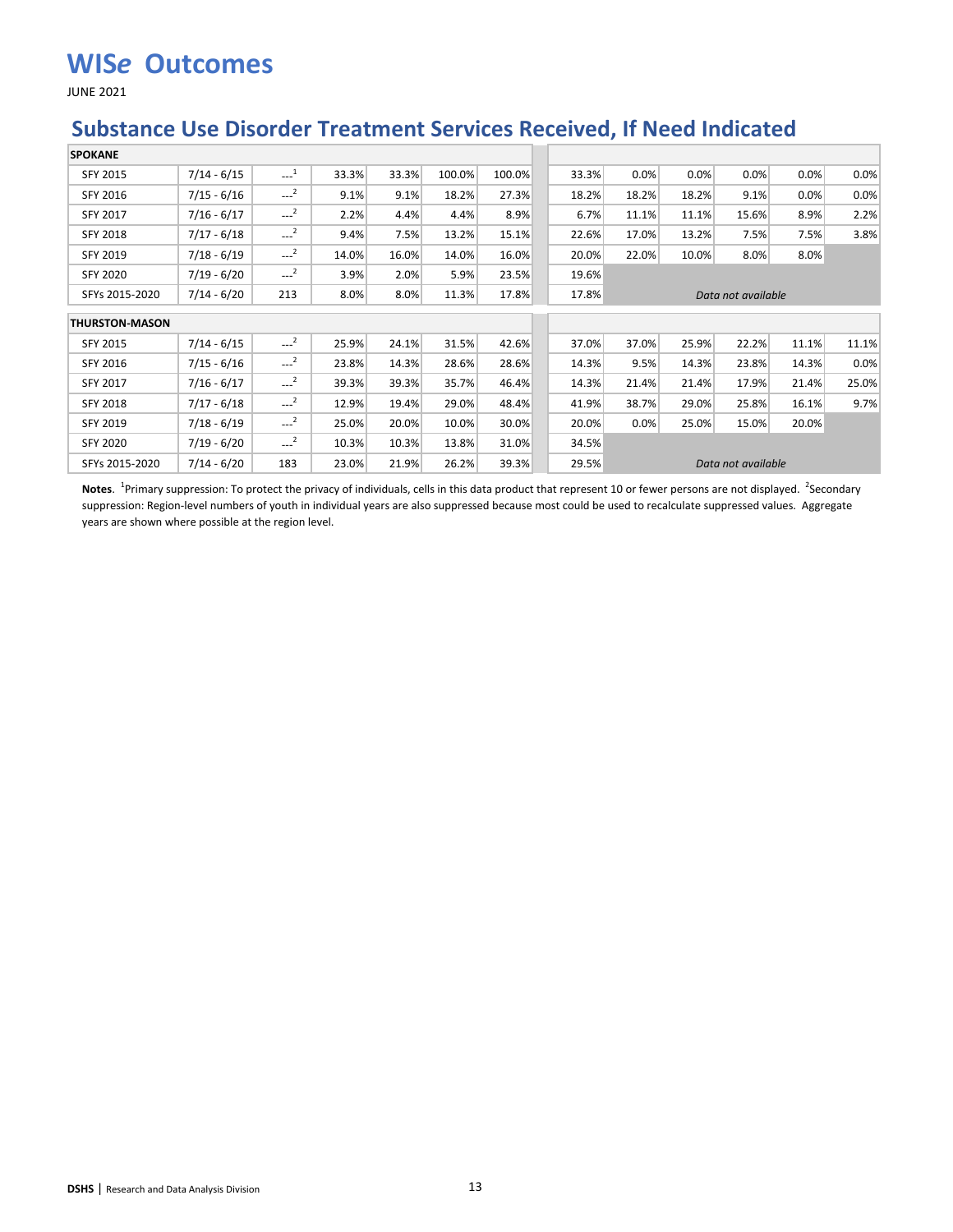# WISe Outcomes

JUNE 2021

## Substance Use Disorder Treatment Services Received, If Need Indicated

| | | | | | | | | | | | | |
|---|---|---|---|---|---|---|---|---|---|---|---|---|
| **SPOKANE** | | | | | | | | | | | | |
| SFY 2015 | 7/14 - 6/15 | ---[1] | 33.3% | 33.3% | 100.0% | 100.0% | 33.3% | 0.0% | 0.0% | 0.0% | 0.0% | 0.0% |
| SFY 2016 | 7/15 - 6/16 | ---[2] | 9.1% | 9.1% | 18.2% | 27.3% | 18.2% | 18.2% | 18.2% | 9.1% | 0.0% | 0.0% |
| SFY 2017 | 7/16 - 6/17 | ---[2] | 2.2% | 4.4% | 4.4% | 8.9% | 6.7% | 11.1% | 11.1% | 15.6% | 8.9% | 2.2% |
| SFY 2018 | 7/17 - 6/18 | ---[2] | 9.4% | 7.5% | 13.2% | 15.1% | 22.6% | 17.0% | 13.2% | 7.5% | 7.5% | 3.8% |
| SFY 2019 | 7/18 - 6/19 | ---[2] | 14.0% | 16.0% | 14.0% | 16.0% | 20.0% | 22.0% | 10.0% | 8.0% | 8.0% | |
| SFY 2020 | 7/19 - 6/20 | ---[2] | 3.9% | 2.0% | 5.9% | 23.5% | 19.6% | | | | | |
| SFYs 2015-2020 | 7/14 - 6/20 | 213 | 8.0% | 8.0% | 11.3% | 17.8% | 17.8% | *Data not available* | | | | |
| **THURSTON-MASON** | | | | | | | | | | | | |
| SFY 2015 | 7/14 - 6/15 | ---[2] | 25.9% | 24.1% | 31.5% | 42.6% | 37.0% | 37.0% | 25.9% | 22.2% | 11.1% | 11.1% |
| SFY 2016 | 7/15 - 6/16 | ---[2] | 23.8% | 14.3% | 28.6% | 28.6% | 14.3% | 9.5% | 14.3% | 23.8% | 14.3% | 0.0% |
| SFY 2017 | 7/16 - 6/17 | ---[2] | 39.3% | 39.3% | 35.7% | 46.4% | 14.3% | 21.4% | 21.4% | 17.9% | 21.4% | 25.0% |
| SFY 2018 | 7/17 - 6/18 | ---[2] | 12.9% | 19.4% | 29.0% | 48.4% | 41.9% | 38.7% | 29.0% | 25.8% | 16.1% | 9.7% |
| SFY 2019 | 7/18 - 6/19 | ---[2] | 25.0% | 20.0% | 10.0% | 30.0% | 20.0% | 0.0% | 25.0% | 15.0% | 20.0% | |
| SFY 2020 | 7/19 - 6/20 | ---[2] | 10.3% | 10.3% | 13.8% | 31.0% | 34.5% | | | | | |
| SFYs 2015-2020 | 7/14 - 6/20 | 183 | 23.0% | 21.9% | 26.2% | 39.3% | 29.5% | *Data not available* | | | | |

**Notes**. [1]Primary suppression: To protect the privacy of individuals, cells in this data product that represent 10 or fewer persons are not displayed. [2]Secondary suppression: Region-level numbers of youth in individual years are also suppressed because most could be used to recalculate suppressed values. Aggregate years are shown where possible at the region level.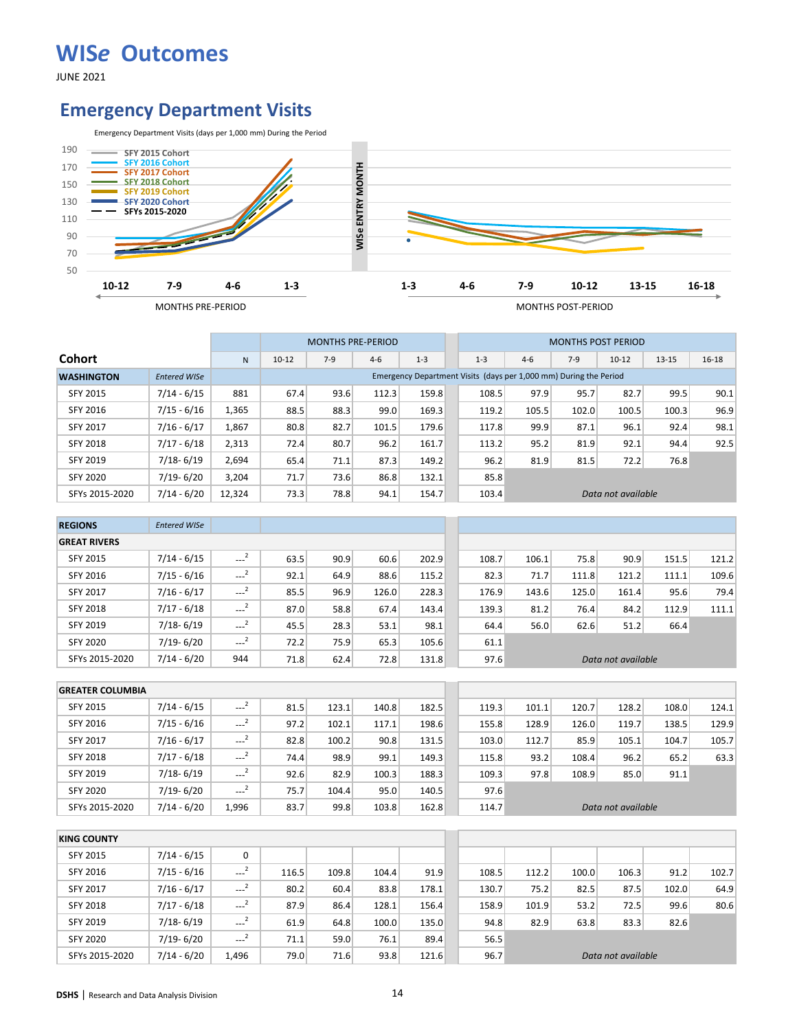# WISe Outcomes

JUNE 2021

## Emergency Department Visits

Emergency Department Visits (days per 1,000 mm) During the Period

| Cohort | Entered WISe | N | Pre 10-12 | Pre 7-9 | Pre 4-6 | Pre 1-3 | Post 1-3 | Post 4-6 | Post 7-9 | Post 10-12 | Post 13-15 | Post 16-18 |
|---|---|---|---|---|---|---|---|---|---|---|---|---|
| **WASHINGTON** | | | | | | | | | | | | |
| SFY 2015 | 7/14 - 6/15 | 881 | 67.4 | 93.6 | 112.3 | 159.8 | 108.5 | 97.9 | 95.7 | 82.7 | 99.5 | 90.1 |
| SFY 2016 | 7/15 - 6/16 | 1,365 | 88.5 | 88.3 | 99.0 | 169.3 | 119.2 | 105.5 | 102.0 | 100.5 | 100.3 | 96.9 |
| SFY 2017 | 7/16 - 6/17 | 1,867 | 80.8 | 82.7 | 101.5 | 179.6 | 117.8 | 99.9 | 87.1 | 96.1 | 92.4 | 98.1 |
| SFY 2018 | 7/17 - 6/18 | 2,313 | 72.4 | 80.7 | 96.2 | 161.7 | 113.2 | 95.2 | 81.9 | 92.1 | 94.4 | 92.5 |
| SFY 2019 | 7/18- 6/19 | 2,694 | 65.4 | 71.1 | 87.3 | 149.2 | 96.2 | 81.9 | 81.5 | 72.2 | 76.8 | |
| SFY 2020 | 7/19- 6/20 | 3,204 | 71.7 | 73.6 | 86.8 | 132.1 | 85.8 | | | | | |
| SFYs 2015-2020 | 7/14 - 6/20 | 12,324 | 73.3 | 78.8 | 94.1 | 154.7 | 103.4 | *Data not available* | | | | |
| **REGIONS** | | | | | | | | | | | | |
| **GREAT RIVERS** | | | | | | | | | | | | |
| SFY 2015 | 7/14 - 6/15 | ---[2] | 63.5 | 90.9 | 60.6 | 202.9 | 108.7 | 106.1 | 75.8 | 90.9 | 151.5 | 121.2 |
| SFY 2016 | 7/15 - 6/16 | ---[2] | 92.1 | 64.9 | 88.6 | 115.2 | 82.3 | 71.7 | 111.8 | 121.2 | 111.1 | 109.6 |
| SFY 2017 | 7/16 - 6/17 | ---[2] | 85.5 | 96.9 | 126.0 | 228.3 | 176.9 | 143.6 | 125.0 | 161.4 | 95.6 | 79.4 |
| SFY 2018 | 7/17 - 6/18 | ---[2] | 87.0 | 58.8 | 67.4 | 143.4 | 139.3 | 81.2 | 76.4 | 84.2 | 112.9 | 111.1 |
| SFY 2019 | 7/18- 6/19 | ---[2] | 45.5 | 28.3 | 53.1 | 98.1 | 64.4 | 56.0 | 62.6 | 51.2 | 66.4 | |
| SFY 2020 | 7/19- 6/20 | ---[2] | 72.2 | 75.9 | 65.3 | 105.6 | 61.1 | | | | | |
| SFYs 2015-2020 | 7/14 - 6/20 | 944 | 71.8 | 62.4 | 72.8 | 131.8 | 97.6 | *Data not available* | | | | |
| **GREATER COLUMBIA** | | | | | | | | | | | | |
| SFY 2015 | 7/14 - 6/15 | ---[2] | 81.5 | 123.1 | 140.8 | 182.5 | 119.3 | 101.1 | 120.7 | 128.2 | 108.0 | 124.1 |
| SFY 2016 | 7/15 - 6/16 | ---[2] | 97.2 | 102.1 | 117.1 | 198.6 | 155.8 | 128.9 | 126.0 | 119.7 | 138.5 | 129.9 |
| SFY 2017 | 7/16 - 6/17 | ---[2] | 82.8 | 100.2 | 90.8 | 131.5 | 103.0 | 112.7 | 85.9 | 105.1 | 104.7 | 105.7 |
| SFY 2018 | 7/17 - 6/18 | ---[2] | 74.4 | 98.9 | 99.1 | 149.3 | 115.8 | 93.2 | 108.4 | 96.2 | 65.2 | 63.3 |
| SFY 2019 | 7/18- 6/19 | ---[2] | 92.6 | 82.9 | 100.3 | 188.3 | 109.3 | 97.8 | 108.9 | 85.0 | 91.1 | |
| SFY 2020 | 7/19- 6/20 | ---[2] | 75.7 | 104.4 | 95.0 | 140.5 | 97.6 | | | | | |
| SFYs 2015-2020 | 7/14 - 6/20 | 1,996 | 83.7 | 99.8 | 103.8 | 162.8 | 114.7 | *Data not available* | | | | |
| **KING COUNTY** | | | | | | | | | | | | |
| SFY 2015 | 7/14 - 6/15 | 0 | | | | | | | | | | |
| SFY 2016 | 7/15 - 6/16 | ---[2] | 116.5 | 109.8 | 104.4 | 91.9 | 108.5 | 112.2 | 100.0 | 106.3 | 91.2 | 102.7 |
| SFY 2017 | 7/16 - 6/17 | ---[2] | 80.2 | 60.4 | 83.8 | 178.1 | 130.7 | 75.2 | 82.5 | 87.5 | 102.0 | 64.9 |
| SFY 2018 | 7/17 - 6/18 | ---[2] | 87.9 | 86.4 | 128.1 | 156.4 | 158.9 | 101.9 | 53.2 | 72.5 | 99.6 | 80.6 |
| SFY 2019 | 7/18- 6/19 | ---[2] | 61.9 | 64.8 | 100.0 | 135.0 | 94.8 | 82.9 | 63.8 | 83.3 | 82.6 | |
| SFY 2020 | 7/19- 6/20 | ---[2] | 71.1 | 59.0 | 76.1 | 89.4 | 56.5 | | | | | |
| SFYs 2015-2020 | 7/14 - 6/20 | 1,496 | 79.0 | 71.6 | 93.8 | 121.6 | 96.7 | *Data not available* | | | | |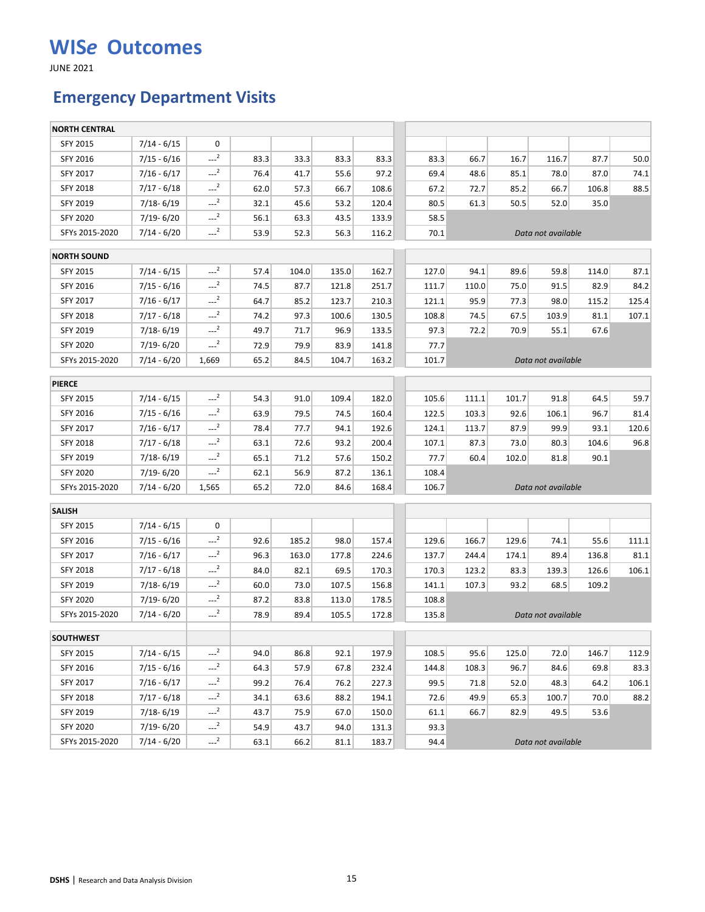# WISe Outcomes

JUNE 2021

## Emergency Department Visits

| | | | | | | | | | | | | | |
|---|---|---|---|---|---|---|---|---|---|---|---|---|---|
| **NORTH CENTRAL** | | | | | | | | | | | | | |
| SFY 2015 | 7/14 - 6/15 | 0 | | | | | | | | | | | |
| SFY 2016 | 7/15 - 6/16 | ---[2] | 83.3 | 33.3 | 83.3 | 83.3 | | 83.3 | 66.7 | 16.7 | 116.7 | 87.7 | 50.0 |
| SFY 2017 | 7/16 - 6/17 | ---[2] | 76.4 | 41.7 | 55.6 | 97.2 | | 69.4 | 48.6 | 85.1 | 78.0 | 87.0 | 74.1 |
| SFY 2018 | 7/17 - 6/18 | ---[2] | 62.0 | 57.3 | 66.7 | 108.6 | | 67.2 | 72.7 | 85.2 | 66.7 | 106.8 | 88.5 |
| SFY 2019 | 7/18- 6/19 | ---[2] | 32.1 | 45.6 | 53.2 | 120.4 | | 80.5 | 61.3 | 50.5 | 52.0 | 35.0 | |
| SFY 2020 | 7/19- 6/20 | ---[2] | 56.1 | 63.3 | 43.5 | 133.9 | | 58.5 | | | | | |
| SFYs 2015-2020 | 7/14 - 6/20 | ---[2] | 53.9 | 52.3 | 56.3 | 116.2 | | 70.1 | *Data not available* | | | | |
| **NORTH SOUND** | | | | | | | | | | | | | |
| SFY 2015 | 7/14 - 6/15 | ---[2] | 57.4 | 104.0 | 135.0 | 162.7 | | 127.0 | 94.1 | 89.6 | 59.8 | 114.0 | 87.1 |
| SFY 2016 | 7/15 - 6/16 | ---[2] | 74.5 | 87.7 | 121.8 | 251.7 | | 111.7 | 110.0 | 75.0 | 91.5 | 82.9 | 84.2 |
| SFY 2017 | 7/16 - 6/17 | ---[2] | 64.7 | 85.2 | 123.7 | 210.3 | | 121.1 | 95.9 | 77.3 | 98.0 | 115.2 | 125.4 |
| SFY 2018 | 7/17 - 6/18 | ---[2] | 74.2 | 97.3 | 100.6 | 130.5 | | 108.8 | 74.5 | 67.5 | 103.9 | 81.1 | 107.1 |
| SFY 2019 | 7/18- 6/19 | ---[2] | 49.7 | 71.7 | 96.9 | 133.5 | | 97.3 | 72.2 | 70.9 | 55.1 | 67.6 | |
| SFY 2020 | 7/19- 6/20 | ---[2] | 72.9 | 79.9 | 83.9 | 141.8 | | 77.7 | | | | | |
| SFYs 2015-2020 | 7/14 - 6/20 | 1,669 | 65.2 | 84.5 | 104.7 | 163.2 | | 101.7 | *Data not available* | | | | |
| **PIERCE** | | | | | | | | | | | | | |
| SFY 2015 | 7/14 - 6/15 | ---[2] | 54.3 | 91.0 | 109.4 | 182.0 | | 105.6 | 111.1 | 101.7 | 91.8 | 64.5 | 59.7 |
| SFY 2016 | 7/15 - 6/16 | ---[2] | 63.9 | 79.5 | 74.5 | 160.4 | | 122.5 | 103.3 | 92.6 | 106.1 | 96.7 | 81.4 |
| SFY 2017 | 7/16 - 6/17 | ---[2] | 78.4 | 77.7 | 94.1 | 192.6 | | 124.1 | 113.7 | 87.9 | 99.9 | 93.1 | 120.6 |
| SFY 2018 | 7/17 - 6/18 | ---[2] | 63.1 | 72.6 | 93.2 | 200.4 | | 107.1 | 87.3 | 73.0 | 80.3 | 104.6 | 96.8 |
| SFY 2019 | 7/18- 6/19 | ---[2] | 65.1 | 71.2 | 57.6 | 150.2 | | 77.7 | 60.4 | 102.0 | 81.8 | 90.1 | |
| SFY 2020 | 7/19- 6/20 | ---[2] | 62.1 | 56.9 | 87.2 | 136.1 | | 108.4 | | | | | |
| SFYs 2015-2020 | 7/14 - 6/20 | 1,565 | 65.2 | 72.0 | 84.6 | 168.4 | | 106.7 | *Data not available* | | | | |
| **SALISH** | | | | | | | | | | | | | |
| SFY 2015 | 7/14 - 6/15 | 0 | | | | | | | | | | | |
| SFY 2016 | 7/15 - 6/16 | ---[2] | 92.6 | 185.2 | 98.0 | 157.4 | | 129.6 | 166.7 | 129.6 | 74.1 | 55.6 | 111.1 |
| SFY 2017 | 7/16 - 6/17 | ---[2] | 96.3 | 163.0 | 177.8 | 224.6 | | 137.7 | 244.4 | 174.1 | 89.4 | 136.8 | 81.1 |
| SFY 2018 | 7/17 - 6/18 | ---[2] | 84.0 | 82.1 | 69.5 | 170.3 | | 170.3 | 123.2 | 83.3 | 139.3 | 126.6 | 106.1 |
| SFY 2019 | 7/18- 6/19 | ---[2] | 60.0 | 73.0 | 107.5 | 156.8 | | 141.1 | 107.3 | 93.2 | 68.5 | 109.2 | |
| SFY 2020 | 7/19- 6/20 | ---[2] | 87.2 | 83.8 | 113.0 | 178.5 | | 108.8 | | | | | |
| SFYs 2015-2020 | 7/14 - 6/20 | ---[2] | 78.9 | 89.4 | 105.5 | 172.8 | | 135.8 | *Data not available* | | | | |
| **SOUTHWEST** | | | | | | | | | | | | | |
| SFY 2015 | 7/14 - 6/15 | ---[2] | 94.0 | 86.8 | 92.1 | 197.9 | | 108.5 | 95.6 | 125.0 | 72.0 | 146.7 | 112.9 |
| SFY 2016 | 7/15 - 6/16 | ---[2] | 64.3 | 57.9 | 67.8 | 232.4 | | 144.8 | 108.3 | 96.7 | 84.6 | 69.8 | 83.3 |
| SFY 2017 | 7/16 - 6/17 | ---[2] | 99.2 | 76.4 | 76.2 | 227.3 | | 99.5 | 71.8 | 52.0 | 48.3 | 64.2 | 106.1 |
| SFY 2018 | 7/17 - 6/18 | ---[2] | 34.1 | 63.6 | 88.2 | 194.1 | | 72.6 | 49.9 | 65.3 | 100.7 | 70.0 | 88.2 |
| SFY 2019 | 7/18- 6/19 | ---[2] | 43.7 | 75.9 | 67.0 | 150.0 | | 61.1 | 66.7 | 82.9 | 49.5 | 53.6 | |
| SFY 2020 | 7/19- 6/20 | ---[2] | 54.9 | 43.7 | 94.0 | 131.3 | | 93.3 | | | | | |
| SFYs 2015-2020 | 7/14 - 6/20 | ---[2] | 63.1 | 66.2 | 81.1 | 183.7 | | 94.4 | *Data not available* | | | | |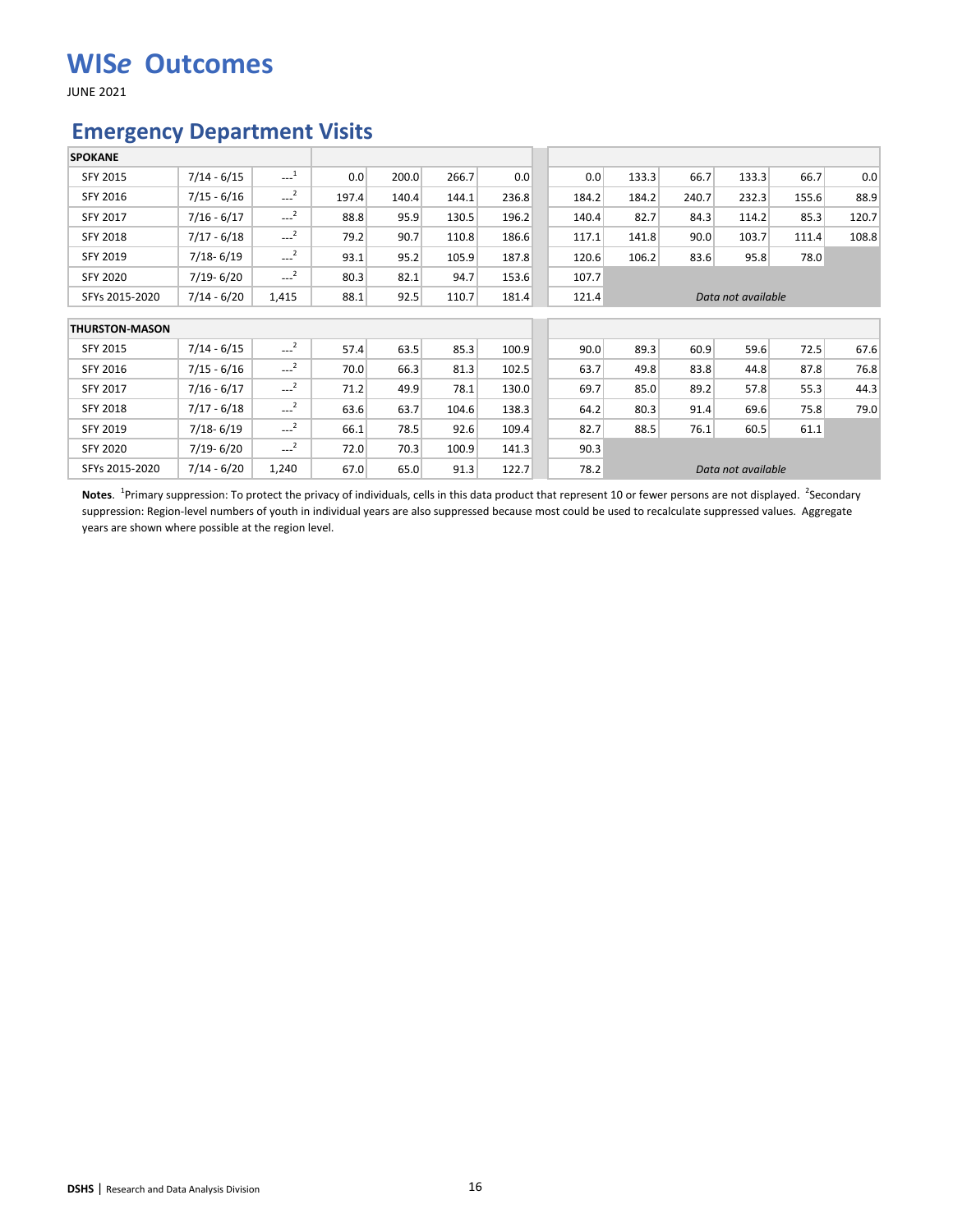# WIS*e* Outcomes

JUNE 2021

## Emergency Department Visits

| SPOKANE | | | | | | | | | | | | |
|---|---|---|---|---|---|---|---|---|---|---|---|---|
| SFY 2015 | 7/14 - 6/15 | ---[1] | 0.0 | 200.0 | 266.7 | 0.0 | 0.0 | 133.3 | 66.7 | 133.3 | 66.7 | 0.0 |
| SFY 2016 | 7/15 - 6/16 | ---[2] | 197.4 | 140.4 | 144.1 | 236.8 | 184.2 | 184.2 | 240.7 | 232.3 | 155.6 | 88.9 |
| SFY 2017 | 7/16 - 6/17 | ---[2] | 88.8 | 95.9 | 130.5 | 196.2 | 140.4 | 82.7 | 84.3 | 114.2 | 85.3 | 120.7 |
| SFY 2018 | 7/17 - 6/18 | ---[2] | 79.2 | 90.7 | 110.8 | 186.6 | 117.1 | 141.8 | 90.0 | 103.7 | 111.4 | 108.8 |
| SFY 2019 | 7/18- 6/19 | ---[2] | 93.1 | 95.2 | 105.9 | 187.8 | 120.6 | 106.2 | 83.6 | 95.8 | 78.0 | |
| SFY 2020 | 7/19- 6/20 | ---[2] | 80.3 | 82.1 | 94.7 | 153.6 | 107.7 | | | | | |
| SFYs 2015-2020 | 7/14 - 6/20 | 1,415 | 88.1 | 92.5 | 110.7 | 181.4 | 121.4 | *Data not available* | | | | |
| **THURSTON-MASON** | | | | | | | | | | | | |
| SFY 2015 | 7/14 - 6/15 | ---[2] | 57.4 | 63.5 | 85.3 | 100.9 | 90.0 | 89.3 | 60.9 | 59.6 | 72.5 | 67.6 |
| SFY 2016 | 7/15 - 6/16 | ---[2] | 70.0 | 66.3 | 81.3 | 102.5 | 63.7 | 49.8 | 83.8 | 44.8 | 87.8 | 76.8 |
| SFY 2017 | 7/16 - 6/17 | ---[2] | 71.2 | 49.9 | 78.1 | 130.0 | 69.7 | 85.0 | 89.2 | 57.8 | 55.3 | 44.3 |
| SFY 2018 | 7/17 - 6/18 | ---[2] | 63.6 | 63.7 | 104.6 | 138.3 | 64.2 | 80.3 | 91.4 | 69.6 | 75.8 | 79.0 |
| SFY 2019 | 7/18- 6/19 | ---[2] | 66.1 | 78.5 | 92.6 | 109.4 | 82.7 | 88.5 | 76.1 | 60.5 | 61.1 | |
| SFY 2020 | 7/19- 6/20 | ---[2] | 72.0 | 70.3 | 100.9 | 141.3 | 90.3 | | | | | |
| SFYs 2015-2020 | 7/14 - 6/20 | 1,240 | 67.0 | 65.0 | 91.3 | 122.7 | 78.2 | *Data not available* | | | | |

**Notes**. [1]Primary suppression: To protect the privacy of individuals, cells in this data product that represent 10 or fewer persons are not displayed. [2]Secondary suppression: Region-level numbers of youth in individual years are also suppressed because most could be used to recalculate suppressed values. Aggregate years are shown where possible at the region level.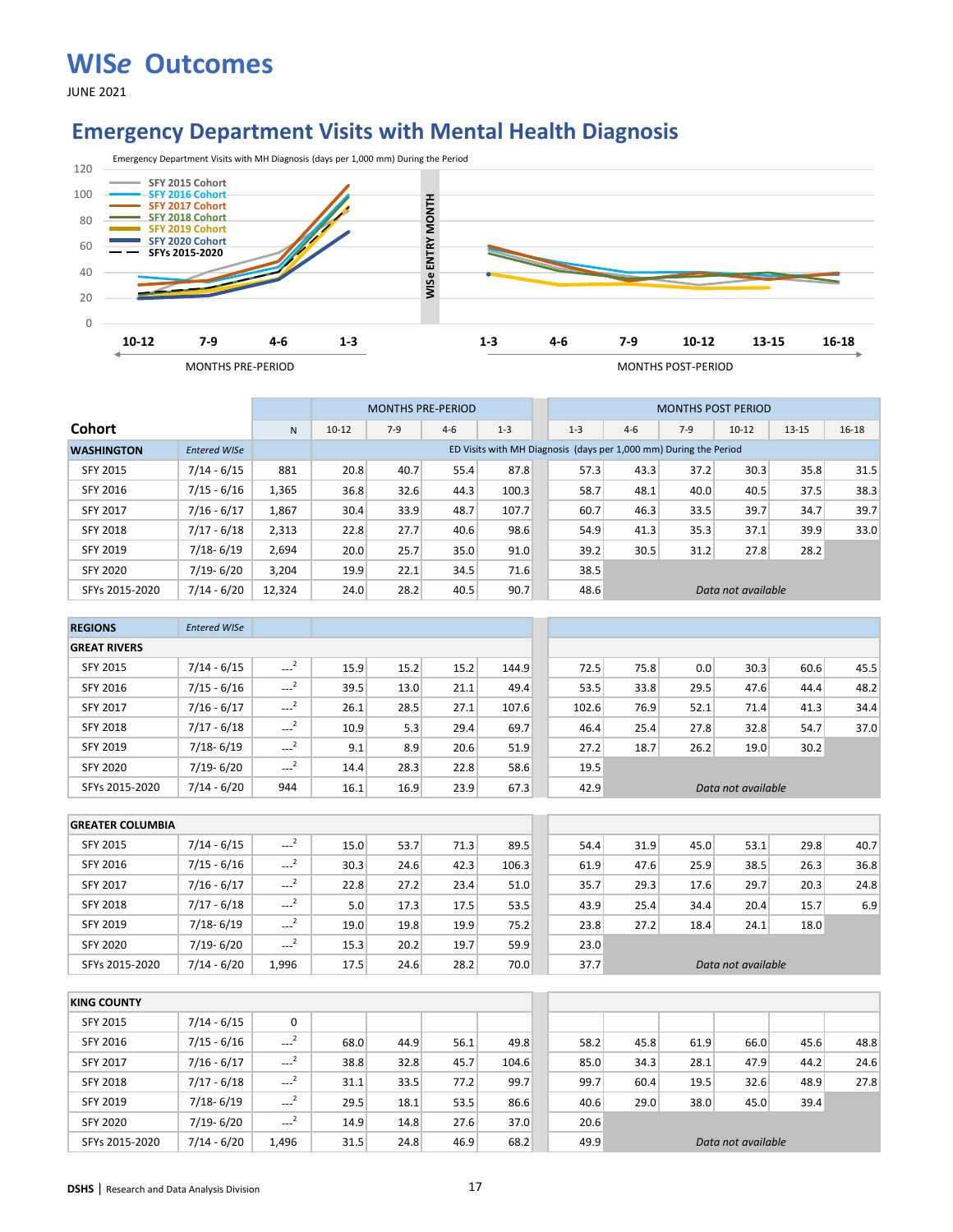# WISe Outcomes

JUNE 2021

## Emergency Department Visits with Mental Health Diagnosis

Emergency Department Visits with MH Diagnosis (days per 1,000 mm) During the Period

| | N | MONTHS PRE-PERIOD | | | | MONTHS POST PERIOD | | | | | |
|---|---|---|---|---|---|---|---|---|---|---|---|
| **Cohort** | | 10-12 | 7-9 | 4-6 | 1-3 | 1-3 | 4-6 | 7-9 | 10-12 | 13-15 | 16-18 |
| **WASHINGTON** — *Entered WISe* | | ED Visits with MH Diagnosis (days per 1,000 mm) During the Period | | | | | | | | | |
| SFY 2015 — 7/14 - 6/15 | 881 | 20.8 | 40.7 | 55.4 | 87.8 | 57.3 | 43.3 | 37.2 | 30.3 | 35.8 | 31.5 |
| SFY 2016 — 7/15 - 6/16 | 1,365 | 36.8 | 32.6 | 44.3 | 100.3 | 58.7 | 48.1 | 40.0 | 40.5 | 37.5 | 38.3 |
| SFY 2017 — 7/16 - 6/17 | 1,867 | 30.4 | 33.9 | 48.7 | 107.7 | 60.7 | 46.3 | 33.5 | 39.7 | 34.7 | 39.7 |
| SFY 2018 — 7/17 - 6/18 | 2,313 | 22.8 | 27.7 | 40.6 | 98.6 | 54.9 | 41.3 | 35.3 | 37.1 | 39.9 | 33.0 |
| SFY 2019 — 7/18- 6/19 | 2,694 | 20.0 | 25.7 | 35.0 | 91.0 | 39.2 | 30.5 | 31.2 | 27.8 | 28.2 | |
| SFY 2020 — 7/19- 6/20 | 3,204 | 19.9 | 22.1 | 34.5 | 71.6 | 38.5 | | | | | |
| SFYs 2015-2020 — 7/14 - 6/20 | 12,324 | 24.0 | 28.2 | 40.5 | 90.7 | 48.6 | *Data not available* | | | | |
| **REGIONS** — *Entered WISe* | | | | | | | | | | | |
| **GREAT RIVERS** | | | | | | | | | | | |
| SFY 2015 — 7/14 - 6/15 | ---[2] | 15.9 | 15.2 | 15.2 | 144.9 | 72.5 | 75.8 | 0.0 | 30.3 | 60.6 | 45.5 |
| SFY 2016 — 7/15 - 6/16 | ---[2] | 39.5 | 13.0 | 21.1 | 49.4 | 53.5 | 33.8 | 29.5 | 47.6 | 44.4 | 48.2 |
| SFY 2017 — 7/16 - 6/17 | ---[2] | 26.1 | 28.5 | 27.1 | 107.6 | 102.6 | 76.9 | 52.1 | 71.4 | 41.3 | 34.4 |
| SFY 2018 — 7/17 - 6/18 | ---[2] | 10.9 | 5.3 | 29.4 | 69.7 | 46.4 | 25.4 | 27.8 | 32.8 | 54.7 | 37.0 |
| SFY 2019 — 7/18- 6/19 | ---[2] | 9.1 | 8.9 | 20.6 | 51.9 | 27.2 | 18.7 | 26.2 | 19.0 | 30.2 | |
| SFY 2020 — 7/19- 6/20 | ---[2] | 14.4 | 28.3 | 22.8 | 58.6 | 19.5 | | | | | |
| SFYs 2015-2020 — 7/14 - 6/20 | 944 | 16.1 | 16.9 | 23.9 | 67.3 | 42.9 | *Data not available* | | | | |
| **GREATER COLUMBIA** | | | | | | | | | | | |
| SFY 2015 — 7/14 - 6/15 | ---[2] | 15.0 | 53.7 | 71.3 | 89.5 | 54.4 | 31.9 | 45.0 | 53.1 | 29.8 | 40.7 |
| SFY 2016 — 7/15 - 6/16 | ---[2] | 30.3 | 24.6 | 42.3 | 106.3 | 61.9 | 47.6 | 25.9 | 38.5 | 26.3 | 36.8 |
| SFY 2017 — 7/16 - 6/17 | ---[2] | 22.8 | 27.2 | 23.4 | 51.0 | 35.7 | 29.3 | 17.6 | 29.7 | 20.3 | 24.8 |
| SFY 2018 — 7/17 - 6/18 | ---[2] | 5.0 | 17.3 | 17.5 | 53.5 | 43.9 | 25.4 | 34.4 | 20.4 | 15.7 | 6.9 |
| SFY 2019 — 7/18- 6/19 | ---[2] | 19.0 | 19.8 | 19.9 | 75.2 | 23.8 | 27.2 | 18.4 | 24.1 | 18.0 | |
| SFY 2020 — 7/19- 6/20 | ---[2] | 15.3 | 20.2 | 19.7 | 59.9 | 23.0 | | | | | |
| SFYs 2015-2020 — 7/14 - 6/20 | 1,996 | 17.5 | 24.6 | 28.2 | 70.0 | 37.7 | *Data not available* | | | | |
| **KING COUNTY** | | | | | | | | | | | |
| SFY 2015 — 7/14 - 6/15 | 0 | | | | | | | | | | |
| SFY 2016 — 7/15 - 6/16 | ---[2] | 68.0 | 44.9 | 56.1 | 49.8 | 58.2 | 45.8 | 61.9 | 66.0 | 45.6 | 48.8 |
| SFY 2017 — 7/16 - 6/17 | ---[2] | 38.8 | 32.8 | 45.7 | 104.6 | 85.0 | 34.3 | 28.1 | 47.9 | 44.2 | 24.6 |
| SFY 2018 — 7/17 - 6/18 | ---[2] | 31.1 | 33.5 | 77.2 | 99.7 | 99.7 | 60.4 | 19.5 | 32.6 | 48.9 | 27.8 |
| SFY 2019 — 7/18- 6/19 | ---[2] | 29.5 | 18.1 | 53.5 | 86.6 | 40.6 | 29.0 | 38.0 | 45.0 | 39.4 | |
| SFY 2020 — 7/19- 6/20 | ---[2] | 14.9 | 14.8 | 27.6 | 37.0 | 20.6 | | | | | |
| SFYs 2015-2020 — 7/14 - 6/20 | 1,496 | 31.5 | 24.8 | 46.9 | 68.2 | 49.9 | *Data not available* | | | | |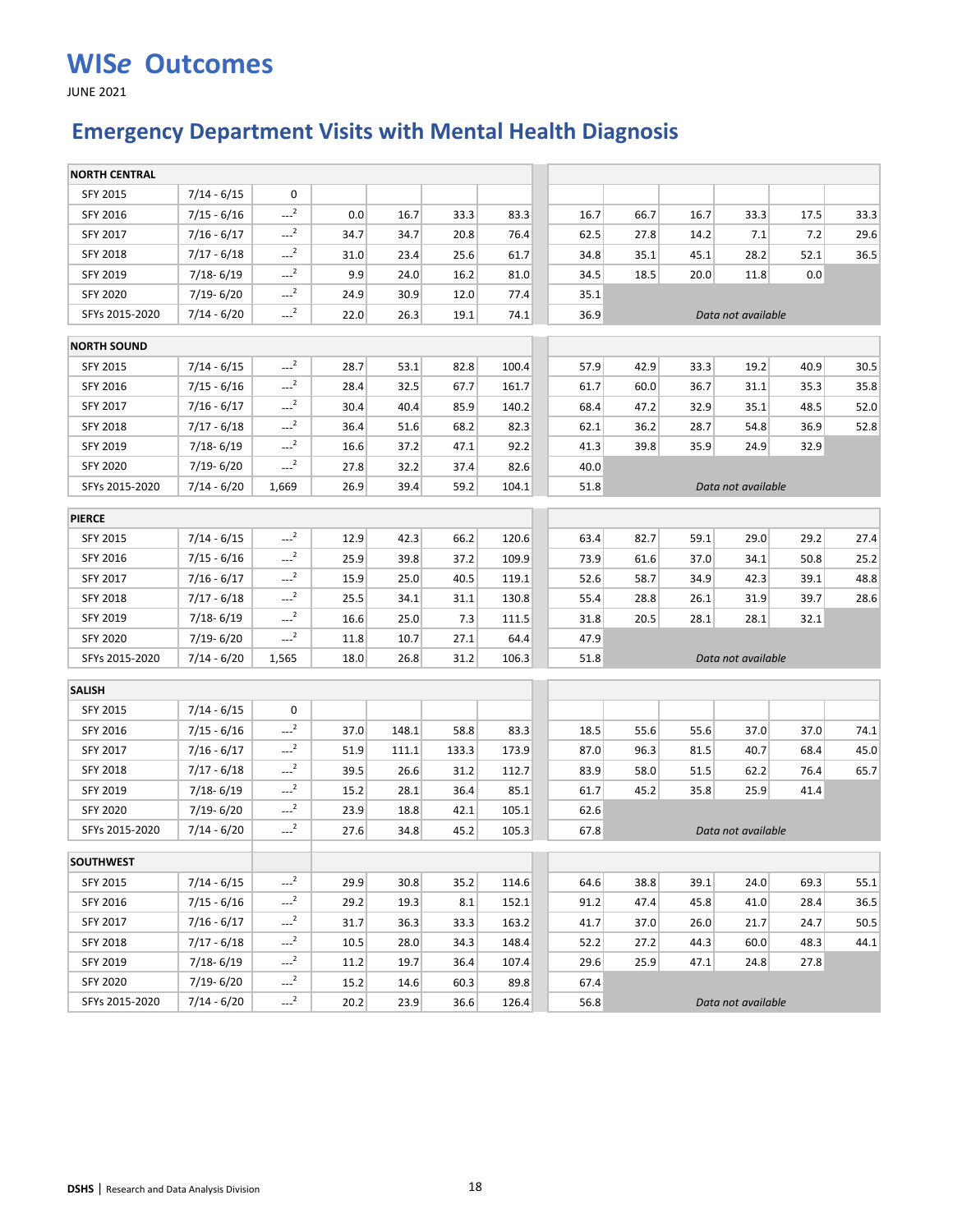# WISe Outcomes

JUNE 2021

## Emergency Department Visits with Mental Health Diagnosis

| | | | | | | | | | | | | | |
|---|---|---|---|---|---|---|---|---|---|---|---|---|---|
| **NORTH CENTRAL** | | | | | | | | | | | | | |
| SFY 2015 | 7/14 - 6/15 | 0 | | | | | | | | | | | |
| SFY 2016 | 7/15 - 6/16 | ---[2] | 0.0 | 16.7 | 33.3 | 83.3 | | 16.7 | 66.7 | 16.7 | 33.3 | 17.5 | 33.3 |
| SFY 2017 | 7/16 - 6/17 | ---[2] | 34.7 | 34.7 | 20.8 | 76.4 | | 62.5 | 27.8 | 14.2 | 7.1 | 7.2 | 29.6 |
| SFY 2018 | 7/17 - 6/18 | ---[2] | 31.0 | 23.4 | 25.6 | 61.7 | | 34.8 | 35.1 | 45.1 | 28.2 | 52.1 | 36.5 |
| SFY 2019 | 7/18- 6/19 | ---[2] | 9.9 | 24.0 | 16.2 | 81.0 | | 34.5 | 18.5 | 20.0 | 11.8 | 0.0 | |
| SFY 2020 | 7/19- 6/20 | ---[2] | 24.9 | 30.9 | 12.0 | 77.4 | | 35.1 | | | | | |
| SFYs 2015-2020 | 7/14 - 6/20 | ---[2] | 22.0 | 26.3 | 19.1 | 74.1 | | 36.9 | *Data not available* | | | | |
| **NORTH SOUND** | | | | | | | | | | | | | |
| SFY 2015 | 7/14 - 6/15 | ---[2] | 28.7 | 53.1 | 82.8 | 100.4 | | 57.9 | 42.9 | 33.3 | 19.2 | 40.9 | 30.5 |
| SFY 2016 | 7/15 - 6/16 | ---[2] | 28.4 | 32.5 | 67.7 | 161.7 | | 61.7 | 60.0 | 36.7 | 31.1 | 35.3 | 35.8 |
| SFY 2017 | 7/16 - 6/17 | ---[2] | 30.4 | 40.4 | 85.9 | 140.2 | | 68.4 | 47.2 | 32.9 | 35.1 | 48.5 | 52.0 |
| SFY 2018 | 7/17 - 6/18 | ---[2] | 36.4 | 51.6 | 68.2 | 82.3 | | 62.1 | 36.2 | 28.7 | 54.8 | 36.9 | 52.8 |
| SFY 2019 | 7/18- 6/19 | ---[2] | 16.6 | 37.2 | 47.1 | 92.2 | | 41.3 | 39.8 | 35.9 | 24.9 | 32.9 | |
| SFY 2020 | 7/19- 6/20 | ---[2] | 27.8 | 32.2 | 37.4 | 82.6 | | 40.0 | | | | | |
| SFYs 2015-2020 | 7/14 - 6/20 | 1,669 | 26.9 | 39.4 | 59.2 | 104.1 | | 51.8 | *Data not available* | | | | |
| **PIERCE** | | | | | | | | | | | | | |
| SFY 2015 | 7/14 - 6/15 | ---[2] | 12.9 | 42.3 | 66.2 | 120.6 | | 63.4 | 82.7 | 59.1 | 29.0 | 29.2 | 27.4 |
| SFY 2016 | 7/15 - 6/16 | ---[2] | 25.9 | 39.8 | 37.2 | 109.9 | | 73.9 | 61.6 | 37.0 | 34.1 | 50.8 | 25.2 |
| SFY 2017 | 7/16 - 6/17 | ---[2] | 15.9 | 25.0 | 40.5 | 119.1 | | 52.6 | 58.7 | 34.9 | 42.3 | 39.1 | 48.8 |
| SFY 2018 | 7/17 - 6/18 | ---[2] | 25.5 | 34.1 | 31.1 | 130.8 | | 55.4 | 28.8 | 26.1 | 31.9 | 39.7 | 28.6 |
| SFY 2019 | 7/18- 6/19 | ---[2] | 16.6 | 25.0 | 7.3 | 111.5 | | 31.8 | 20.5 | 28.1 | 28.1 | 32.1 | |
| SFY 2020 | 7/19- 6/20 | ---[2] | 11.8 | 10.7 | 27.1 | 64.4 | | 47.9 | | | | | |
| SFYs 2015-2020 | 7/14 - 6/20 | 1,565 | 18.0 | 26.8 | 31.2 | 106.3 | | 51.8 | *Data not available* | | | | |
| **SALISH** | | | | | | | | | | | | | |
| SFY 2015 | 7/14 - 6/15 | 0 | | | | | | | | | | | |
| SFY 2016 | 7/15 - 6/16 | ---[2] | 37.0 | 148.1 | 58.8 | 83.3 | | 18.5 | 55.6 | 55.6 | 37.0 | 37.0 | 74.1 |
| SFY 2017 | 7/16 - 6/17 | ---[2] | 51.9 | 111.1 | 133.3 | 173.9 | | 87.0 | 96.3 | 81.5 | 40.7 | 68.4 | 45.0 |
| SFY 2018 | 7/17 - 6/18 | ---[2] | 39.5 | 26.6 | 31.2 | 112.7 | | 83.9 | 58.0 | 51.5 | 62.2 | 76.4 | 65.7 |
| SFY 2019 | 7/18- 6/19 | ---[2] | 15.2 | 28.1 | 36.4 | 85.1 | | 61.7 | 45.2 | 35.8 | 25.9 | 41.4 | |
| SFY 2020 | 7/19- 6/20 | ---[2] | 23.9 | 18.8 | 42.1 | 105.1 | | 62.6 | | | | | |
| SFYs 2015-2020 | 7/14 - 6/20 | ---[2] | 27.6 | 34.8 | 45.2 | 105.3 | | 67.8 | *Data not available* | | | | |
| **SOUTHWEST** | | | | | | | | | | | | | |
| SFY 2015 | 7/14 - 6/15 | ---[2] | 29.9 | 30.8 | 35.2 | 114.6 | | 64.6 | 38.8 | 39.1 | 24.0 | 69.3 | 55.1 |
| SFY 2016 | 7/15 - 6/16 | ---[2] | 29.2 | 19.3 | 8.1 | 152.1 | | 91.2 | 47.4 | 45.8 | 41.0 | 28.4 | 36.5 |
| SFY 2017 | 7/16 - 6/17 | ---[2] | 31.7 | 36.3 | 33.3 | 163.2 | | 41.7 | 37.0 | 26.0 | 21.7 | 24.7 | 50.5 |
| SFY 2018 | 7/17 - 6/18 | ---[2] | 10.5 | 28.0 | 34.3 | 148.4 | | 52.2 | 27.2 | 44.3 | 60.0 | 48.3 | 44.1 |
| SFY 2019 | 7/18- 6/19 | ---[2] | 11.2 | 19.7 | 36.4 | 107.4 | | 29.6 | 25.9 | 47.1 | 24.8 | 27.8 | |
| SFY 2020 | 7/19- 6/20 | ---[2] | 15.2 | 14.6 | 60.3 | 89.8 | | 67.4 | | | | | |
| SFYs 2015-2020 | 7/14 - 6/20 | ---[2] | 20.2 | 23.9 | 36.6 | 126.4 | | 56.8 | *Data not available* | | | | |

**DSHS** | Research and Data Analysis Division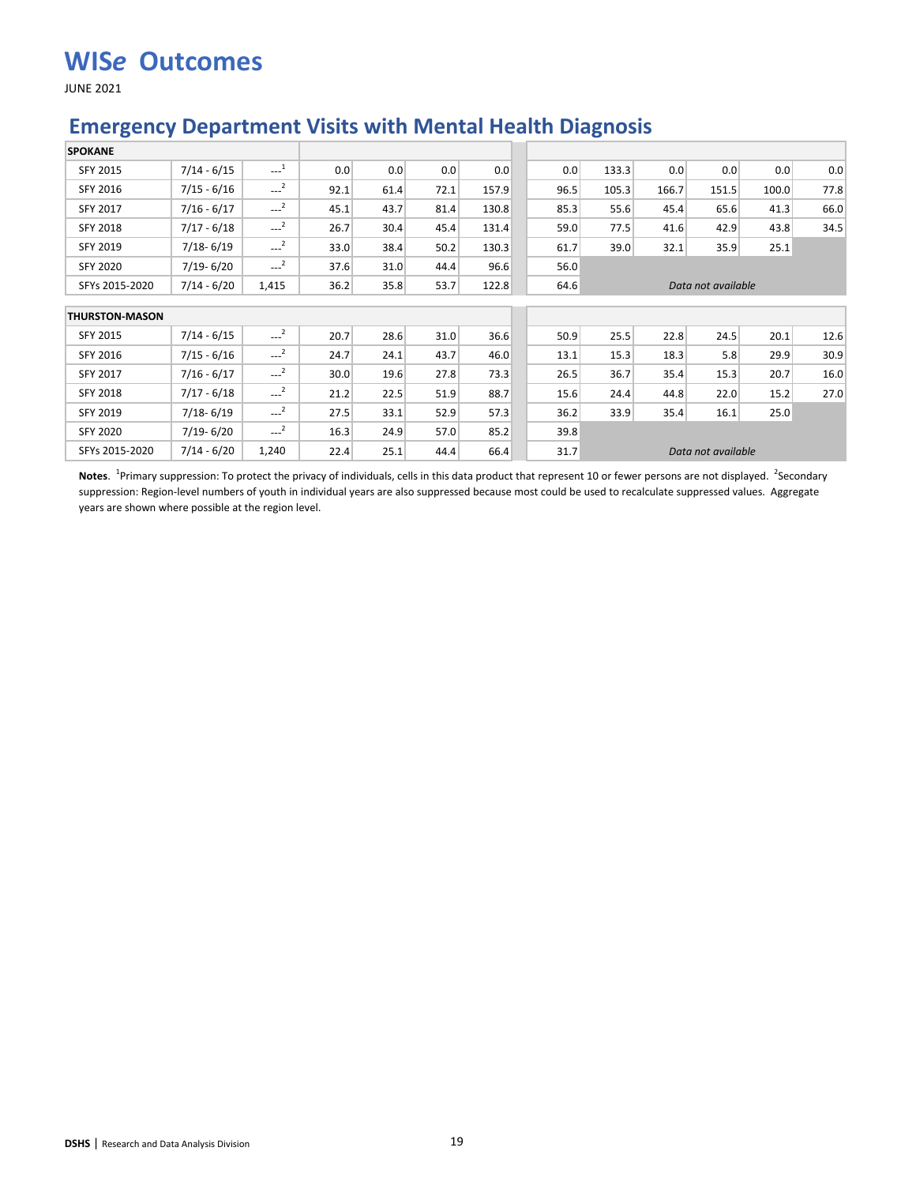# WISe Outcomes

JUNE 2021

## Emergency Department Visits with Mental Health Diagnosis

| SPOKANE | | | | | | | | | | | | | |
|---|---|---|---|---|---|---|---|---|---|---|---|---|---|
| SFY 2015 | 7/14 - 6/15 | ---[1] | 0.0 | 0.0 | 0.0 | 0.0 | 0.0 | 133.3 | 0.0 | 0.0 | 0.0 | 0.0 |
| SFY 2016 | 7/15 - 6/16 | ---[2] | 92.1 | 61.4 | 72.1 | 157.9 | 96.5 | 105.3 | 166.7 | 151.5 | 100.0 | 77.8 |
| SFY 2017 | 7/16 - 6/17 | ---[2] | 45.1 | 43.7 | 81.4 | 130.8 | 85.3 | 55.6 | 45.4 | 65.6 | 41.3 | 66.0 |
| SFY 2018 | 7/17 - 6/18 | ---[2] | 26.7 | 30.4 | 45.4 | 131.4 | 59.0 | 77.5 | 41.6 | 42.9 | 43.8 | 34.5 |
| SFY 2019 | 7/18- 6/19 | ---[2] | 33.0 | 38.4 | 50.2 | 130.3 | 61.7 | 39.0 | 32.1 | 35.9 | 25.1 | |
| SFY 2020 | 7/19- 6/20 | ---[2] | 37.6 | 31.0 | 44.4 | 96.6 | 56.0 | | | | | |
| SFYs 2015-2020 | 7/14 - 6/20 | 1,415 | 36.2 | 35.8 | 53.7 | 122.8 | 64.6 | *Data not available* | | | | |

| THURSTON-MASON | | | | | | | | | | | | |
|---|---|---|---|---|---|---|---|---|---|---|---|---|
| SFY 2015 | 7/14 - 6/15 | ---[2] | 20.7 | 28.6 | 31.0 | 36.6 | 50.9 | 25.5 | 22.8 | 24.5 | 20.1 | 12.6 |
| SFY 2016 | 7/15 - 6/16 | ---[2] | 24.7 | 24.1 | 43.7 | 46.0 | 13.1 | 15.3 | 18.3 | 5.8 | 29.9 | 30.9 |
| SFY 2017 | 7/16 - 6/17 | ---[2] | 30.0 | 19.6 | 27.8 | 73.3 | 26.5 | 36.7 | 35.4 | 15.3 | 20.7 | 16.0 |
| SFY 2018 | 7/17 - 6/18 | ---[2] | 21.2 | 22.5 | 51.9 | 88.7 | 15.6 | 24.4 | 44.8 | 22.0 | 15.2 | 27.0 |
| SFY 2019 | 7/18- 6/19 | ---[2] | 27.5 | 33.1 | 52.9 | 57.3 | 36.2 | 33.9 | 35.4 | 16.1 | 25.0 | |
| SFY 2020 | 7/19- 6/20 | ---[2] | 16.3 | 24.9 | 57.0 | 85.2 | 39.8 | | | | | |
| SFYs 2015-2020 | 7/14 - 6/20 | 1,240 | 22.4 | 25.1 | 44.4 | 66.4 | 31.7 | *Data not available* | | | | |

**Notes**. [1]Primary suppression: To protect the privacy of individuals, cells in this data product that represent 10 or fewer persons are not displayed. [2]Secondary suppression: Region-level numbers of youth in individual years are also suppressed because most could be used to recalculate suppressed values. Aggregate years are shown where possible at the region level.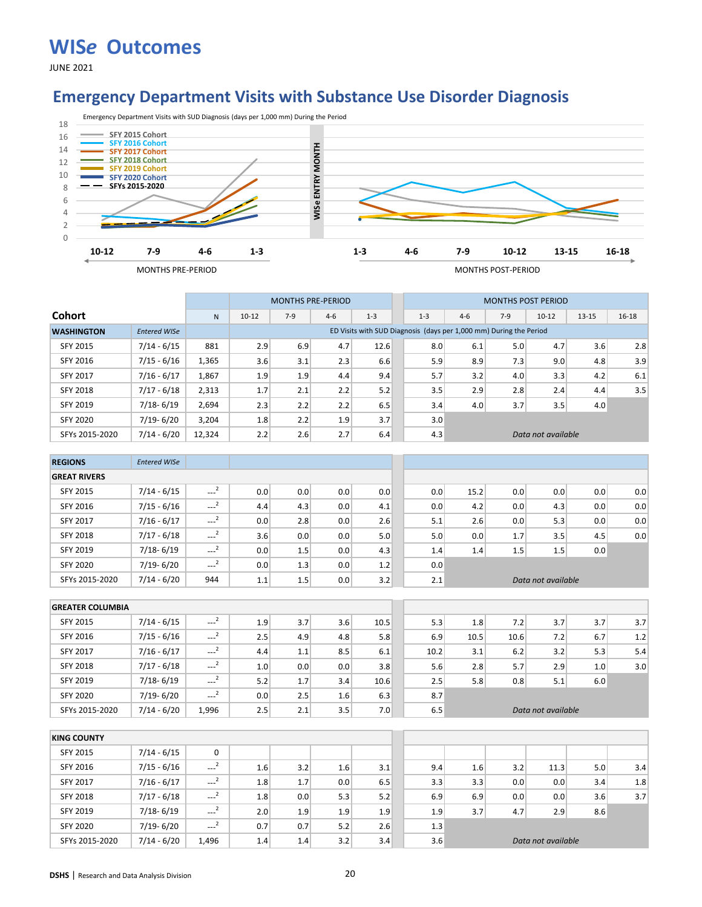# WISe Outcomes

JUNE 2021

## Emergency Department Visits with Substance Use Disorder Diagnosis

Emergency Department Visits with SUD Diagnosis (days per 1,000 mm) During the Period

| Cohort | Entered WISe | N | Pre 10-12 | Pre 7-9 | Pre 4-6 | Pre 1-3 | Post 1-3 | Post 4-6 | Post 7-9 | Post 10-12 | Post 13-15 | Post 16-18 |
|---|---|---|---|---|---|---|---|---|---|---|---|---|
| **WASHINGTON** | | | ED Visits with SUD Diagnosis (days per 1,000 mm) During the Period | | | | | | | | | |
| SFY 2015 | 7/14 - 6/15 | 881 | 2.9 | 6.9 | 4.7 | 12.6 | 8.0 | 6.1 | 5.0 | 4.7 | 3.6 | 2.8 |
| SFY 2016 | 7/15 - 6/16 | 1,365 | 3.6 | 3.1 | 2.3 | 6.6 | 5.9 | 8.9 | 7.3 | 9.0 | 4.8 | 3.9 |
| SFY 2017 | 7/16 - 6/17 | 1,867 | 1.9 | 1.9 | 4.4 | 9.4 | 5.7 | 3.2 | 4.0 | 3.3 | 4.2 | 6.1 |
| SFY 2018 | 7/17 - 6/18 | 2,313 | 1.7 | 2.1 | 2.2 | 5.2 | 3.5 | 2.9 | 2.8 | 2.4 | 4.4 | 3.5 |
| SFY 2019 | 7/18- 6/19 | 2,694 | 2.3 | 2.2 | 2.2 | 6.5 | 3.4 | 4.0 | 3.7 | 3.5 | 4.0 | |
| SFY 2020 | 7/19- 6/20 | 3,204 | 1.8 | 2.2 | 1.9 | 3.7 | 3.0 | | | | | |
| SFYs 2015-2020 | 7/14 - 6/20 | 12,324 | 2.2 | 2.6 | 2.7 | 6.4 | 4.3 | *Data not available* | | | | |
| **REGIONS** | *Entered WISe* | | | | | | | | | | | |
| **GREAT RIVERS** | | | | | | | | | | | | |
| SFY 2015 | 7/14 - 6/15 | ---[2] | 0.0 | 0.0 | 0.0 | 0.0 | 0.0 | 15.2 | 0.0 | 0.0 | 0.0 | 0.0 |
| SFY 2016 | 7/15 - 6/16 | ---[2] | 4.4 | 4.3 | 0.0 | 4.1 | 0.0 | 4.2 | 0.0 | 4.3 | 0.0 | 0.0 |
| SFY 2017 | 7/16 - 6/17 | ---[2] | 0.0 | 2.8 | 0.0 | 2.6 | 5.1 | 2.6 | 0.0 | 5.3 | 0.0 | 0.0 |
| SFY 2018 | 7/17 - 6/18 | ---[2] | 3.6 | 0.0 | 0.0 | 5.0 | 5.0 | 0.0 | 1.7 | 3.5 | 4.5 | 0.0 |
| SFY 2019 | 7/18- 6/19 | ---[2] | 0.0 | 1.5 | 0.0 | 4.3 | 1.4 | 1.4 | 1.5 | 1.5 | 0.0 | |
| SFY 2020 | 7/19- 6/20 | ---[2] | 0.0 | 1.3 | 0.0 | 1.2 | 0.0 | | | | | |
| SFYs 2015-2020 | 7/14 - 6/20 | 944 | 1.1 | 1.5 | 0.0 | 3.2 | 2.1 | *Data not available* | | | | |
| **GREATER COLUMBIA** | | | | | | | | | | | | |
| SFY 2015 | 7/14 - 6/15 | ---[2] | 1.9 | 3.7 | 3.6 | 10.5 | 5.3 | 1.8 | 7.2 | 3.7 | 3.7 | 3.7 |
| SFY 2016 | 7/15 - 6/16 | ---[2] | 2.5 | 4.9 | 4.8 | 5.8 | 6.9 | 10.5 | 10.6 | 7.2 | 6.7 | 1.2 |
| SFY 2017 | 7/16 - 6/17 | ---[2] | 4.4 | 1.1 | 8.5 | 6.1 | 10.2 | 3.1 | 6.2 | 3.2 | 5.3 | 5.4 |
| SFY 2018 | 7/17 - 6/18 | ---[2] | 1.0 | 0.0 | 0.0 | 3.8 | 5.6 | 2.8 | 5.7 | 2.9 | 1.0 | 3.0 |
| SFY 2019 | 7/18- 6/19 | ---[2] | 5.2 | 1.7 | 3.4 | 10.6 | 2.5 | 5.8 | 0.8 | 5.1 | 6.0 | |
| SFY 2020 | 7/19- 6/20 | ---[2] | 0.0 | 2.5 | 1.6 | 6.3 | 8.7 | | | | | |
| SFYs 2015-2020 | 7/14 - 6/20 | 1,996 | 2.5 | 2.1 | 3.5 | 7.0 | 6.5 | *Data not available* | | | | |
| **KING COUNTY** | | | | | | | | | | | | |
| SFY 2015 | 7/14 - 6/15 | 0 | | | | | | | | | | |
| SFY 2016 | 7/15 - 6/16 | ---[2] | 1.6 | 3.2 | 1.6 | 3.1 | 9.4 | 1.6 | 3.2 | 11.3 | 5.0 | 3.4 |
| SFY 2017 | 7/16 - 6/17 | ---[2] | 1.8 | 1.7 | 0.0 | 6.5 | 3.3 | 3.3 | 0.0 | 0.0 | 3.4 | 1.8 |
| SFY 2018 | 7/17 - 6/18 | ---[2] | 1.8 | 0.0 | 5.3 | 5.2 | 6.9 | 6.9 | 0.0 | 0.0 | 3.6 | 3.7 |
| SFY 2019 | 7/18- 6/19 | ---[2] | 2.0 | 1.9 | 1.9 | 1.9 | 1.9 | 3.7 | 4.7 | 2.9 | 8.6 | |
| SFY 2020 | 7/19- 6/20 | ---[2] | 0.7 | 0.7 | 5.2 | 2.6 | 1.3 | | | | | |
| SFYs 2015-2020 | 7/14 - 6/20 | 1,496 | 1.4 | 1.4 | 3.2 | 3.4 | 3.6 | *Data not available* | | | | |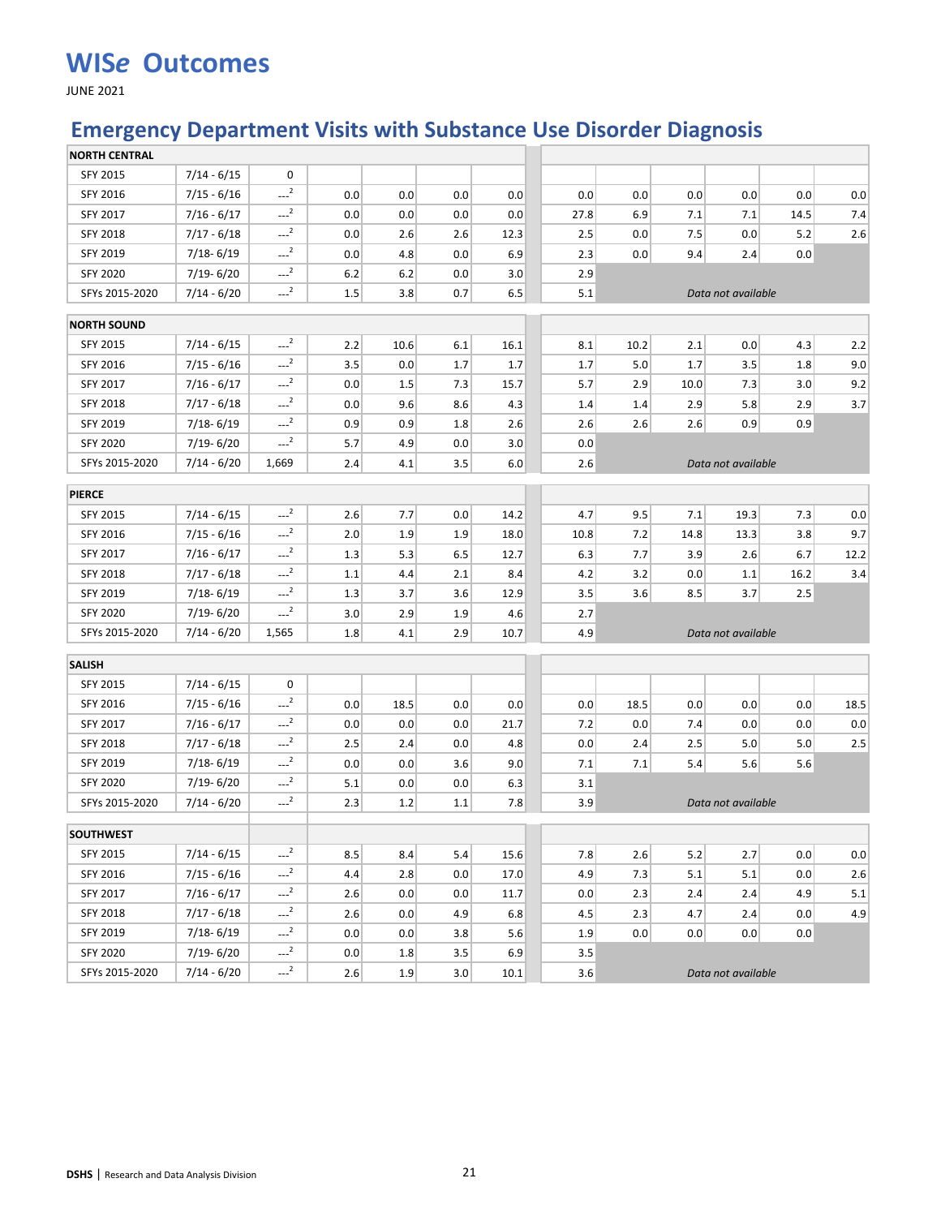# WISe Outcomes

JUNE 2021

## Emergency Department Visits with Substance Use Disorder Diagnosis

| | | | | | | | | | | | | |
|---|---|---|---|---|---|---|---|---|---|---|---|---|
| **NORTH CENTRAL** | | | | | | | | | | | | |
| SFY 2015 | 7/14 - 6/15 | 0 | | | | | | | | | | |
| SFY 2016 | 7/15 - 6/16 | ---[2] | 0.0 | 0.0 | 0.0 | 0.0 | 0.0 | 0.0 | 0.0 | 0.0 | 0.0 | 0.0 |
| SFY 2017 | 7/16 - 6/17 | ---[2] | 0.0 | 0.0 | 0.0 | 0.0 | 27.8 | 6.9 | 7.1 | 7.1 | 14.5 | 7.4 |
| SFY 2018 | 7/17 - 6/18 | ---[2] | 0.0 | 2.6 | 2.6 | 12.3 | 2.5 | 0.0 | 7.5 | 0.0 | 5.2 | 2.6 |
| SFY 2019 | 7/18- 6/19 | ---[2] | 0.0 | 4.8 | 0.0 | 6.9 | 2.3 | 0.0 | 9.4 | 2.4 | 0.0 | |
| SFY 2020 | 7/19- 6/20 | ---[2] | 6.2 | 6.2 | 0.0 | 3.0 | 2.9 | | | | | |
| SFYs 2015-2020 | 7/14 - 6/20 | ---[2] | 1.5 | 3.8 | 0.7 | 6.5 | 5.1 | *Data not available* | | | | |
| **NORTH SOUND** | | | | | | | | | | | | |
| SFY 2015 | 7/14 - 6/15 | ---[2] | 2.2 | 10.6 | 6.1 | 16.1 | 8.1 | 10.2 | 2.1 | 0.0 | 4.3 | 2.2 |
| SFY 2016 | 7/15 - 6/16 | ---[2] | 3.5 | 0.0 | 1.7 | 1.7 | 1.7 | 5.0 | 1.7 | 3.5 | 1.8 | 9.0 |
| SFY 2017 | 7/16 - 6/17 | ---[2] | 0.0 | 1.5 | 7.3 | 15.7 | 5.7 | 2.9 | 10.0 | 7.3 | 3.0 | 9.2 |
| SFY 2018 | 7/17 - 6/18 | ---[2] | 0.0 | 9.6 | 8.6 | 4.3 | 1.4 | 1.4 | 2.9 | 5.8 | 2.9 | 3.7 |
| SFY 2019 | 7/18- 6/19 | ---[2] | 0.9 | 0.9 | 1.8 | 2.6 | 2.6 | 2.6 | 2.6 | 0.9 | 0.9 | |
| SFY 2020 | 7/19- 6/20 | ---[2] | 5.7 | 4.9 | 0.0 | 3.0 | 0.0 | | | | | |
| SFYs 2015-2020 | 7/14 - 6/20 | 1,669 | 2.4 | 4.1 | 3.5 | 6.0 | 2.6 | *Data not available* | | | | |
| **PIERCE** | | | | | | | | | | | | |
| SFY 2015 | 7/14 - 6/15 | ---[2] | 2.6 | 7.7 | 0.0 | 14.2 | 4.7 | 9.5 | 7.1 | 19.3 | 7.3 | 0.0 |
| SFY 2016 | 7/15 - 6/16 | ---[2] | 2.0 | 1.9 | 1.9 | 18.0 | 10.8 | 7.2 | 14.8 | 13.3 | 3.8 | 9.7 |
| SFY 2017 | 7/16 - 6/17 | ---[2] | 1.3 | 5.3 | 6.5 | 12.7 | 6.3 | 7.7 | 3.9 | 2.6 | 6.7 | 12.2 |
| SFY 2018 | 7/17 - 6/18 | ---[2] | 1.1 | 4.4 | 2.1 | 8.4 | 4.2 | 3.2 | 0.0 | 1.1 | 16.2 | 3.4 |
| SFY 2019 | 7/18- 6/19 | ---[2] | 1.3 | 3.7 | 3.6 | 12.9 | 3.5 | 3.6 | 8.5 | 3.7 | 2.5 | |
| SFY 2020 | 7/19- 6/20 | ---[2] | 3.0 | 2.9 | 1.9 | 4.6 | 2.7 | | | | | |
| SFYs 2015-2020 | 7/14 - 6/20 | 1,565 | 1.8 | 4.1 | 2.9 | 10.7 | 4.9 | *Data not available* | | | | |
| **SALISH** | | | | | | | | | | | | |
| SFY 2015 | 7/14 - 6/15 | 0 | | | | | | | | | | |
| SFY 2016 | 7/15 - 6/16 | ---[2] | 0.0 | 18.5 | 0.0 | 0.0 | 0.0 | 18.5 | 0.0 | 0.0 | 0.0 | 18.5 |
| SFY 2017 | 7/16 - 6/17 | ---[2] | 0.0 | 0.0 | 0.0 | 21.7 | 7.2 | 0.0 | 7.4 | 0.0 | 0.0 | 0.0 |
| SFY 2018 | 7/17 - 6/18 | ---[2] | 2.5 | 2.4 | 0.0 | 4.8 | 0.0 | 2.4 | 2.5 | 5.0 | 5.0 | 2.5 |
| SFY 2019 | 7/18- 6/19 | ---[2] | 0.0 | 0.0 | 3.6 | 9.0 | 7.1 | 7.1 | 5.4 | 5.6 | 5.6 | |
| SFY 2020 | 7/19- 6/20 | ---[2] | 5.1 | 0.0 | 0.0 | 6.3 | 3.1 | | | | | |
| SFYs 2015-2020 | 7/14 - 6/20 | ---[2] | 2.3 | 1.2 | 1.1 | 7.8 | 3.9 | *Data not available* | | | | |
| **SOUTHWEST** | | | | | | | | | | | | |
| SFY 2015 | 7/14 - 6/15 | ---[2] | 8.5 | 8.4 | 5.4 | 15.6 | 7.8 | 2.6 | 5.2 | 2.7 | 0.0 | 0.0 |
| SFY 2016 | 7/15 - 6/16 | ---[2] | 4.4 | 2.8 | 0.0 | 17.0 | 4.9 | 7.3 | 5.1 | 5.1 | 0.0 | 2.6 |
| SFY 2017 | 7/16 - 6/17 | ---[2] | 2.6 | 0.0 | 0.0 | 11.7 | 0.0 | 2.3 | 2.4 | 2.4 | 4.9 | 5.1 |
| SFY 2018 | 7/17 - 6/18 | ---[2] | 2.6 | 0.0 | 4.9 | 6.8 | 4.5 | 2.3 | 4.7 | 2.4 | 0.0 | 4.9 |
| SFY 2019 | 7/18- 6/19 | ---[2] | 0.0 | 0.0 | 3.8 | 5.6 | 1.9 | 0.0 | 0.0 | 0.0 | 0.0 | |
| SFY 2020 | 7/19- 6/20 | ---[2] | 0.0 | 1.8 | 3.5 | 6.9 | 3.5 | | | | | |
| SFYs 2015-2020 | 7/14 - 6/20 | ---[2] | 2.6 | 1.9 | 3.0 | 10.1 | 3.6 | *Data not available* | | | | |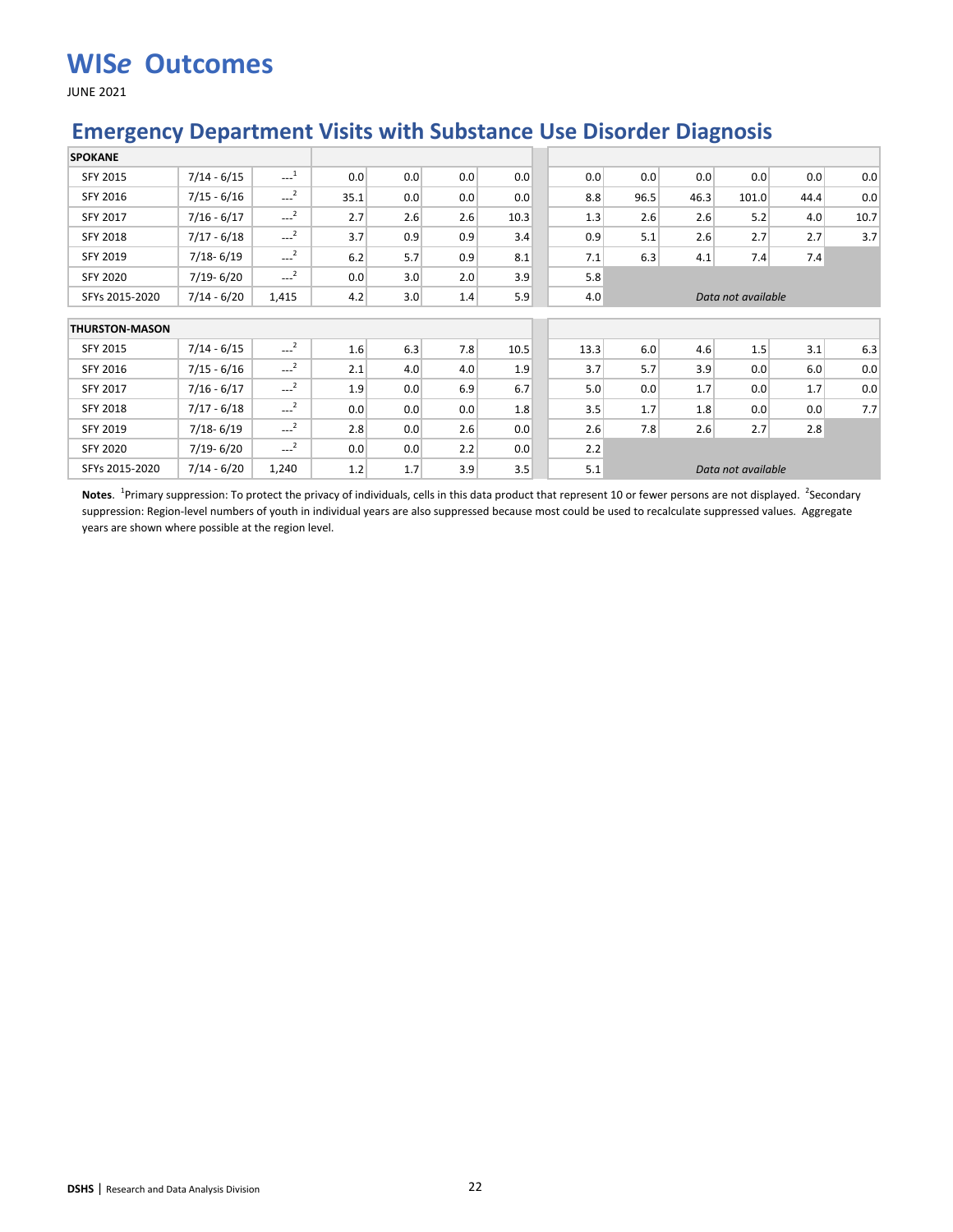# WISe Outcomes

JUNE 2021

## Emergency Department Visits with Substance Use Disorder Diagnosis

| SPOKANE | | | | | | | | | | | | | |
|---|---|---|---|---|---|---|---|---|---|---|---|---|---|
| SFY 2015 | 7/14 - 6/15 | ---[1] | 0.0 | 0.0 | 0.0 | 0.0 | 0.0 | 0.0 | 0.0 | 0.0 | 0.0 | 0.0 |
| SFY 2016 | 7/15 - 6/16 | ---[2] | 35.1 | 0.0 | 0.0 | 0.0 | 8.8 | 96.5 | 46.3 | 101.0 | 44.4 | 0.0 |
| SFY 2017 | 7/16 - 6/17 | ---[2] | 2.7 | 2.6 | 2.6 | 10.3 | 1.3 | 2.6 | 2.6 | 5.2 | 4.0 | 10.7 |
| SFY 2018 | 7/17 - 6/18 | ---[2] | 3.7 | 0.9 | 0.9 | 3.4 | 0.9 | 5.1 | 2.6 | 2.7 | 2.7 | 3.7 |
| SFY 2019 | 7/18- 6/19 | ---[2] | 6.2 | 5.7 | 0.9 | 8.1 | 7.1 | 6.3 | 4.1 | 7.4 | 7.4 | |
| SFY 2020 | 7/19- 6/20 | ---[2] | 0.0 | 3.0 | 2.0 | 3.9 | 5.8 | | | | | |
| SFYs 2015-2020 | 7/14 - 6/20 | 1,415 | 4.2 | 3.0 | 1.4 | 5.9 | 4.0 | *Data not available* | | | | |

| THURSTON-MASON | | | | | | | | | | | | | |
|---|---|---|---|---|---|---|---|---|---|---|---|---|---|
| SFY 2015 | 7/14 - 6/15 | ---[2] | 1.6 | 6.3 | 7.8 | 10.5 | 13.3 | 6.0 | 4.6 | 1.5 | 3.1 | 6.3 |
| SFY 2016 | 7/15 - 6/16 | ---[2] | 2.1 | 4.0 | 4.0 | 1.9 | 3.7 | 5.7 | 3.9 | 0.0 | 6.0 | 0.0 |
| SFY 2017 | 7/16 - 6/17 | ---[2] | 1.9 | 0.0 | 6.9 | 6.7 | 5.0 | 0.0 | 1.7 | 0.0 | 1.7 | 0.0 |
| SFY 2018 | 7/17 - 6/18 | ---[2] | 0.0 | 0.0 | 0.0 | 1.8 | 3.5 | 1.7 | 1.8 | 0.0 | 0.0 | 7.7 |
| SFY 2019 | 7/18- 6/19 | ---[2] | 2.8 | 0.0 | 2.6 | 0.0 | 2.6 | 7.8 | 2.6 | 2.7 | 2.8 | |
| SFY 2020 | 7/19- 6/20 | ---[2] | 0.0 | 0.0 | 2.2 | 0.0 | 2.2 | | | | | |
| SFYs 2015-2020 | 7/14 - 6/20 | 1,240 | 1.2 | 1.7 | 3.9 | 3.5 | 5.1 | *Data not available* | | | | |

**Notes**. [1]Primary suppression: To protect the privacy of individuals, cells in this data product that represent 10 or fewer persons are not displayed. [2]Secondary suppression: Region-level numbers of youth in individual years are also suppressed because most could be used to recalculate suppressed values. Aggregate years are shown where possible at the region level.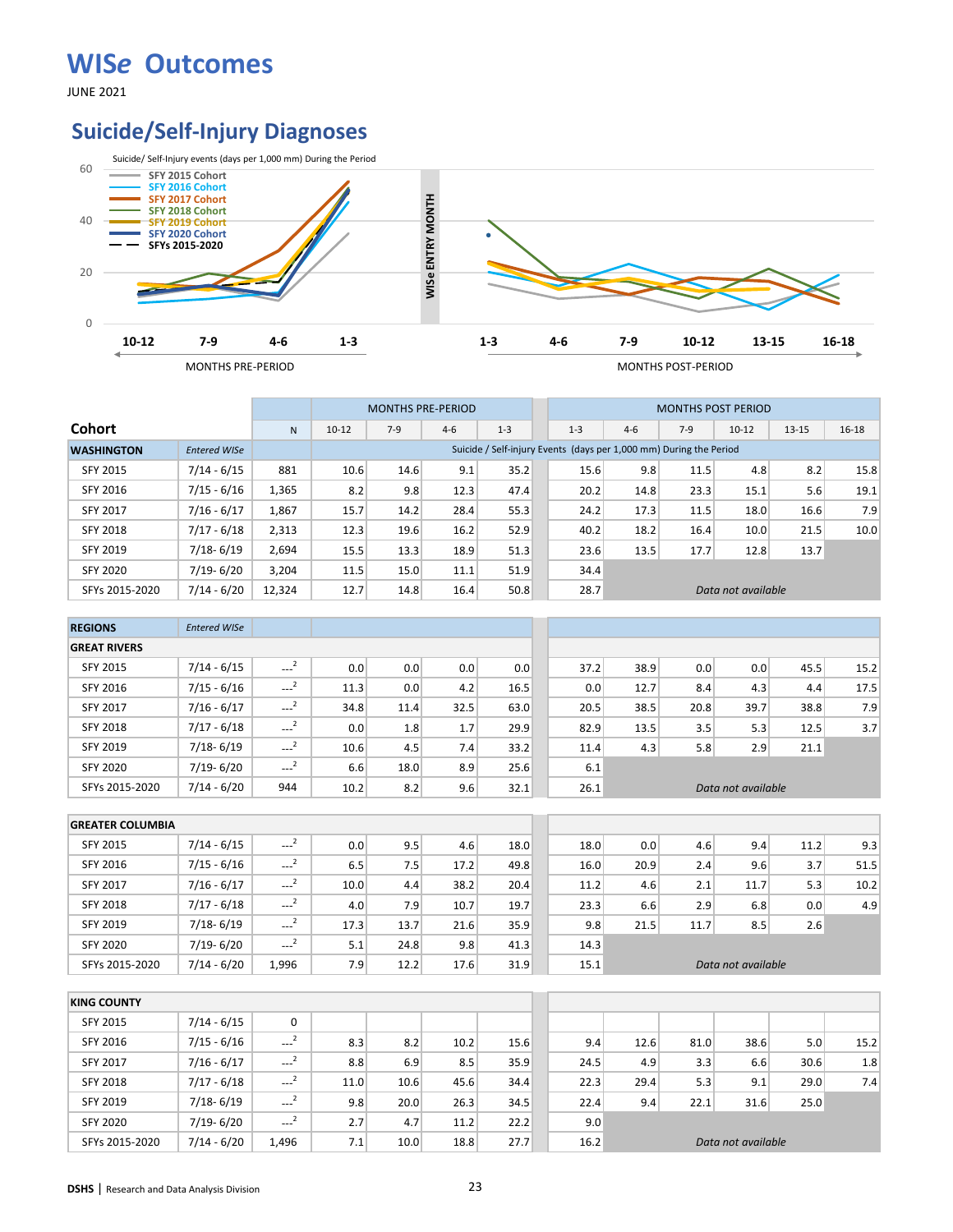# WISe Outcomes

JUNE 2021

## Suicide/Self-Injury Diagnoses

Suicide/ Self-Injury events (days per 1,000 mm) During the Period

| Cohort | Entered WISe | N | Pre 10-12 | Pre 7-9 | Pre 4-6 | Pre 1-3 | Post 1-3 | Post 4-6 | Post 7-9 | Post 10-12 | Post 13-15 | Post 16-18 |
|---|---|---|---|---|---|---|---|---|---|---|---|---|
| **WASHINGTON** | | | | | | | | | | | | |
| SFY 2015 | 7/14 - 6/15 | 881 | 10.6 | 14.6 | 9.1 | 35.2 | 15.6 | 9.8 | 11.5 | 4.8 | 8.2 | 15.8 |
| SFY 2016 | 7/15 - 6/16 | 1,365 | 8.2 | 9.8 | 12.3 | 47.4 | 20.2 | 14.8 | 23.3 | 15.1 | 5.6 | 19.1 |
| SFY 2017 | 7/16 - 6/17 | 1,867 | 15.7 | 14.2 | 28.4 | 55.3 | 24.2 | 17.3 | 11.5 | 18.0 | 16.6 | 7.9 |
| SFY 2018 | 7/17 - 6/18 | 2,313 | 12.3 | 19.6 | 16.2 | 52.9 | 40.2 | 18.2 | 16.4 | 10.0 | 21.5 | 10.0 |
| SFY 2019 | 7/18- 6/19 | 2,694 | 15.5 | 13.3 | 18.9 | 51.3 | 23.6 | 13.5 | 17.7 | 12.8 | 13.7 | |
| SFY 2020 | 7/19- 6/20 | 3,204 | 11.5 | 15.0 | 11.1 | 51.9 | 34.4 | | | | | |
| SFYs 2015-2020 | 7/14 - 6/20 | 12,324 | 12.7 | 14.8 | 16.4 | 50.8 | 28.7 | *Data not available* | | | | |
| **REGIONS** | | | | | | | | | | | | |
| **GREAT RIVERS** | | | | | | | | | | | | |
| SFY 2015 | 7/14 - 6/15 | ---[2] | 0.0 | 0.0 | 0.0 | 0.0 | 37.2 | 38.9 | 0.0 | 0.0 | 45.5 | 15.2 |
| SFY 2016 | 7/15 - 6/16 | ---[2] | 11.3 | 0.0 | 4.2 | 16.5 | 0.0 | 12.7 | 8.4 | 4.3 | 4.4 | 17.5 |
| SFY 2017 | 7/16 - 6/17 | ---[2] | 34.8 | 11.4 | 32.5 | 63.0 | 20.5 | 38.5 | 20.8 | 39.7 | 38.8 | 7.9 |
| SFY 2018 | 7/17 - 6/18 | ---[2] | 0.0 | 1.8 | 1.7 | 29.9 | 82.9 | 13.5 | 3.5 | 5.3 | 12.5 | 3.7 |
| SFY 2019 | 7/18- 6/19 | ---[2] | 10.6 | 4.5 | 7.4 | 33.2 | 11.4 | 4.3 | 5.8 | 2.9 | 21.1 | |
| SFY 2020 | 7/19- 6/20 | ---[2] | 6.6 | 18.0 | 8.9 | 25.6 | 6.1 | | | | | |
| SFYs 2015-2020 | 7/14 - 6/20 | 944 | 10.2 | 8.2 | 9.6 | 32.1 | 26.1 | *Data not available* | | | | |
| **GREATER COLUMBIA** | | | | | | | | | | | | |
| SFY 2015 | 7/14 - 6/15 | ---[2] | 0.0 | 9.5 | 4.6 | 18.0 | 18.0 | 0.0 | 4.6 | 9.4 | 11.2 | 9.3 |
| SFY 2016 | 7/15 - 6/16 | ---[2] | 6.5 | 7.5 | 17.2 | 49.8 | 16.0 | 20.9 | 2.4 | 9.6 | 3.7 | 51.5 |
| SFY 2017 | 7/16 - 6/17 | ---[2] | 10.0 | 4.4 | 38.2 | 20.4 | 11.2 | 4.6 | 2.1 | 11.7 | 5.3 | 10.2 |
| SFY 2018 | 7/17 - 6/18 | ---[2] | 4.0 | 7.9 | 10.7 | 19.7 | 23.3 | 6.6 | 2.9 | 6.8 | 0.0 | 4.9 |
| SFY 2019 | 7/18- 6/19 | ---[2] | 17.3 | 13.7 | 21.6 | 35.9 | 9.8 | 21.5 | 11.7 | 8.5 | 2.6 | |
| SFY 2020 | 7/19- 6/20 | ---[2] | 5.1 | 24.8 | 9.8 | 41.3 | 14.3 | | | | | |
| SFYs 2015-2020 | 7/14 - 6/20 | 1,996 | 7.9 | 12.2 | 17.6 | 31.9 | 15.1 | *Data not available* | | | | |
| **KING COUNTY** | | | | | | | | | | | | |
| SFY 2015 | 7/14 - 6/15 | 0 | | | | | | | | | | |
| SFY 2016 | 7/15 - 6/16 | ---[2] | 8.3 | 8.2 | 10.2 | 15.6 | 9.4 | 12.6 | 81.0 | 38.6 | 5.0 | 15.2 |
| SFY 2017 | 7/16 - 6/17 | ---[2] | 8.8 | 6.9 | 8.5 | 35.9 | 24.5 | 4.9 | 3.3 | 6.6 | 30.6 | 1.8 |
| SFY 2018 | 7/17 - 6/18 | ---[2] | 11.0 | 10.6 | 45.6 | 34.4 | 22.3 | 29.4 | 5.3 | 9.1 | 29.0 | 7.4 |
| SFY 2019 | 7/18- 6/19 | ---[2] | 9.8 | 20.0 | 26.3 | 34.5 | 22.4 | 9.4 | 22.1 | 31.6 | 25.0 | |
| SFY 2020 | 7/19- 6/20 | ---[2] | 2.7 | 4.7 | 11.2 | 22.2 | 9.0 | | | | | |
| SFYs 2015-2020 | 7/14 - 6/20 | 1,496 | 7.1 | 10.0 | 18.8 | 27.7 | 16.2 | *Data not available* | | | | |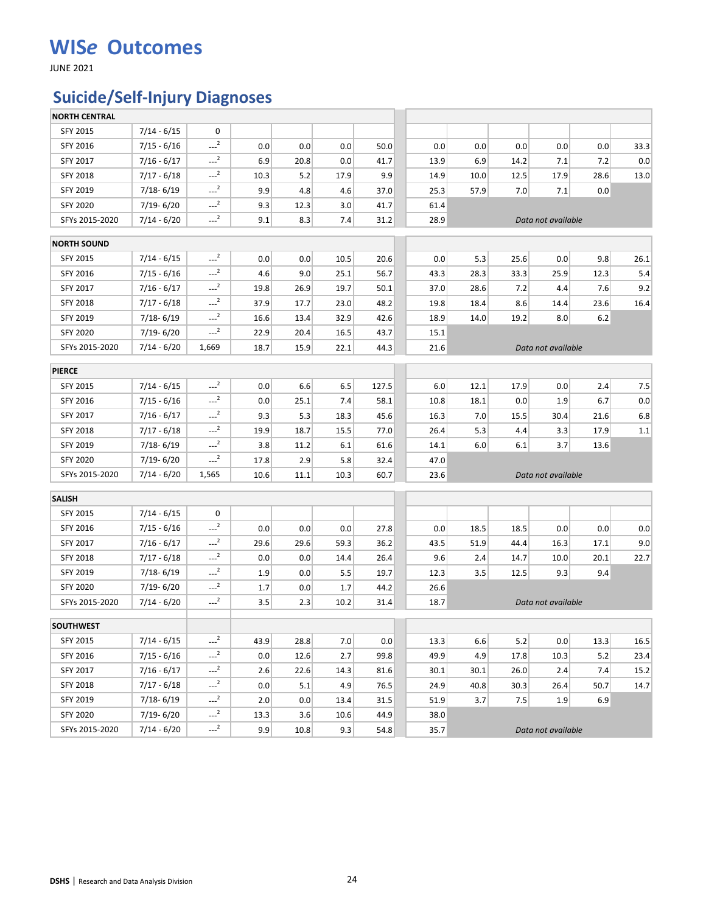# WISe Outcomes

JUNE 2021

## Suicide/Self-Injury Diagnoses

| | | | | | | | | | | | | |
|---|---|---|---|---|---|---|---|---|---|---|---|---|
| **NORTH CENTRAL** | | | | | | | | | | | | |
| SFY 2015 | 7/14 - 6/15 | 0 | | | | | | | | | | |
| SFY 2016 | 7/15 - 6/16 | ---[2] | 0.0 | 0.0 | 0.0 | 50.0 | 0.0 | 0.0 | 0.0 | 0.0 | 0.0 | 33.3 |
| SFY 2017 | 7/16 - 6/17 | ---[2] | 6.9 | 20.8 | 0.0 | 41.7 | 13.9 | 6.9 | 14.2 | 7.1 | 7.2 | 0.0 |
| SFY 2018 | 7/17 - 6/18 | ---[2] | 10.3 | 5.2 | 17.9 | 9.9 | 14.9 | 10.0 | 12.5 | 17.9 | 28.6 | 13.0 |
| SFY 2019 | 7/18- 6/19 | ---[2] | 9.9 | 4.8 | 4.6 | 37.0 | 25.3 | 57.9 | 7.0 | 7.1 | 0.0 | |
| SFY 2020 | 7/19- 6/20 | ---[2] | 9.3 | 12.3 | 3.0 | 41.7 | 61.4 | | | | | |
| SFYs 2015-2020 | 7/14 - 6/20 | ---[2] | 9.1 | 8.3 | 7.4 | 31.2 | 28.9 | *Data not available* | | | | |
| **NORTH SOUND** | | | | | | | | | | | | |
| SFY 2015 | 7/14 - 6/15 | ---[2] | 0.0 | 0.0 | 10.5 | 20.6 | 0.0 | 5.3 | 25.6 | 0.0 | 9.8 | 26.1 |
| SFY 2016 | 7/15 - 6/16 | ---[2] | 4.6 | 9.0 | 25.1 | 56.7 | 43.3 | 28.3 | 33.3 | 25.9 | 12.3 | 5.4 |
| SFY 2017 | 7/16 - 6/17 | ---[2] | 19.8 | 26.9 | 19.7 | 50.1 | 37.0 | 28.6 | 7.2 | 4.4 | 7.6 | 9.2 |
| SFY 2018 | 7/17 - 6/18 | ---[2] | 37.9 | 17.7 | 23.0 | 48.2 | 19.8 | 18.4 | 8.6 | 14.4 | 23.6 | 16.4 |
| SFY 2019 | 7/18- 6/19 | ---[2] | 16.6 | 13.4 | 32.9 | 42.6 | 18.9 | 14.0 | 19.2 | 8.0 | 6.2 | |
| SFY 2020 | 7/19- 6/20 | ---[2] | 22.9 | 20.4 | 16.5 | 43.7 | 15.1 | | | | | |
| SFYs 2015-2020 | 7/14 - 6/20 | 1,669 | 18.7 | 15.9 | 22.1 | 44.3 | 21.6 | *Data not available* | | | | |
| **PIERCE** | | | | | | | | | | | | |
| SFY 2015 | 7/14 - 6/15 | ---[2] | 0.0 | 6.6 | 6.5 | 127.5 | 6.0 | 12.1 | 17.9 | 0.0 | 2.4 | 7.5 |
| SFY 2016 | 7/15 - 6/16 | ---[2] | 0.0 | 25.1 | 7.4 | 58.1 | 10.8 | 18.1 | 0.0 | 1.9 | 6.7 | 0.0 |
| SFY 2017 | 7/16 - 6/17 | ---[2] | 9.3 | 5.3 | 18.3 | 45.6 | 16.3 | 7.0 | 15.5 | 30.4 | 21.6 | 6.8 |
| SFY 2018 | 7/17 - 6/18 | ---[2] | 19.9 | 18.7 | 15.5 | 77.0 | 26.4 | 5.3 | 4.4 | 3.3 | 17.9 | 1.1 |
| SFY 2019 | 7/18- 6/19 | ---[2] | 3.8 | 11.2 | 6.1 | 61.6 | 14.1 | 6.0 | 6.1 | 3.7 | 13.6 | |
| SFY 2020 | 7/19- 6/20 | ---[2] | 17.8 | 2.9 | 5.8 | 32.4 | 47.0 | | | | | |
| SFYs 2015-2020 | 7/14 - 6/20 | 1,565 | 10.6 | 11.1 | 10.3 | 60.7 | 23.6 | *Data not available* | | | | |
| **SALISH** | | | | | | | | | | | | |
| SFY 2015 | 7/14 - 6/15 | 0 | | | | | | | | | | |
| SFY 2016 | 7/15 - 6/16 | ---[2] | 0.0 | 0.0 | 0.0 | 27.8 | 0.0 | 18.5 | 18.5 | 0.0 | 0.0 | 0.0 |
| SFY 2017 | 7/16 - 6/17 | ---[2] | 29.6 | 29.6 | 59.3 | 36.2 | 43.5 | 51.9 | 44.4 | 16.3 | 17.1 | 9.0 |
| SFY 2018 | 7/17 - 6/18 | ---[2] | 0.0 | 0.0 | 14.4 | 26.4 | 9.6 | 2.4 | 14.7 | 10.0 | 20.1 | 22.7 |
| SFY 2019 | 7/18- 6/19 | ---[2] | 1.9 | 0.0 | 5.5 | 19.7 | 12.3 | 3.5 | 12.5 | 9.3 | 9.4 | |
| SFY 2020 | 7/19- 6/20 | ---[2] | 1.7 | 0.0 | 1.7 | 44.2 | 26.6 | | | | | |
| SFYs 2015-2020 | 7/14 - 6/20 | ---[2] | 3.5 | 2.3 | 10.2 | 31.4 | 18.7 | *Data not available* | | | | |
| **SOUTHWEST** | | | | | | | | | | | | |
| SFY 2015 | 7/14 - 6/15 | ---[2] | 43.9 | 28.8 | 7.0 | 0.0 | 13.3 | 6.6 | 5.2 | 0.0 | 13.3 | 16.5 |
| SFY 2016 | 7/15 - 6/16 | ---[2] | 0.0 | 12.6 | 2.7 | 99.8 | 49.9 | 4.9 | 17.8 | 10.3 | 5.2 | 23.4 |
| SFY 2017 | 7/16 - 6/17 | ---[2] | 2.6 | 22.6 | 14.3 | 81.6 | 30.1 | 30.1 | 26.0 | 2.4 | 7.4 | 15.2 |
| SFY 2018 | 7/17 - 6/18 | ---[2] | 0.0 | 5.1 | 4.9 | 76.5 | 24.9 | 40.8 | 30.3 | 26.4 | 50.7 | 14.7 |
| SFY 2019 | 7/18- 6/19 | ---[2] | 2.0 | 0.0 | 13.4 | 31.5 | 51.9 | 3.7 | 7.5 | 1.9 | 6.9 | |
| SFY 2020 | 7/19- 6/20 | ---[2] | 13.3 | 3.6 | 10.6 | 44.9 | 38.0 | | | | | |
| SFYs 2015-2020 | 7/14 - 6/20 | ---[2] | 9.9 | 10.8 | 9.3 | 54.8 | 35.7 | *Data not available* | | | | |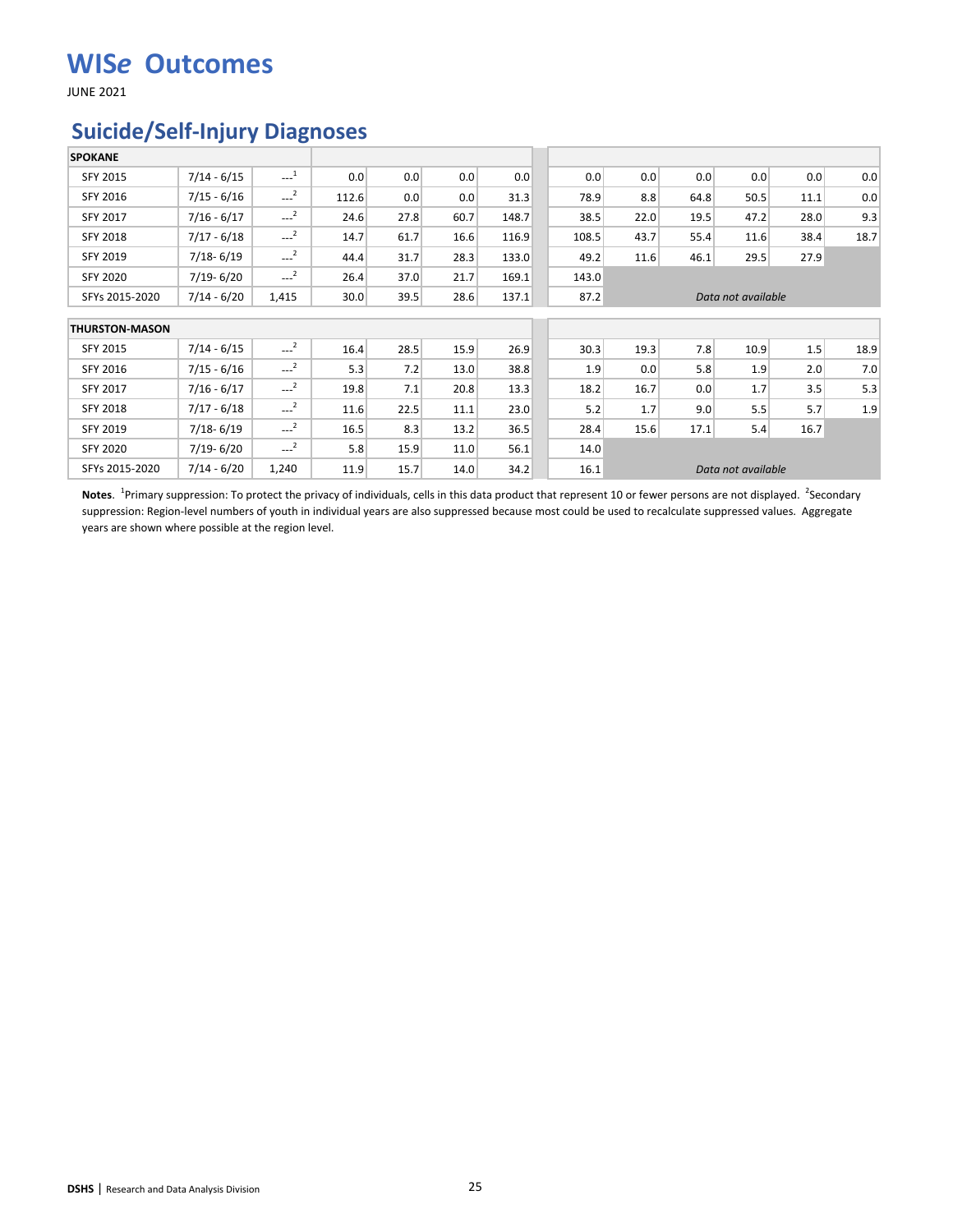# WIS*e* Outcomes

JUNE 2021

## Suicide/Self-Injury Diagnoses

| SPOKANE | | | | | | | | | | | | | |
|---|---|---|---|---|---|---|---|---|---|---|---|---|---|
| SFY 2015 | 7/14 - 6/15 | ---[1] | 0.0 | 0.0 | 0.0 | 0.0 | 0.0 | 0.0 | 0.0 | 0.0 | 0.0 | 0.0 |
| SFY 2016 | 7/15 - 6/16 | ---[2] | 112.6 | 0.0 | 0.0 | 31.3 | 78.9 | 8.8 | 64.8 | 50.5 | 11.1 | 0.0 |
| SFY 2017 | 7/16 - 6/17 | ---[2] | 24.6 | 27.8 | 60.7 | 148.7 | 38.5 | 22.0 | 19.5 | 47.2 | 28.0 | 9.3 |
| SFY 2018 | 7/17 - 6/18 | ---[2] | 14.7 | 61.7 | 16.6 | 116.9 | 108.5 | 43.7 | 55.4 | 11.6 | 38.4 | 18.7 |
| SFY 2019 | 7/18- 6/19 | ---[2] | 44.4 | 31.7 | 28.3 | 133.0 | 49.2 | 11.6 | 46.1 | 29.5 | 27.9 | |
| SFY 2020 | 7/19- 6/20 | ---[2] | 26.4 | 37.0 | 21.7 | 169.1 | 143.0 | | | | | |
| SFYs 2015-2020 | 7/14 - 6/20 | 1,415 | 30.0 | 39.5 | 28.6 | 137.1 | 87.2 | *Data not available* | | | | |

| THURSTON-MASON | | | | | | | | | | | | | |
|---|---|---|---|---|---|---|---|---|---|---|---|---|---|
| SFY 2015 | 7/14 - 6/15 | ---[2] | 16.4 | 28.5 | 15.9 | 26.9 | 30.3 | 19.3 | 7.8 | 10.9 | 1.5 | 18.9 |
| SFY 2016 | 7/15 - 6/16 | ---[2] | 5.3 | 7.2 | 13.0 | 38.8 | 1.9 | 0.0 | 5.8 | 1.9 | 2.0 | 7.0 |
| SFY 2017 | 7/16 - 6/17 | ---[2] | 19.8 | 7.1 | 20.8 | 13.3 | 18.2 | 16.7 | 0.0 | 1.7 | 3.5 | 5.3 |
| SFY 2018 | 7/17 - 6/18 | ---[2] | 11.6 | 22.5 | 11.1 | 23.0 | 5.2 | 1.7 | 9.0 | 5.5 | 5.7 | 1.9 |
| SFY 2019 | 7/18- 6/19 | ---[2] | 16.5 | 8.3 | 13.2 | 36.5 | 28.4 | 15.6 | 17.1 | 5.4 | 16.7 | |
| SFY 2020 | 7/19- 6/20 | ---[2] | 5.8 | 15.9 | 11.0 | 56.1 | 14.0 | | | | | |
| SFYs 2015-2020 | 7/14 - 6/20 | 1,240 | 11.9 | 15.7 | 14.0 | 34.2 | 16.1 | *Data not available* | | | | |

**Notes**. [1]Primary suppression: To protect the privacy of individuals, cells in this data product that represent 10 or fewer persons are not displayed. [2]Secondary suppression: Region-level numbers of youth in individual years are also suppressed because most could be used to recalculate suppressed values. Aggregate years are shown where possible at the region level.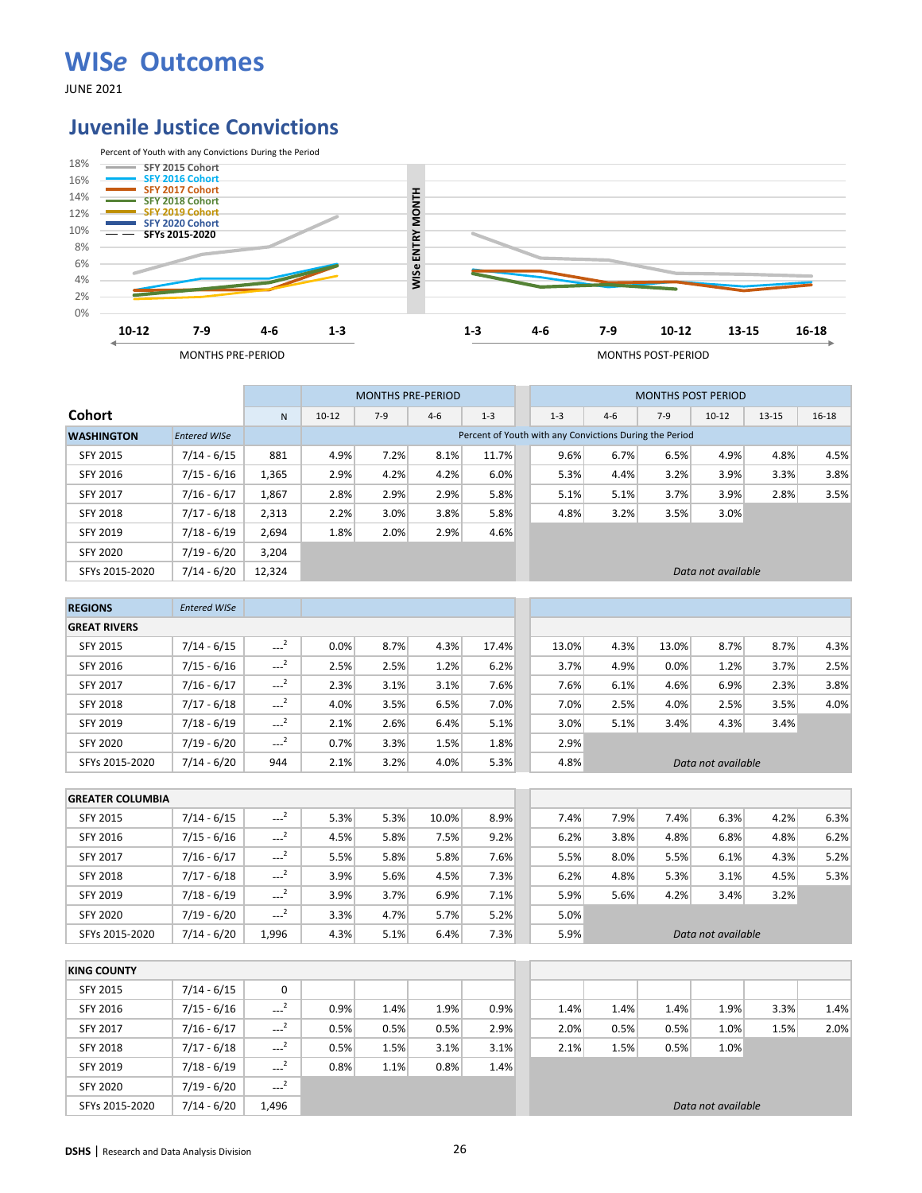# WIS*e* Outcomes

JUNE 2021

## Juvenile Justice Convictions

Percent of Youth with any Convictions During the Period

Legend: SFY 2015 Cohort, SFY 2016 Cohort, SFY 2017 Cohort, SFY 2018 Cohort, SFY 2019 Cohort, SFY 2020 Cohort, SFYs 2015-2020

WISe ENTRY MONTH

MONTHS PRE-PERIOD: 10-12, 7-9, 4-6, 1-3 — MONTHS POST-PERIOD: 1-3, 4-6, 7-9, 10-12, 13-15, 16-18

| Cohort | | N | MONTHS PRE-PERIOD 10-12 | 7-9 | 4-6 | 1-3 | MONTHS POST PERIOD 1-3 | 4-6 | 7-9 | 10-12 | 13-15 | 16-18 |
|---|---|---|---|---|---|---|---|---|---|---|---|---|
| **WASHINGTON** | *Entered WISe* | | Percent of Youth with any Convictions During the Period | | | | | | | | | |
| SFY 2015 | 7/14 - 6/15 | 881 | 4.9% | 7.2% | 8.1% | 11.7% | 9.6% | 6.7% | 6.5% | 4.9% | 4.8% | 4.5% |
| SFY 2016 | 7/15 - 6/16 | 1,365 | 2.9% | 4.2% | 4.2% | 6.0% | 5.3% | 4.4% | 3.2% | 3.9% | 3.3% | 3.8% |
| SFY 2017 | 7/16 - 6/17 | 1,867 | 2.8% | 2.9% | 2.9% | 5.8% | 5.1% | 5.1% | 3.7% | 3.9% | 2.8% | 3.5% |
| SFY 2018 | 7/17 - 6/18 | 2,313 | 2.2% | 3.0% | 3.8% | 5.8% | 4.8% | 3.2% | 3.5% | 3.0% | | |
| SFY 2019 | 7/18 - 6/19 | 2,694 | 1.8% | 2.0% | 2.9% | 4.6% | | | | | | |
| SFY 2020 | 7/19 - 6/20 | 3,204 | | | | | | | | | | |
| SFYs 2015-2020 | 7/14 - 6/20 | 12,324 | | | | | | | | *Data not available* | | |
| **REGIONS** | *Entered WISe* | | | | | | | | | | | |
| **GREAT RIVERS** | | | | | | | | | | | | |
| SFY 2015 | 7/14 - 6/15 | ---[2] | 0.0% | 8.7% | 4.3% | 17.4% | 13.0% | 4.3% | 13.0% | 8.7% | 8.7% | 4.3% |
| SFY 2016 | 7/15 - 6/16 | ---[2] | 2.5% | 2.5% | 1.2% | 6.2% | 3.7% | 4.9% | 0.0% | 1.2% | 3.7% | 2.5% |
| SFY 2017 | 7/16 - 6/17 | ---[2] | 2.3% | 3.1% | 3.1% | 7.6% | 7.6% | 6.1% | 4.6% | 6.9% | 2.3% | 3.8% |
| SFY 2018 | 7/17 - 6/18 | ---[2] | 4.0% | 3.5% | 6.5% | 7.0% | 7.0% | 2.5% | 4.0% | 2.5% | 3.5% | 4.0% |
| SFY 2019 | 7/18 - 6/19 | ---[2] | 2.1% | 2.6% | 6.4% | 5.1% | 3.0% | 5.1% | 3.4% | 4.3% | 3.4% | |
| SFY 2020 | 7/19 - 6/20 | ---[2] | 0.7% | 3.3% | 1.5% | 1.8% | 2.9% | | | | | |
| SFYs 2015-2020 | 7/14 - 6/20 | 944 | 2.1% | 3.2% | 4.0% | 5.3% | 4.8% | | | *Data not available* | | |
| **GREATER COLUMBIA** | | | | | | | | | | | | |
| SFY 2015 | 7/14 - 6/15 | ---[2] | 5.3% | 5.3% | 10.0% | 8.9% | 7.4% | 7.9% | 7.4% | 6.3% | 4.2% | 6.3% |
| SFY 2016 | 7/15 - 6/16 | ---[2] | 4.5% | 5.8% | 7.5% | 9.2% | 6.2% | 3.8% | 4.8% | 6.8% | 4.8% | 6.2% |
| SFY 2017 | 7/16 - 6/17 | ---[2] | 5.5% | 5.8% | 5.8% | 7.6% | 5.5% | 8.0% | 5.5% | 6.1% | 4.3% | 5.2% |
| SFY 2018 | 7/17 - 6/18 | ---[2] | 3.9% | 5.6% | 4.5% | 7.3% | 6.2% | 4.8% | 5.3% | 3.1% | 4.5% | 5.3% |
| SFY 2019 | 7/18 - 6/19 | ---[2] | 3.9% | 3.7% | 6.9% | 7.1% | 5.9% | 5.6% | 4.2% | 3.4% | 3.2% | |
| SFY 2020 | 7/19 - 6/20 | ---[2] | 3.3% | 4.7% | 5.7% | 5.2% | 5.0% | | | | | |
| SFYs 2015-2020 | 7/14 - 6/20 | 1,996 | 4.3% | 5.1% | 6.4% | 7.3% | 5.9% | | | *Data not available* | | |
| **KING COUNTY** | | | | | | | | | | | | |
| SFY 2015 | 7/14 - 6/15 | 0 | | | | | | | | | | |
| SFY 2016 | 7/15 - 6/16 | ---[2] | 0.9% | 1.4% | 1.9% | 0.9% | 1.4% | 1.4% | 1.4% | 1.9% | 3.3% | 1.4% |
| SFY 2017 | 7/16 - 6/17 | ---[2] | 0.5% | 0.5% | 0.5% | 2.9% | 2.0% | 0.5% | 0.5% | 1.0% | 1.5% | 2.0% |
| SFY 2018 | 7/17 - 6/18 | ---[2] | 0.5% | 1.5% | 3.1% | 3.1% | 2.1% | 1.5% | 0.5% | 1.0% | | |
| SFY 2019 | 7/18 - 6/19 | ---[2] | 0.8% | 1.1% | 0.8% | 1.4% | | | | | | |
| SFY 2020 | 7/19 - 6/20 | ---[2] | | | | | | | | | | |
| SFYs 2015-2020 | 7/14 - 6/20 | 1,496 | | | | | | | | *Data not available* | | |

DSHS | Research and Data Analysis Division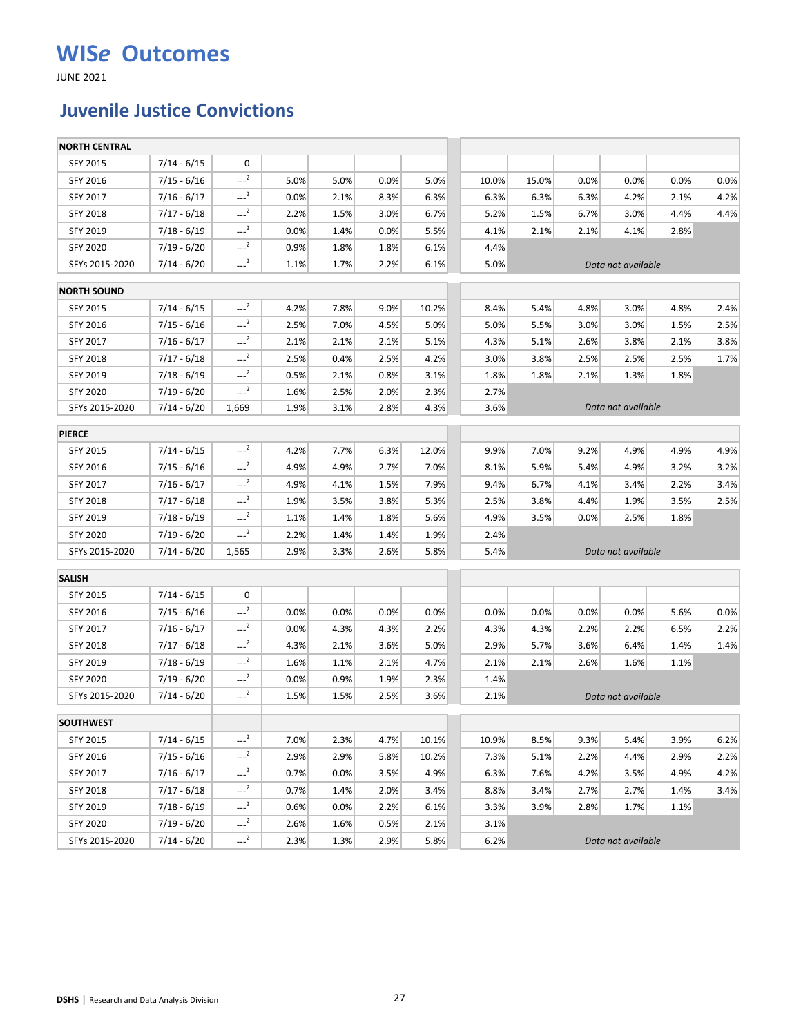# WISe Outcomes

JUNE 2021

## Juvenile Justice Convictions

| | | | | | | | | | | | | | |
|---|---|---|---|---|---|---|---|---|---|---|---|---|---|
| **NORTH CENTRAL** | | | | | | | | | | | | | |
| SFY 2015 | 7/14 - 6/15 | 0 | | | | | | | | | | | |
| SFY 2016 | 7/15 - 6/16 | ---[2] | 5.0% | 5.0% | 0.0% | 5.0% | 10.0% | 15.0% | 0.0% | 0.0% | 0.0% | 0.0% |
| SFY 2017 | 7/16 - 6/17 | ---[2] | 0.0% | 2.1% | 8.3% | 6.3% | 6.3% | 6.3% | 6.3% | 4.2% | 2.1% | 4.2% |
| SFY 2018 | 7/17 - 6/18 | ---[2] | 2.2% | 1.5% | 3.0% | 6.7% | 5.2% | 1.5% | 6.7% | 3.0% | 4.4% | 4.4% |
| SFY 2019 | 7/18 - 6/19 | ---[2] | 0.0% | 1.4% | 0.0% | 5.5% | 4.1% | 2.1% | 2.1% | 4.1% | 2.8% | |
| SFY 2020 | 7/19 - 6/20 | ---[2] | 0.9% | 1.8% | 1.8% | 6.1% | 4.4% | | | | | |
| SFYs 2015-2020 | 7/14 - 6/20 | ---[2] | 1.1% | 1.7% | 2.2% | 6.1% | 5.0% | *Data not available* | | | | |
| **NORTH SOUND** | | | | | | | | | | | | |
| SFY 2015 | 7/14 - 6/15 | ---[2] | 4.2% | 7.8% | 9.0% | 10.2% | 8.4% | 5.4% | 4.8% | 3.0% | 4.8% | 2.4% |
| SFY 2016 | 7/15 - 6/16 | ---[2] | 2.5% | 7.0% | 4.5% | 5.0% | 5.0% | 5.5% | 3.0% | 3.0% | 1.5% | 2.5% |
| SFY 2017 | 7/16 - 6/17 | ---[2] | 2.1% | 2.1% | 2.1% | 5.1% | 4.3% | 5.1% | 2.6% | 3.8% | 2.1% | 3.8% |
| SFY 2018 | 7/17 - 6/18 | ---[2] | 2.5% | 0.4% | 2.5% | 4.2% | 3.0% | 3.8% | 2.5% | 2.5% | 2.5% | 1.7% |
| SFY 2019 | 7/18 - 6/19 | ---[2] | 0.5% | 2.1% | 0.8% | 3.1% | 1.8% | 1.8% | 2.1% | 1.3% | 1.8% | |
| SFY 2020 | 7/19 - 6/20 | ---[2] | 1.6% | 2.5% | 2.0% | 2.3% | 2.7% | | | | | |
| SFYs 2015-2020 | 7/14 - 6/20 | 1,669 | 1.9% | 3.1% | 2.8% | 4.3% | 3.6% | *Data not available* | | | | |
| **PIERCE** | | | | | | | | | | | | |
| SFY 2015 | 7/14 - 6/15 | ---[2] | 4.2% | 7.7% | 6.3% | 12.0% | 9.9% | 7.0% | 9.2% | 4.9% | 4.9% | 4.9% |
| SFY 2016 | 7/15 - 6/16 | ---[2] | 4.9% | 4.9% | 2.7% | 7.0% | 8.1% | 5.9% | 5.4% | 4.9% | 3.2% | 3.2% |
| SFY 2017 | 7/16 - 6/17 | ---[2] | 4.9% | 4.1% | 1.5% | 7.9% | 9.4% | 6.7% | 4.1% | 3.4% | 2.2% | 3.4% |
| SFY 2018 | 7/17 - 6/18 | ---[2] | 1.9% | 3.5% | 3.8% | 5.3% | 2.5% | 3.8% | 4.4% | 1.9% | 3.5% | 2.5% |
| SFY 2019 | 7/18 - 6/19 | ---[2] | 1.1% | 1.4% | 1.8% | 5.6% | 4.9% | 3.5% | 0.0% | 2.5% | 1.8% | |
| SFY 2020 | 7/19 - 6/20 | ---[2] | 2.2% | 1.4% | 1.4% | 1.9% | 2.4% | | | | | |
| SFYs 2015-2020 | 7/14 - 6/20 | 1,565 | 2.9% | 3.3% | 2.6% | 5.8% | 5.4% | *Data not available* | | | | |
| **SALISH** | | | | | | | | | | | | |
| SFY 2015 | 7/14 - 6/15 | 0 | | | | | | | | | | |
| SFY 2016 | 7/15 - 6/16 | ---[2] | 0.0% | 0.0% | 0.0% | 0.0% | 0.0% | 0.0% | 0.0% | 0.0% | 5.6% | 0.0% |
| SFY 2017 | 7/16 - 6/17 | ---[2] | 0.0% | 4.3% | 4.3% | 2.2% | 4.3% | 4.3% | 2.2% | 2.2% | 6.5% | 2.2% |
| SFY 2018 | 7/17 - 6/18 | ---[2] | 4.3% | 2.1% | 3.6% | 5.0% | 2.9% | 5.7% | 3.6% | 6.4% | 1.4% | 1.4% |
| SFY 2019 | 7/18 - 6/19 | ---[2] | 1.6% | 1.1% | 2.1% | 4.7% | 2.1% | 2.1% | 2.6% | 1.6% | 1.1% | |
| SFY 2020 | 7/19 - 6/20 | ---[2] | 0.0% | 0.9% | 1.9% | 2.3% | 1.4% | | | | | |
| SFYs 2015-2020 | 7/14 - 6/20 | ---[2] | 1.5% | 1.5% | 2.5% | 3.6% | 2.1% | *Data not available* | | | | |
| **SOUTHWEST** | | | | | | | | | | | | |
| SFY 2015 | 7/14 - 6/15 | ---[2] | 7.0% | 2.3% | 4.7% | 10.1% | 10.9% | 8.5% | 9.3% | 5.4% | 3.9% | 6.2% |
| SFY 2016 | 7/15 - 6/16 | ---[2] | 2.9% | 2.9% | 5.8% | 10.2% | 7.3% | 5.1% | 2.2% | 4.4% | 2.9% | 2.2% |
| SFY 2017 | 7/16 - 6/17 | ---[2] | 0.7% | 0.0% | 3.5% | 4.9% | 6.3% | 7.6% | 4.2% | 3.5% | 4.9% | 4.2% |
| SFY 2018 | 7/17 - 6/18 | ---[2] | 0.7% | 1.4% | 2.0% | 3.4% | 8.8% | 3.4% | 2.7% | 2.7% | 1.4% | 3.4% |
| SFY 2019 | 7/18 - 6/19 | ---[2] | 0.6% | 0.0% | 2.2% | 6.1% | 3.3% | 3.9% | 2.8% | 1.7% | 1.1% | |
| SFY 2020 | 7/19 - 6/20 | ---[2] | 2.6% | 1.6% | 0.5% | 2.1% | 3.1% | | | | | |
| SFYs 2015-2020 | 7/14 - 6/20 | ---[2] | 2.3% | 1.3% | 2.9% | 5.8% | 6.2% | *Data not available* | | | | |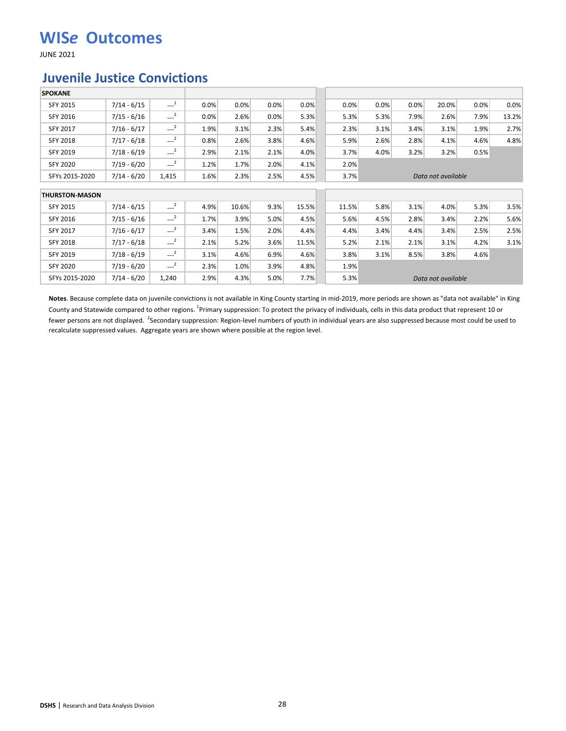# WIS*e* Outcomes

JUNE 2021

## Juvenile Justice Convictions

| SPOKANE | | | | | | | | | | | | |
|---|---|---|---|---|---|---|---|---|---|---|---|---|
| SFY 2015 | 7/14 - 6/15 | ---[1] | 0.0% | 0.0% | 0.0% | 0.0% | 0.0% | 0.0% | 0.0% | 20.0% | 0.0% | 0.0% |
| SFY 2016 | 7/15 - 6/16 | ---[2] | 0.0% | 2.6% | 0.0% | 5.3% | 5.3% | 5.3% | 7.9% | 2.6% | 7.9% | 13.2% |
| SFY 2017 | 7/16 - 6/17 | ---[2] | 1.9% | 3.1% | 2.3% | 5.4% | 2.3% | 3.1% | 3.4% | 3.1% | 1.9% | 2.7% |
| SFY 2018 | 7/17 - 6/18 | ---[2] | 0.8% | 2.6% | 3.8% | 4.6% | 5.9% | 2.6% | 2.8% | 4.1% | 4.6% | 4.8% |
| SFY 2019 | 7/18 - 6/19 | ---[2] | 2.9% | 2.1% | 2.1% | 4.0% | 3.7% | 4.0% | 3.2% | 3.2% | 0.5% | |
| SFY 2020 | 7/19 - 6/20 | ---[2] | 1.2% | 1.7% | 2.0% | 4.1% | 2.0% | | | | | |
| SFYs 2015-2020 | 7/14 - 6/20 | 1,415 | 1.6% | 2.3% | 2.5% | 4.5% | 3.7% | | | *Data not available* | | |

| THURSTON-MASON | | | | | | | | | | | | |
|---|---|---|---|---|---|---|---|---|---|---|---|---|
| SFY 2015 | 7/14 - 6/15 | ---[2] | 4.9% | 10.6% | 9.3% | 15.5% | 11.5% | 5.8% | 3.1% | 4.0% | 5.3% | 3.5% |
| SFY 2016 | 7/15 - 6/16 | ---[2] | 1.7% | 3.9% | 5.0% | 4.5% | 5.6% | 4.5% | 2.8% | 3.4% | 2.2% | 5.6% |
| SFY 2017 | 7/16 - 6/17 | ---[2] | 3.4% | 1.5% | 2.0% | 4.4% | 4.4% | 3.4% | 4.4% | 3.4% | 2.5% | 2.5% |
| SFY 2018 | 7/17 - 6/18 | ---[2] | 2.1% | 5.2% | 3.6% | 11.5% | 5.2% | 2.1% | 2.1% | 3.1% | 4.2% | 3.1% |
| SFY 2019 | 7/18 - 6/19 | ---[2] | 3.1% | 4.6% | 6.9% | 4.6% | 3.8% | 3.1% | 8.5% | 3.8% | 4.6% | |
| SFY 2020 | 7/19 - 6/20 | ---[2] | 2.3% | 1.0% | 3.9% | 4.8% | 1.9% | | | | | |
| SFYs 2015-2020 | 7/14 - 6/20 | 1,240 | 2.9% | 4.3% | 5.0% | 7.7% | 5.3% | | | *Data not available* | | |

**Notes**. Because complete data on juvenile convictions is not available in King County starting in mid-2019, more periods are shown as "data not available" in King County and Statewide compared to other regions. [1]Primary suppression: To protect the privacy of individuals, cells in this data product that represent 10 or fewer persons are not displayed. [2]Secondary suppression: Region-level numbers of youth in individual years are also suppressed because most could be used to recalculate suppressed values. Aggregate years are shown where possible at the region level.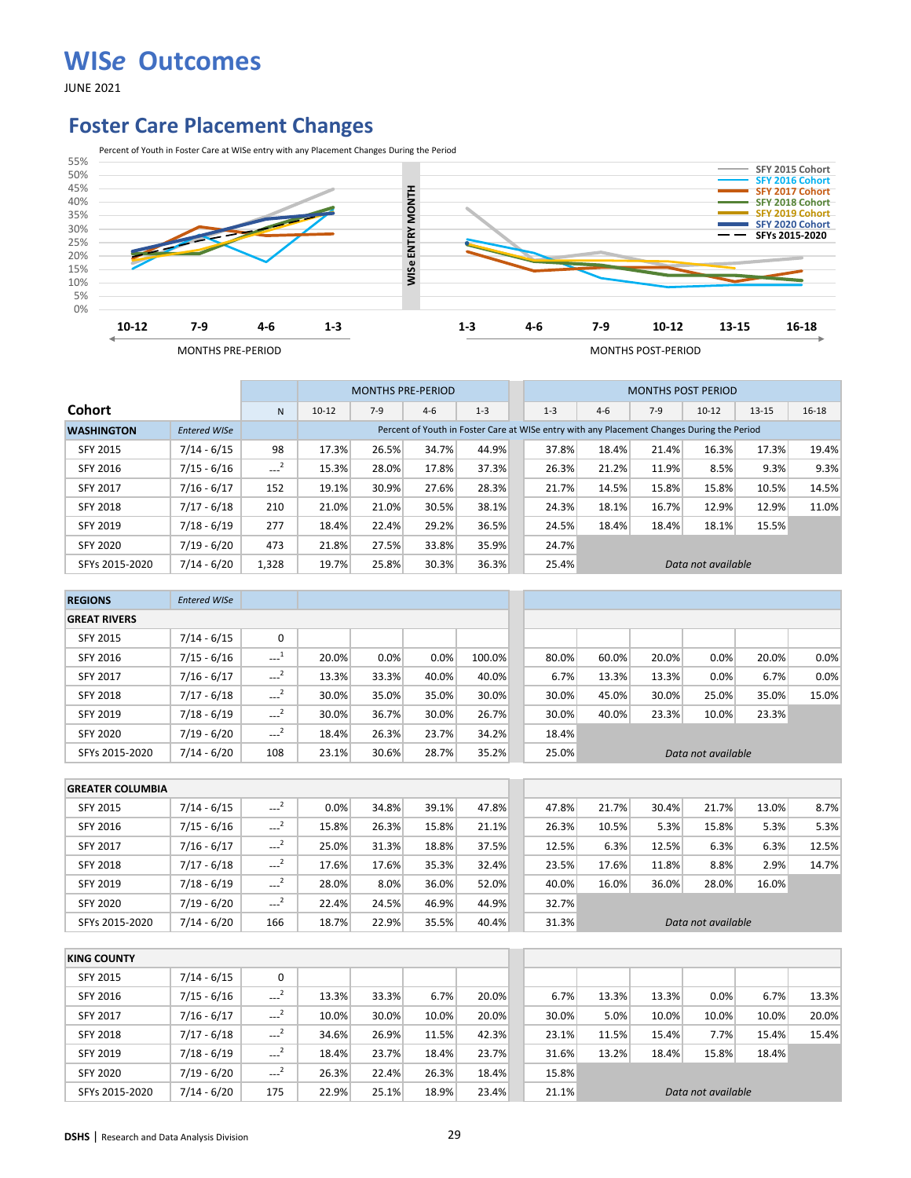# WISe Outcomes

JUNE 2021

## Foster Care Placement Changes

Percent of Youth in Foster Care at WISe entry with any Placement Changes During the Period

| Cohort | Entered WISe | N | PRE 10-12 | PRE 7-9 | PRE 4-6 | PRE 1-3 | POST 1-3 | POST 4-6 | POST 7-9 | POST 10-12 | POST 13-15 | POST 16-18 |
|---|---|---|---|---|---|---|---|---|---|---|---|---|
| **WASHINGTON** | *Entered WISe* | | Percent of Youth in Foster Care at WISe entry with any Placement Changes During the Period | | | | | | | | | |
| SFY 2015 | 7/14 - 6/15 | 98 | 17.3% | 26.5% | 34.7% | 44.9% | 37.8% | 18.4% | 21.4% | 16.3% | 17.3% | 19.4% |
| SFY 2016 | 7/15 - 6/16 | ---[2] | 15.3% | 28.0% | 17.8% | 37.3% | 26.3% | 21.2% | 11.9% | 8.5% | 9.3% | 9.3% |
| SFY 2017 | 7/16 - 6/17 | 152 | 19.1% | 30.9% | 27.6% | 28.3% | 21.7% | 14.5% | 15.8% | 15.8% | 10.5% | 14.5% |
| SFY 2018 | 7/17 - 6/18 | 210 | 21.0% | 21.0% | 30.5% | 38.1% | 24.3% | 18.1% | 16.7% | 12.9% | 12.9% | 11.0% |
| SFY 2019 | 7/18 - 6/19 | 277 | 18.4% | 22.4% | 29.2% | 36.5% | 24.5% | 18.4% | 18.4% | 18.1% | 15.5% | |
| SFY 2020 | 7/19 - 6/20 | 473 | 21.8% | 27.5% | 33.8% | 35.9% | 24.7% | *Data not available* | | | | |
| SFYs 2015-2020 | 7/14 - 6/20 | 1,328 | 19.7% | 25.8% | 30.3% | 36.3% | 25.4% | *Data not available* | | | | |
| **REGIONS** | *Entered WISe* | | | | | | | | | | | |
| **GREAT RIVERS** | | | | | | | | | | | | |
| SFY 2015 | 7/14 - 6/15 | 0 | | | | | | | | | | |
| SFY 2016 | 7/15 - 6/16 | ---[1] | 20.0% | 0.0% | 0.0% | 100.0% | 80.0% | 60.0% | 20.0% | 0.0% | 20.0% | 0.0% |
| SFY 2017 | 7/16 - 6/17 | ---[2] | 13.3% | 33.3% | 40.0% | 40.0% | 6.7% | 13.3% | 13.3% | 0.0% | 6.7% | 0.0% |
| SFY 2018 | 7/17 - 6/18 | ---[2] | 30.0% | 35.0% | 35.0% | 30.0% | 30.0% | 45.0% | 30.0% | 25.0% | 35.0% | 15.0% |
| SFY 2019 | 7/18 - 6/19 | ---[2] | 30.0% | 36.7% | 30.0% | 26.7% | 30.0% | 40.0% | 23.3% | 10.0% | 23.3% | |
| SFY 2020 | 7/19 - 6/20 | ---[2] | 18.4% | 26.3% | 23.7% | 34.2% | 18.4% | *Data not available* | | | | |
| SFYs 2015-2020 | 7/14 - 6/20 | 108 | 23.1% | 30.6% | 28.7% | 35.2% | 25.0% | *Data not available* | | | | |
| **GREATER COLUMBIA** | | | | | | | | | | | | |
| SFY 2015 | 7/14 - 6/15 | ---[2] | 0.0% | 34.8% | 39.1% | 47.8% | 47.8% | 21.7% | 30.4% | 21.7% | 13.0% | 8.7% |
| SFY 2016 | 7/15 - 6/16 | ---[2] | 15.8% | 26.3% | 15.8% | 21.1% | 26.3% | 10.5% | 5.3% | 15.8% | 5.3% | 5.3% |
| SFY 2017 | 7/16 - 6/17 | ---[2] | 25.0% | 31.3% | 18.8% | 37.5% | 12.5% | 6.3% | 12.5% | 6.3% | 6.3% | 12.5% |
| SFY 2018 | 7/17 - 6/18 | ---[2] | 17.6% | 17.6% | 35.3% | 32.4% | 23.5% | 17.6% | 11.8% | 8.8% | 2.9% | 14.7% |
| SFY 2019 | 7/18 - 6/19 | ---[2] | 28.0% | 8.0% | 36.0% | 52.0% | 40.0% | 16.0% | 36.0% | 28.0% | 16.0% | |
| SFY 2020 | 7/19 - 6/20 | ---[2] | 22.4% | 24.5% | 46.9% | 44.9% | 32.7% | *Data not available* | | | | |
| SFYs 2015-2020 | 7/14 - 6/20 | 166 | 18.7% | 22.9% | 35.5% | 40.4% | 31.3% | *Data not available* | | | | |
| **KING COUNTY** | | | | | | | | | | | | |
| SFY 2015 | 7/14 - 6/15 | 0 | | | | | | | | | | |
| SFY 2016 | 7/15 - 6/16 | ---[2] | 13.3% | 33.3% | 6.7% | 20.0% | 6.7% | 13.3% | 13.3% | 0.0% | 6.7% | 13.3% |
| SFY 2017 | 7/16 - 6/17 | ---[2] | 10.0% | 30.0% | 10.0% | 20.0% | 30.0% | 5.0% | 10.0% | 10.0% | 10.0% | 20.0% |
| SFY 2018 | 7/17 - 6/18 | ---[2] | 34.6% | 26.9% | 11.5% | 42.3% | 23.1% | 11.5% | 15.4% | 7.7% | 15.4% | 15.4% |
| SFY 2019 | 7/18 - 6/19 | ---[2] | 18.4% | 23.7% | 18.4% | 23.7% | 31.6% | 13.2% | 18.4% | 15.8% | 18.4% | |
| SFY 2020 | 7/19 - 6/20 | ---[2] | 26.3% | 22.4% | 26.3% | 18.4% | 15.8% | *Data not available* | | | | |
| SFYs 2015-2020 | 7/14 - 6/20 | 175 | 22.9% | 25.1% | 18.9% | 23.4% | 21.1% | *Data not available* | | | | |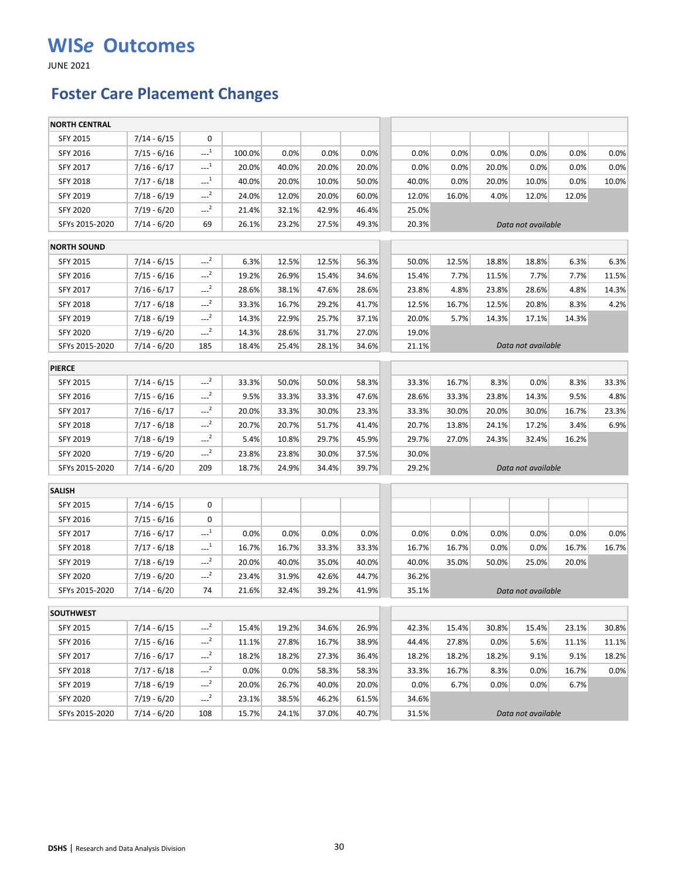# WISe Outcomes

JUNE 2021

## Foster Care Placement Changes

| NORTH CENTRAL | | | | | | | | | | | | |
|---|---|---|---|---|---|---|---|---|---|---|---|---|
| SFY 2015 | 7/14 - 6/15 | 0 | | | | | | | | | | |
| SFY 2016 | 7/15 - 6/16 | ---[1] | 100.0% | 0.0% | 0.0% | 0.0% | 0.0% | 0.0% | 0.0% | 0.0% | 0.0% | 0.0% |
| SFY 2017 | 7/16 - 6/17 | ---[1] | 20.0% | 40.0% | 20.0% | 20.0% | 0.0% | 0.0% | 20.0% | 0.0% | 0.0% | 0.0% |
| SFY 2018 | 7/17 - 6/18 | ---[1] | 40.0% | 20.0% | 10.0% | 50.0% | 40.0% | 0.0% | 20.0% | 10.0% | 0.0% | 10.0% |
| SFY 2019 | 7/18 - 6/19 | ---[2] | 24.0% | 12.0% | 20.0% | 60.0% | 12.0% | 16.0% | 4.0% | 12.0% | 12.0% | |
| SFY 2020 | 7/19 - 6/20 | ---[2] | 21.4% | 32.1% | 42.9% | 46.4% | 25.0% | | | | | |
| SFYs 2015-2020 | 7/14 - 6/20 | 69 | 26.1% | 23.2% | 27.5% | 49.3% | 20.3% | | | *Data not available* | | |

| NORTH SOUND | | | | | | | | | | | | |
|---|---|---|---|---|---|---|---|---|---|---|---|---|
| SFY 2015 | 7/14 - 6/15 | ---[2] | 6.3% | 12.5% | 12.5% | 56.3% | 50.0% | 12.5% | 18.8% | 18.8% | 6.3% | 6.3% |
| SFY 2016 | 7/15 - 6/16 | ---[2] | 19.2% | 26.9% | 15.4% | 34.6% | 15.4% | 7.7% | 11.5% | 7.7% | 7.7% | 11.5% |
| SFY 2017 | 7/16 - 6/17 | ---[2] | 28.6% | 38.1% | 47.6% | 28.6% | 23.8% | 4.8% | 23.8% | 28.6% | 4.8% | 14.3% |
| SFY 2018 | 7/17 - 6/18 | ---[2] | 33.3% | 16.7% | 29.2% | 41.7% | 12.5% | 16.7% | 12.5% | 20.8% | 8.3% | 4.2% |
| SFY 2019 | 7/18 - 6/19 | ---[2] | 14.3% | 22.9% | 25.7% | 37.1% | 20.0% | 5.7% | 14.3% | 17.1% | 14.3% | |
| SFY 2020 | 7/19 - 6/20 | ---[2] | 14.3% | 28.6% | 31.7% | 27.0% | 19.0% | | | | | |
| SFYs 2015-2020 | 7/14 - 6/20 | 185 | 18.4% | 25.4% | 28.1% | 34.6% | 21.1% | | | *Data not available* | | |

| PIERCE | | | | | | | | | | | | |
|---|---|---|---|---|---|---|---|---|---|---|---|---|
| SFY 2015 | 7/14 - 6/15 | ---[2] | 33.3% | 50.0% | 50.0% | 58.3% | 33.3% | 16.7% | 8.3% | 0.0% | 8.3% | 33.3% |
| SFY 2016 | 7/15 - 6/16 | ---[2] | 9.5% | 33.3% | 33.3% | 47.6% | 28.6% | 33.3% | 23.8% | 14.3% | 9.5% | 4.8% |
| SFY 2017 | 7/16 - 6/17 | ---[2] | 20.0% | 33.3% | 30.0% | 23.3% | 33.3% | 30.0% | 20.0% | 30.0% | 16.7% | 23.3% |
| SFY 2018 | 7/17 - 6/18 | ---[2] | 20.7% | 20.7% | 51.7% | 41.4% | 20.7% | 13.8% | 24.1% | 17.2% | 3.4% | 6.9% |
| SFY 2019 | 7/18 - 6/19 | ---[2] | 5.4% | 10.8% | 29.7% | 45.9% | 29.7% | 27.0% | 24.3% | 32.4% | 16.2% | |
| SFY 2020 | 7/19 - 6/20 | ---[2] | 23.8% | 23.8% | 30.0% | 37.5% | 30.0% | | | | | |
| SFYs 2015-2020 | 7/14 - 6/20 | 209 | 18.7% | 24.9% | 34.4% | 39.7% | 29.2% | | | *Data not available* | | |

| SALISH | | | | | | | | | | | | |
|---|---|---|---|---|---|---|---|---|---|---|---|---|
| SFY 2015 | 7/14 - 6/15 | 0 | | | | | | | | | | |
| SFY 2016 | 7/15 - 6/16 | 0 | | | | | | | | | | |
| SFY 2017 | 7/16 - 6/17 | ---[1] | 0.0% | 0.0% | 0.0% | 0.0% | 0.0% | 0.0% | 0.0% | 0.0% | 0.0% | 0.0% |
| SFY 2018 | 7/17 - 6/18 | ---[1] | 16.7% | 16.7% | 33.3% | 33.3% | 16.7% | 16.7% | 0.0% | 0.0% | 16.7% | 16.7% |
| SFY 2019 | 7/18 - 6/19 | ---[2] | 20.0% | 40.0% | 35.0% | 40.0% | 40.0% | 35.0% | 50.0% | 25.0% | 20.0% | |
| SFY 2020 | 7/19 - 6/20 | ---[2] | 23.4% | 31.9% | 42.6% | 44.7% | 36.2% | | | | | |
| SFYs 2015-2020 | 7/14 - 6/20 | 74 | 21.6% | 32.4% | 39.2% | 41.9% | 35.1% | | | *Data not available* | | |

| SOUTHWEST | | | | | | | | | | | | |
|---|---|---|---|---|---|---|---|---|---|---|---|---|
| SFY 2015 | 7/14 - 6/15 | ---[2] | 15.4% | 19.2% | 34.6% | 26.9% | 42.3% | 15.4% | 30.8% | 15.4% | 23.1% | 30.8% |
| SFY 2016 | 7/15 - 6/16 | ---[2] | 11.1% | 27.8% | 16.7% | 38.9% | 44.4% | 27.8% | 0.0% | 5.6% | 11.1% | 11.1% |
| SFY 2017 | 7/16 - 6/17 | ---[2] | 18.2% | 18.2% | 27.3% | 36.4% | 18.2% | 18.2% | 18.2% | 9.1% | 9.1% | 18.2% |
| SFY 2018 | 7/17 - 6/18 | ---[2] | 0.0% | 0.0% | 58.3% | 58.3% | 33.3% | 16.7% | 8.3% | 0.0% | 16.7% | 0.0% |
| SFY 2019 | 7/18 - 6/19 | ---[2] | 20.0% | 26.7% | 40.0% | 20.0% | 0.0% | 6.7% | 0.0% | 0.0% | 6.7% | |
| SFY 2020 | 7/19 - 6/20 | ---[2] | 23.1% | 38.5% | 46.2% | 61.5% | 34.6% | | | | | |
| SFYs 2015-2020 | 7/14 - 6/20 | 108 | 15.7% | 24.1% | 37.0% | 40.7% | 31.5% | | | *Data not available* | | |

**DSHS** | Research and Data Analysis Division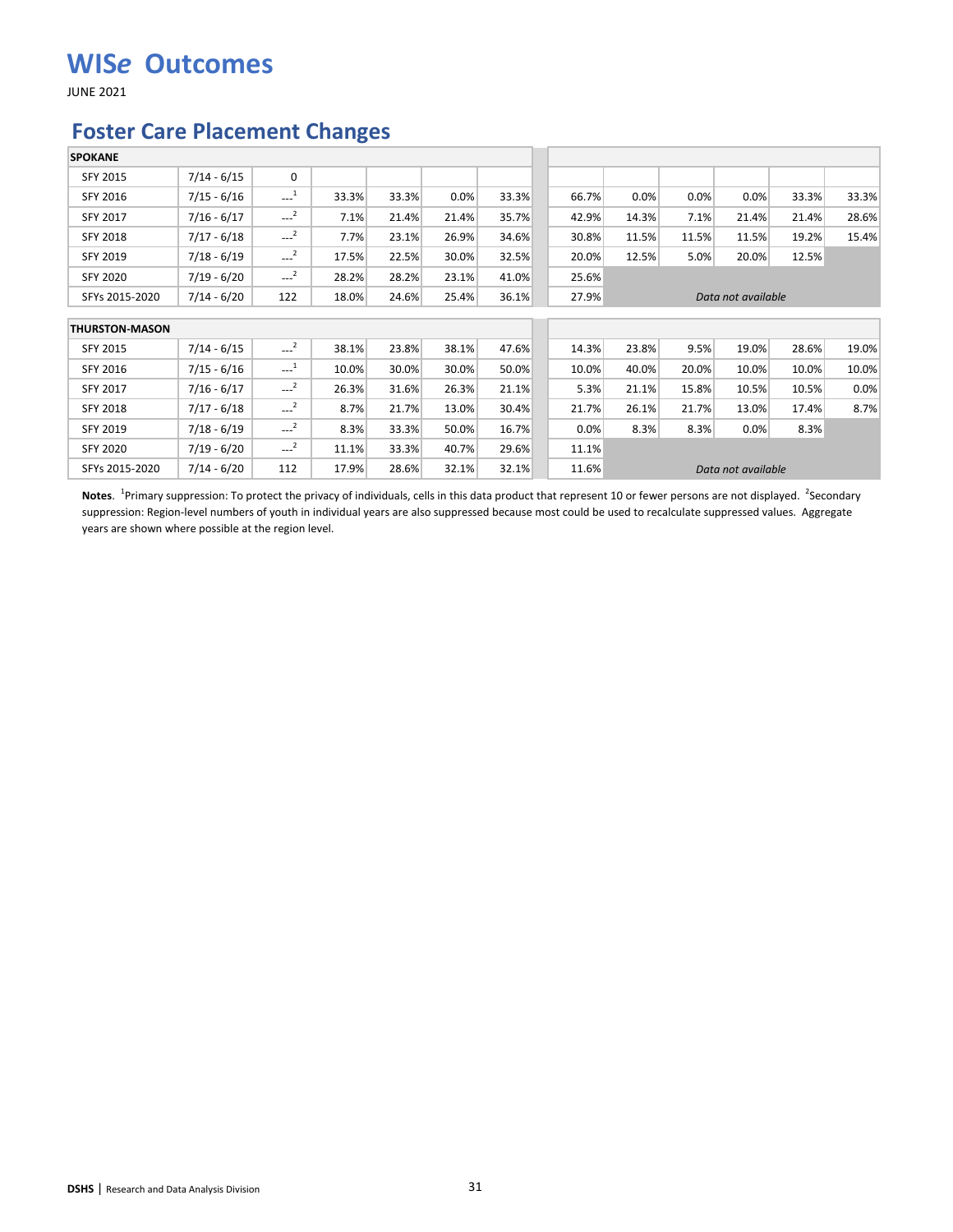# WISe Outcomes

JUNE 2021

## Foster Care Placement Changes

| SPOKANE | | | | | | | | | | | | |
|---|---|---|---|---|---|---|---|---|---|---|---|---|
| SFY 2015 | 7/14 - 6/15 | 0 | | | | | | | | | | |
| SFY 2016 | 7/15 - 6/16 | ---[1] | 33.3% | 33.3% | 0.0% | 33.3% | 66.7% | 0.0% | 0.0% | 0.0% | 33.3% | 33.3% |
| SFY 2017 | 7/16 - 6/17 | ---[2] | 7.1% | 21.4% | 21.4% | 35.7% | 42.9% | 14.3% | 7.1% | 21.4% | 21.4% | 28.6% |
| SFY 2018 | 7/17 - 6/18 | ---[2] | 7.7% | 23.1% | 26.9% | 34.6% | 30.8% | 11.5% | 11.5% | 11.5% | 19.2% | 15.4% |
| SFY 2019 | 7/18 - 6/19 | ---[2] | 17.5% | 22.5% | 30.0% | 32.5% | 20.0% | 12.5% | 5.0% | 20.0% | 12.5% | |
| SFY 2020 | 7/19 - 6/20 | ---[2] | 28.2% | 28.2% | 23.1% | 41.0% | 25.6% | | | | | |
| SFYs 2015-2020 | 7/14 - 6/20 | 122 | 18.0% | 24.6% | 25.4% | 36.1% | 27.9% | *Data not available* | | | | |
| **THURSTON-MASON** | | | | | | | | | | | | |
| SFY 2015 | 7/14 - 6/15 | ---[2] | 38.1% | 23.8% | 38.1% | 47.6% | 14.3% | 23.8% | 9.5% | 19.0% | 28.6% | 19.0% |
| SFY 2016 | 7/15 - 6/16 | ---[1] | 10.0% | 30.0% | 30.0% | 50.0% | 10.0% | 40.0% | 20.0% | 10.0% | 10.0% | 10.0% |
| SFY 2017 | 7/16 - 6/17 | ---[2] | 26.3% | 31.6% | 26.3% | 21.1% | 5.3% | 21.1% | 15.8% | 10.5% | 10.5% | 0.0% |
| SFY 2018 | 7/17 - 6/18 | ---[2] | 8.7% | 21.7% | 13.0% | 30.4% | 21.7% | 26.1% | 21.7% | 13.0% | 17.4% | 8.7% |
| SFY 2019 | 7/18 - 6/19 | ---[2] | 8.3% | 33.3% | 50.0% | 16.7% | 0.0% | 8.3% | 8.3% | 0.0% | 8.3% | |
| SFY 2020 | 7/19 - 6/20 | ---[2] | 11.1% | 33.3% | 40.7% | 29.6% | 11.1% | | | | | |
| SFYs 2015-2020 | 7/14 - 6/20 | 112 | 17.9% | 28.6% | 32.1% | 32.1% | 11.6% | *Data not available* | | | | |

**Notes**. [1]Primary suppression: To protect the privacy of individuals, cells in this data product that represent 10 or fewer persons are not displayed. [2]Secondary suppression: Region-level numbers of youth in individual years are also suppressed because most could be used to recalculate suppressed values. Aggregate years are shown where possible at the region level.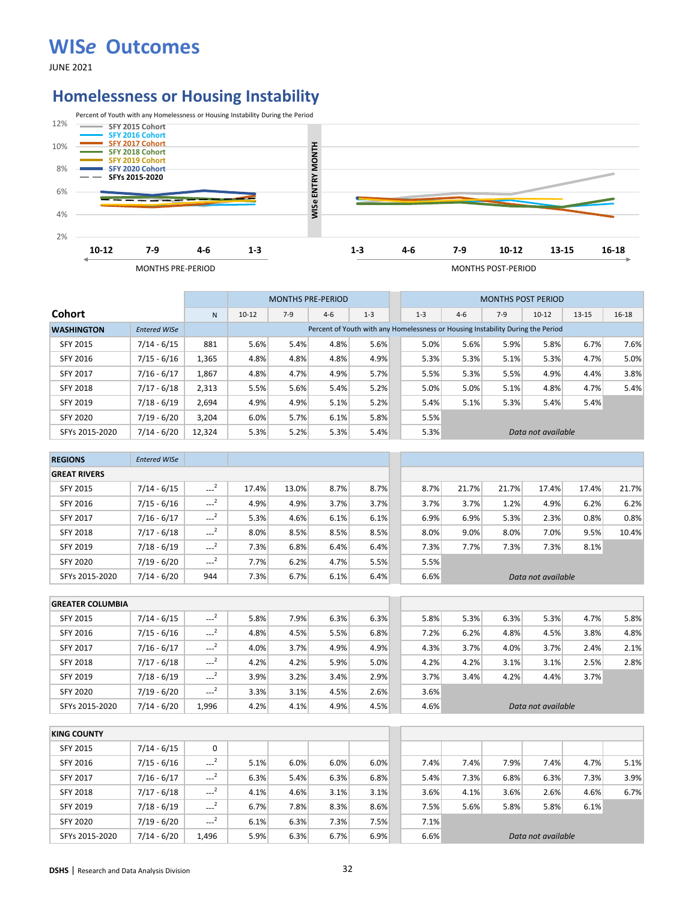# WISe Outcomes

JUNE 2021

## Homelessness or Housing Instability

Percent of Youth with any Homelessness or Housing Instability During the Period

| Cohort | | N | MONTHS PRE-PERIOD 10-12 | 7-9 | 4-6 | 1-3 | MONTHS POST PERIOD 1-3 | 4-6 | 7-9 | 10-12 | 13-15 | 16-18 |
|---|---|---|---|---|---|---|---|---|---|---|---|---|
| **WASHINGTON** | *Entered WISe* | | Percent of Youth with any Homelessness or Housing Instability During the Period | | | | | | | | | |
| SFY 2015 | 7/14 - 6/15 | 881 | 5.6% | 5.4% | 4.8% | 5.6% | 5.0% | 5.6% | 5.9% | 5.8% | 6.7% | 7.6% |
| SFY 2016 | 7/15 - 6/16 | 1,365 | 4.8% | 4.8% | 4.8% | 4.9% | 5.3% | 5.3% | 5.1% | 5.3% | 4.7% | 5.0% |
| SFY 2017 | 7/16 - 6/17 | 1,867 | 4.8% | 4.7% | 4.9% | 5.7% | 5.5% | 5.3% | 5.5% | 4.9% | 4.4% | 3.8% |
| SFY 2018 | 7/17 - 6/18 | 2,313 | 5.5% | 5.6% | 5.4% | 5.2% | 5.0% | 5.0% | 5.1% | 4.8% | 4.7% | 5.4% |
| SFY 2019 | 7/18 - 6/19 | 2,694 | 4.9% | 4.9% | 5.1% | 5.2% | 5.4% | 5.1% | 5.3% | 5.4% | 5.4% | |
| SFY 2020 | 7/19 - 6/20 | 3,204 | 6.0% | 5.7% | 6.1% | 5.8% | 5.5% | | | | | |
| SFYs 2015-2020 | 7/14 - 6/20 | 12,324 | 5.3% | 5.2% | 5.3% | 5.4% | 5.3% | *Data not available* | | | | |
| **REGIONS** | *Entered WISe* | | | | | | | | | | | |
| **GREAT RIVERS** | | | | | | | | | | | | |
| SFY 2015 | 7/14 - 6/15 | ---[2] | 17.4% | 13.0% | 8.7% | 8.7% | 8.7% | 21.7% | 21.7% | 17.4% | 17.4% | 21.7% |
| SFY 2016 | 7/15 - 6/16 | ---[2] | 4.9% | 4.9% | 3.7% | 3.7% | 3.7% | 3.7% | 1.2% | 4.9% | 6.2% | 6.2% |
| SFY 2017 | 7/16 - 6/17 | ---[2] | 5.3% | 4.6% | 6.1% | 6.1% | 6.9% | 6.9% | 5.3% | 2.3% | 0.8% | 0.8% |
| SFY 2018 | 7/17 - 6/18 | ---[2] | 8.0% | 8.5% | 8.5% | 8.5% | 8.0% | 9.0% | 8.0% | 7.0% | 9.5% | 10.4% |
| SFY 2019 | 7/18 - 6/19 | ---[2] | 7.3% | 6.8% | 6.4% | 6.4% | 7.3% | 7.7% | 7.3% | 7.3% | 8.1% | |
| SFY 2020 | 7/19 - 6/20 | ---[2] | 7.7% | 6.2% | 4.7% | 5.5% | 5.5% | | | | | |
| SFYs 2015-2020 | 7/14 - 6/20 | 944 | 7.3% | 6.7% | 6.1% | 6.4% | 6.6% | *Data not available* | | | | |
| **GREATER COLUMBIA** | | | | | | | | | | | | |
| SFY 2015 | 7/14 - 6/15 | ---[2] | 5.8% | 7.9% | 6.3% | 6.3% | 5.8% | 5.3% | 6.3% | 5.3% | 4.7% | 5.8% |
| SFY 2016 | 7/15 - 6/16 | ---[2] | 4.8% | 4.5% | 5.5% | 6.8% | 7.2% | 6.2% | 4.8% | 4.5% | 3.8% | 4.8% |
| SFY 2017 | 7/16 - 6/17 | ---[2] | 4.0% | 3.7% | 4.9% | 4.9% | 4.3% | 3.7% | 4.0% | 3.7% | 2.4% | 2.1% |
| SFY 2018 | 7/17 - 6/18 | ---[2] | 4.2% | 4.2% | 5.9% | 5.0% | 4.2% | 4.2% | 3.1% | 3.1% | 2.5% | 2.8% |
| SFY 2019 | 7/18 - 6/19 | ---[2] | 3.9% | 3.2% | 3.4% | 2.9% | 3.7% | 3.4% | 4.2% | 4.4% | 3.7% | |
| SFY 2020 | 7/19 - 6/20 | ---[2] | 3.3% | 3.1% | 4.5% | 2.6% | 3.6% | | | | | |
| SFYs 2015-2020 | 7/14 - 6/20 | 1,996 | 4.2% | 4.1% | 4.9% | 4.5% | 4.6% | *Data not available* | | | | |
| **KING COUNTY** | | | | | | | | | | | | |
| SFY 2015 | 7/14 - 6/15 | 0 | | | | | | | | | | |
| SFY 2016 | 7/15 - 6/16 | ---[2] | 5.1% | 6.0% | 6.0% | 6.0% | 7.4% | 7.4% | 7.9% | 7.4% | 4.7% | 5.1% |
| SFY 2017 | 7/16 - 6/17 | ---[2] | 6.3% | 5.4% | 6.3% | 6.8% | 5.4% | 7.3% | 6.8% | 6.3% | 7.3% | 3.9% |
| SFY 2018 | 7/17 - 6/18 | ---[2] | 4.1% | 4.6% | 3.1% | 3.1% | 3.6% | 4.1% | 3.6% | 2.6% | 4.6% | 6.7% |
| SFY 2019 | 7/18 - 6/19 | ---[2] | 6.7% | 7.8% | 8.3% | 8.6% | 7.5% | 5.6% | 5.8% | 5.8% | 6.1% | |
| SFY 2020 | 7/19 - 6/20 | ---[2] | 6.1% | 6.3% | 7.3% | 7.5% | 7.1% | | | | | |
| SFYs 2015-2020 | 7/14 - 6/20 | 1,496 | 5.9% | 6.3% | 6.7% | 6.9% | 6.6% | *Data not available* | | | | |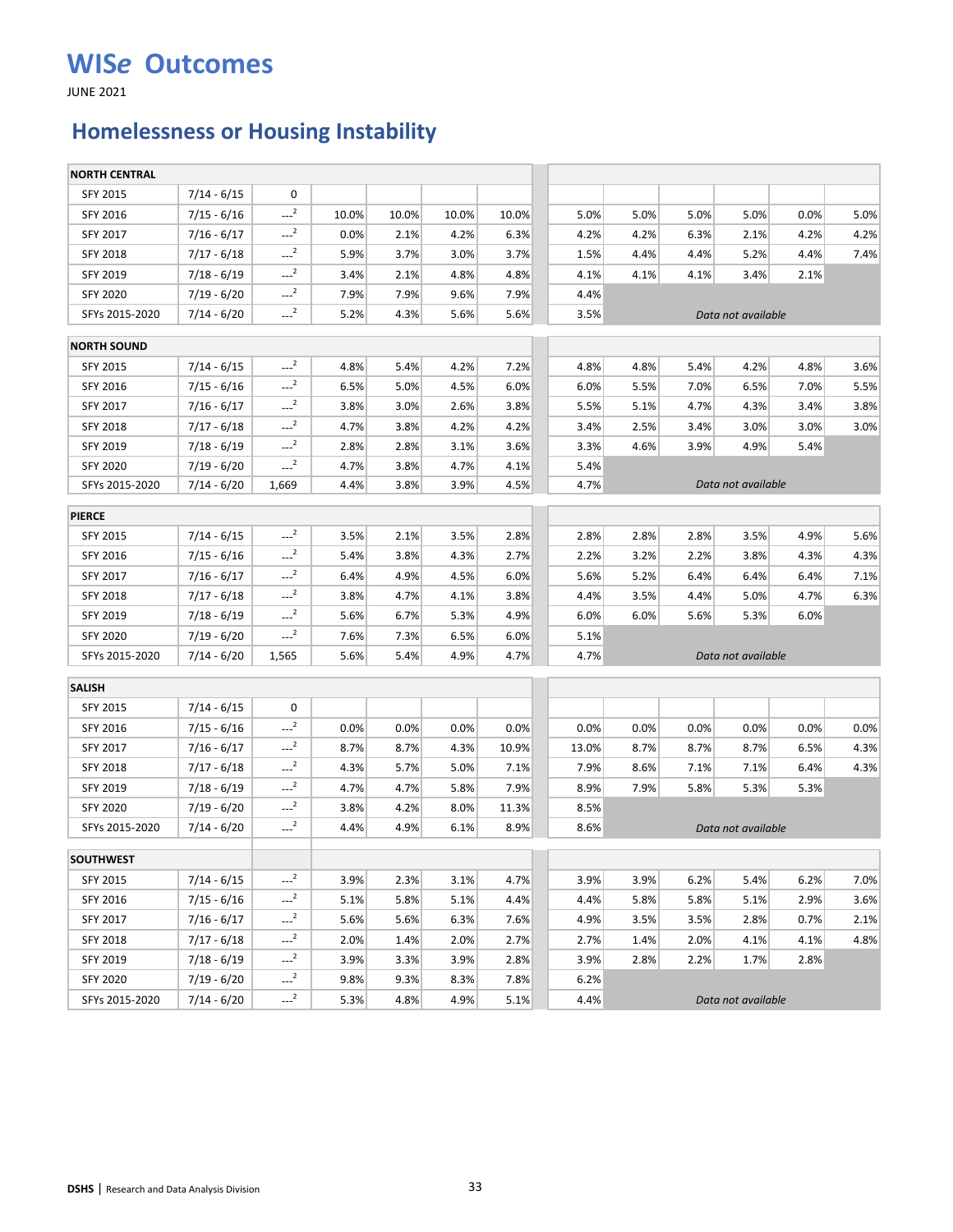# WISe Outcomes

JUNE 2021

## Homelessness or Housing Instability

| | | | | | | | | | | | | | |
|---|---|---|---|---|---|---|---|---|---|---|---|---|---|
| **NORTH CENTRAL** | | | | | | | | | | | | | |
| SFY 2015 | 7/14 - 6/15 | 0 | | | | | | | | | | | |
| SFY 2016 | 7/15 - 6/16 | ---[2] | 10.0% | 10.0% | 10.0% | 10.0% | | 5.0% | 5.0% | 5.0% | 5.0% | 0.0% | 5.0% |
| SFY 2017 | 7/16 - 6/17 | ---[2] | 0.0% | 2.1% | 4.2% | 6.3% | | 4.2% | 4.2% | 6.3% | 2.1% | 4.2% | 4.2% |
| SFY 2018 | 7/17 - 6/18 | ---[2] | 5.9% | 3.7% | 3.0% | 3.7% | | 1.5% | 4.4% | 4.4% | 5.2% | 4.4% | 7.4% |
| SFY 2019 | 7/18 - 6/19 | ---[2] | 3.4% | 2.1% | 4.8% | 4.8% | | 4.1% | 4.1% | 4.1% | 3.4% | 2.1% | |
| SFY 2020 | 7/19 - 6/20 | ---[2] | 7.9% | 7.9% | 9.6% | 7.9% | | 4.4% | | | | | |
| SFYs 2015-2020 | 7/14 - 6/20 | ---[2] | 5.2% | 4.3% | 5.6% | 5.6% | | 3.5% | *Data not available* | | | | |
| **NORTH SOUND** | | | | | | | | | | | | | |
| SFY 2015 | 7/14 - 6/15 | ---[2] | 4.8% | 5.4% | 4.2% | 7.2% | | 4.8% | 4.8% | 5.4% | 4.2% | 4.8% | 3.6% |
| SFY 2016 | 7/15 - 6/16 | ---[2] | 6.5% | 5.0% | 4.5% | 6.0% | | 6.0% | 5.5% | 7.0% | 6.5% | 7.0% | 5.5% |
| SFY 2017 | 7/16 - 6/17 | ---[2] | 3.8% | 3.0% | 2.6% | 3.8% | | 5.5% | 5.1% | 4.7% | 4.3% | 3.4% | 3.8% |
| SFY 2018 | 7/17 - 6/18 | ---[2] | 4.7% | 3.8% | 4.2% | 4.2% | | 3.4% | 2.5% | 3.4% | 3.0% | 3.0% | 3.0% |
| SFY 2019 | 7/18 - 6/19 | ---[2] | 2.8% | 2.8% | 3.1% | 3.6% | | 3.3% | 4.6% | 3.9% | 4.9% | 5.4% | |
| SFY 2020 | 7/19 - 6/20 | ---[2] | 4.7% | 3.8% | 4.7% | 4.1% | | 5.4% | | | | | |
| SFYs 2015-2020 | 7/14 - 6/20 | 1,669 | 4.4% | 3.8% | 3.9% | 4.5% | | 4.7% | *Data not available* | | | | |
| **PIERCE** | | | | | | | | | | | | | |
| SFY 2015 | 7/14 - 6/15 | ---[2] | 3.5% | 2.1% | 3.5% | 2.8% | | 2.8% | 2.8% | 2.8% | 3.5% | 4.9% | 5.6% |
| SFY 2016 | 7/15 - 6/16 | ---[2] | 5.4% | 3.8% | 4.3% | 2.7% | | 2.2% | 3.2% | 2.2% | 3.8% | 4.3% | 4.3% |
| SFY 2017 | 7/16 - 6/17 | ---[2] | 6.4% | 4.9% | 4.5% | 6.0% | | 5.6% | 5.2% | 6.4% | 6.4% | 6.4% | 7.1% |
| SFY 2018 | 7/17 - 6/18 | ---[2] | 3.8% | 4.7% | 4.1% | 3.8% | | 4.4% | 3.5% | 4.4% | 5.0% | 4.7% | 6.3% |
| SFY 2019 | 7/18 - 6/19 | ---[2] | 5.6% | 6.7% | 5.3% | 4.9% | | 6.0% | 6.0% | 5.6% | 5.3% | 6.0% | |
| SFY 2020 | 7/19 - 6/20 | ---[2] | 7.6% | 7.3% | 6.5% | 6.0% | | 5.1% | | | | | |
| SFYs 2015-2020 | 7/14 - 6/20 | 1,565 | 5.6% | 5.4% | 4.9% | 4.7% | | 4.7% | *Data not available* | | | | |
| **SALISH** | | | | | | | | | | | | | |
| SFY 2015 | 7/14 - 6/15 | 0 | | | | | | | | | | | |
| SFY 2016 | 7/15 - 6/16 | ---[2] | 0.0% | 0.0% | 0.0% | 0.0% | | 0.0% | 0.0% | 0.0% | 0.0% | 0.0% | 0.0% |
| SFY 2017 | 7/16 - 6/17 | ---[2] | 8.7% | 8.7% | 4.3% | 10.9% | | 13.0% | 8.7% | 8.7% | 8.7% | 6.5% | 4.3% |
| SFY 2018 | 7/17 - 6/18 | ---[2] | 4.3% | 5.7% | 5.0% | 7.1% | | 7.9% | 8.6% | 7.1% | 7.1% | 6.4% | 4.3% |
| SFY 2019 | 7/18 - 6/19 | ---[2] | 4.7% | 4.7% | 5.8% | 7.9% | | 8.9% | 7.9% | 5.8% | 5.3% | 5.3% | |
| SFY 2020 | 7/19 - 6/20 | ---[2] | 3.8% | 4.2% | 8.0% | 11.3% | | 8.5% | | | | | |
| SFYs 2015-2020 | 7/14 - 6/20 | ---[2] | 4.4% | 4.9% | 6.1% | 8.9% | | 8.6% | *Data not available* | | | | |
| **SOUTHWEST** | | | | | | | | | | | | | |
| SFY 2015 | 7/14 - 6/15 | ---[2] | 3.9% | 2.3% | 3.1% | 4.7% | | 3.9% | 3.9% | 6.2% | 5.4% | 6.2% | 7.0% |
| SFY 2016 | 7/15 - 6/16 | ---[2] | 5.1% | 5.8% | 5.1% | 4.4% | | 4.4% | 5.8% | 5.8% | 5.1% | 2.9% | 3.6% |
| SFY 2017 | 7/16 - 6/17 | ---[2] | 5.6% | 5.6% | 6.3% | 7.6% | | 4.9% | 3.5% | 3.5% | 2.8% | 0.7% | 2.1% |
| SFY 2018 | 7/17 - 6/18 | ---[2] | 2.0% | 1.4% | 2.0% | 2.7% | | 2.7% | 1.4% | 2.0% | 4.1% | 4.1% | 4.8% |
| SFY 2019 | 7/18 - 6/19 | ---[2] | 3.9% | 3.3% | 3.9% | 2.8% | | 3.9% | 2.8% | 2.2% | 1.7% | 2.8% | |
| SFY 2020 | 7/19 - 6/20 | ---[2] | 9.8% | 9.3% | 8.3% | 7.8% | | 6.2% | | | | | |
| SFYs 2015-2020 | 7/14 - 6/20 | ---[2] | 5.3% | 4.8% | 4.9% | 5.1% | | 4.4% | *Data not available* | | | | |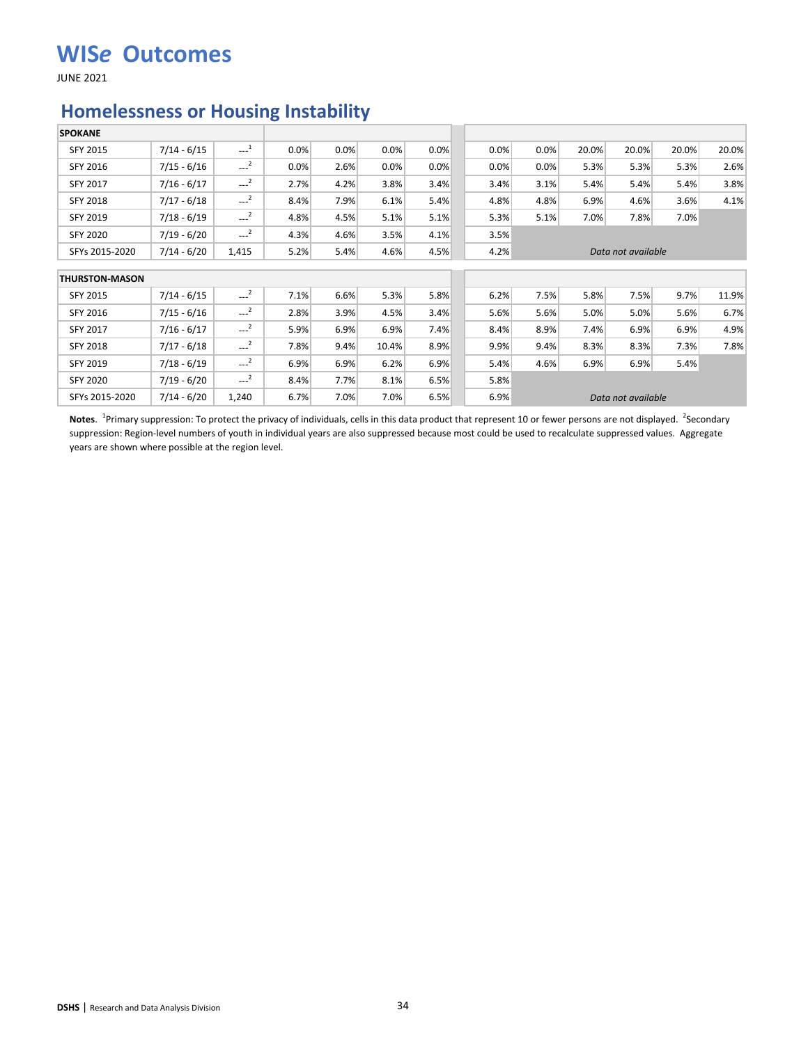# WISe Outcomes

JUNE 2021

## Homelessness or Housing Instability

| SPOKANE | | | | | | | | | | | | |
|---|---|---|---|---|---|---|---|---|---|---|---|---|
| SFY 2015 | 7/14 - 6/15 | ---[1] | 0.0% | 0.0% | 0.0% | 0.0% | 0.0% | 0.0% | 20.0% | 20.0% | 20.0% | 20.0% |
| SFY 2016 | 7/15 - 6/16 | ---[2] | 0.0% | 2.6% | 0.0% | 0.0% | 0.0% | 0.0% | 5.3% | 5.3% | 5.3% | 2.6% |
| SFY 2017 | 7/16 - 6/17 | ---[2] | 2.7% | 4.2% | 3.8% | 3.4% | 3.4% | 3.1% | 5.4% | 5.4% | 5.4% | 3.8% |
| SFY 2018 | 7/17 - 6/18 | ---[2] | 8.4% | 7.9% | 6.1% | 5.4% | 4.8% | 4.8% | 6.9% | 4.6% | 3.6% | 4.1% |
| SFY 2019 | 7/18 - 6/19 | ---[2] | 4.8% | 4.5% | 5.1% | 5.1% | 5.3% | 5.1% | 7.0% | 7.8% | 7.0% | |
| SFY 2020 | 7/19 - 6/20 | ---[2] | 4.3% | 4.6% | 3.5% | 4.1% | 3.5% | | | | | |
| SFYs 2015-2020 | 7/14 - 6/20 | 1,415 | 5.2% | 5.4% | 4.6% | 4.5% | 4.2% | *Data not available* | | | | |

| THURSTON-MASON | | | | | | | | | | | | |
|---|---|---|---|---|---|---|---|---|---|---|---|---|
| SFY 2015 | 7/14 - 6/15 | ---[2] | 7.1% | 6.6% | 5.3% | 5.8% | 6.2% | 7.5% | 5.8% | 7.5% | 9.7% | 11.9% |
| SFY 2016 | 7/15 - 6/16 | ---[2] | 2.8% | 3.9% | 4.5% | 3.4% | 5.6% | 5.6% | 5.0% | 5.0% | 5.6% | 6.7% |
| SFY 2017 | 7/16 - 6/17 | ---[2] | 5.9% | 6.9% | 6.9% | 7.4% | 8.4% | 8.9% | 7.4% | 6.9% | 6.9% | 4.9% |
| SFY 2018 | 7/17 - 6/18 | ---[2] | 7.8% | 9.4% | 10.4% | 8.9% | 9.9% | 9.4% | 8.3% | 8.3% | 7.3% | 7.8% |
| SFY 2019 | 7/18 - 6/19 | ---[2] | 6.9% | 6.9% | 6.2% | 6.9% | 5.4% | 4.6% | 6.9% | 6.9% | 5.4% | |
| SFY 2020 | 7/19 - 6/20 | ---[2] | 8.4% | 7.7% | 8.1% | 6.5% | 5.8% | | | | | |
| SFYs 2015-2020 | 7/14 - 6/20 | 1,240 | 6.7% | 7.0% | 7.0% | 6.5% | 6.9% | *Data not available* | | | | |

**Notes**. [1]Primary suppression: To protect the privacy of individuals, cells in this data product that represent 10 or fewer persons are not displayed. [2]Secondary suppression: Region-level numbers of youth in individual years are also suppressed because most could be used to recalculate suppressed values. Aggregate years are shown where possible at the region level.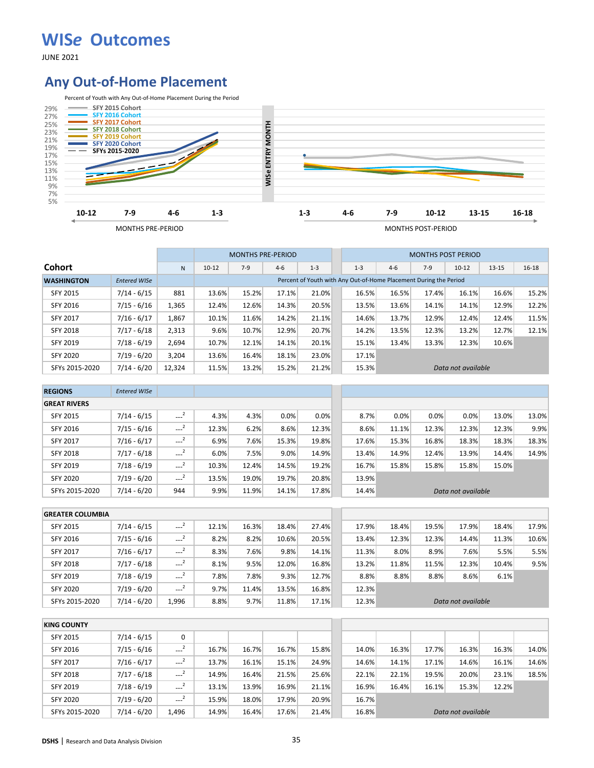# WISe Outcomes

JUNE 2021

## Any Out-of-Home Placement

Percent of Youth with Any Out-of-Home Placement During the Period

SFY 2015 Cohort, SFY 2016 Cohort, SFY 2017 Cohort, SFY 2018 Cohort, SFY 2019 Cohort, SFY 2020 Cohort, SFYs 2015-2020

WISe ENTRY MONTH

MONTHS PRE-PERIOD: 10-12, 7-9, 4-6, 1-3 | MONTHS POST-PERIOD: 1-3, 4-6, 7-9, 10-12, 13-15, 16-18

| Cohort | | N | MONTHS PRE-PERIOD 10-12 | 7-9 | 4-6 | 1-3 | MONTHS POST PERIOD 1-3 | 4-6 | 7-9 | 10-12 | 13-15 | 16-18 |
|---|---|---|---|---|---|---|---|---|---|---|---|---|
| **WASHINGTON** | *Entered WISe* | | Percent of Youth with Any Out-of-Home Placement During the Period | | | | | | | | | |
| SFY 2015 | 7/14 - 6/15 | 881 | 13.6% | 15.2% | 17.1% | 21.0% | 16.5% | 16.5% | 17.4% | 16.1% | 16.6% | 15.2% |
| SFY 2016 | 7/15 - 6/16 | 1,365 | 12.4% | 12.6% | 14.3% | 20.5% | 13.5% | 13.6% | 14.1% | 14.1% | 12.9% | 12.2% |
| SFY 2017 | 7/16 - 6/17 | 1,867 | 10.1% | 11.6% | 14.2% | 21.1% | 14.6% | 13.7% | 12.9% | 12.4% | 12.4% | 11.5% |
| SFY 2018 | 7/17 - 6/18 | 2,313 | 9.6% | 10.7% | 12.9% | 20.7% | 14.2% | 13.5% | 12.3% | 13.2% | 12.7% | 12.1% |
| SFY 2019 | 7/18 - 6/19 | 2,694 | 10.7% | 12.1% | 14.1% | 20.1% | 15.1% | 13.4% | 13.3% | 12.3% | 10.6% | |
| SFY 2020 | 7/19 - 6/20 | 3,204 | 13.6% | 16.4% | 18.1% | 23.0% | 17.1% | | | | | |
| SFYs 2015-2020 | 7/14 - 6/20 | 12,324 | 11.5% | 13.2% | 15.2% | 21.2% | 15.3% | *Data not available* | | | | |
| **REGIONS** | *Entered WISe* | | | | | | | | | | | |
| **GREAT RIVERS** | | | | | | | | | | | | |
| SFY 2015 | 7/14 - 6/15 | ---[2] | 4.3% | 4.3% | 0.0% | 0.0% | 8.7% | 0.0% | 0.0% | 0.0% | 13.0% | 13.0% |
| SFY 2016 | 7/15 - 6/16 | ---[2] | 12.3% | 6.2% | 8.6% | 12.3% | 8.6% | 11.1% | 12.3% | 12.3% | 12.3% | 9.9% |
| SFY 2017 | 7/16 - 6/17 | ---[2] | 6.9% | 7.6% | 15.3% | 19.8% | 17.6% | 15.3% | 16.8% | 18.3% | 18.3% | 18.3% |
| SFY 2018 | 7/17 - 6/18 | ---[2] | 6.0% | 7.5% | 9.0% | 14.9% | 13.4% | 14.9% | 12.4% | 13.9% | 14.4% | 14.9% |
| SFY 2019 | 7/18 - 6/19 | ---[2] | 10.3% | 12.4% | 14.5% | 19.2% | 16.7% | 15.8% | 15.8% | 15.8% | 15.0% | |
| SFY 2020 | 7/19 - 6/20 | ---[2] | 13.5% | 19.0% | 19.7% | 20.8% | 13.9% | | | | | |
| SFYs 2015-2020 | 7/14 - 6/20 | 944 | 9.9% | 11.9% | 14.1% | 17.8% | 14.4% | *Data not available* | | | | |
| **GREATER COLUMBIA** | | | | | | | | | | | | |
| SFY 2015 | 7/14 - 6/15 | ---[2] | 12.1% | 16.3% | 18.4% | 27.4% | 17.9% | 18.4% | 19.5% | 17.9% | 18.4% | 17.9% |
| SFY 2016 | 7/15 - 6/16 | ---[2] | 8.2% | 8.2% | 10.6% | 20.5% | 13.4% | 12.3% | 12.3% | 14.4% | 11.3% | 10.6% |
| SFY 2017 | 7/16 - 6/17 | ---[2] | 8.3% | 7.6% | 9.8% | 14.1% | 11.3% | 8.0% | 8.9% | 7.6% | 5.5% | 5.5% |
| SFY 2018 | 7/17 - 6/18 | ---[2] | 8.1% | 9.5% | 12.0% | 16.8% | 13.2% | 11.8% | 11.5% | 12.3% | 10.4% | 9.5% |
| SFY 2019 | 7/18 - 6/19 | ---[2] | 7.8% | 7.8% | 9.3% | 12.7% | 8.8% | 8.8% | 8.8% | 8.6% | 6.1% | |
| SFY 2020 | 7/19 - 6/20 | ---[2] | 9.7% | 11.4% | 13.5% | 16.8% | 12.3% | | | | | |
| SFYs 2015-2020 | 7/14 - 6/20 | 1,996 | 8.8% | 9.7% | 11.8% | 17.1% | 12.3% | *Data not available* | | | | |
| **KING COUNTY** | | | | | | | | | | | | |
| SFY 2015 | 7/14 - 6/15 | 0 | | | | | | | | | | |
| SFY 2016 | 7/15 - 6/16 | ---[2] | 16.7% | 16.7% | 16.7% | 15.8% | 14.0% | 16.3% | 17.7% | 16.3% | 16.3% | 14.0% |
| SFY 2017 | 7/16 - 6/17 | ---[2] | 13.7% | 16.1% | 15.1% | 24.9% | 14.6% | 14.1% | 17.1% | 14.6% | 16.1% | 14.6% |
| SFY 2018 | 7/17 - 6/18 | ---[2] | 14.9% | 16.4% | 21.5% | 25.6% | 22.1% | 22.1% | 19.5% | 20.0% | 23.1% | 18.5% |
| SFY 2019 | 7/18 - 6/19 | ---[2] | 13.1% | 13.9% | 16.9% | 21.1% | 16.9% | 16.4% | 16.1% | 15.3% | 12.2% | |
| SFY 2020 | 7/19 - 6/20 | ---[2] | 15.9% | 18.0% | 17.9% | 20.9% | 16.7% | | | | | |
| SFYs 2015-2020 | 7/14 - 6/20 | 1,496 | 14.9% | 16.4% | 17.6% | 21.4% | 16.8% | *Data not available* | | | | |

DSHS | Research and Data Analysis Division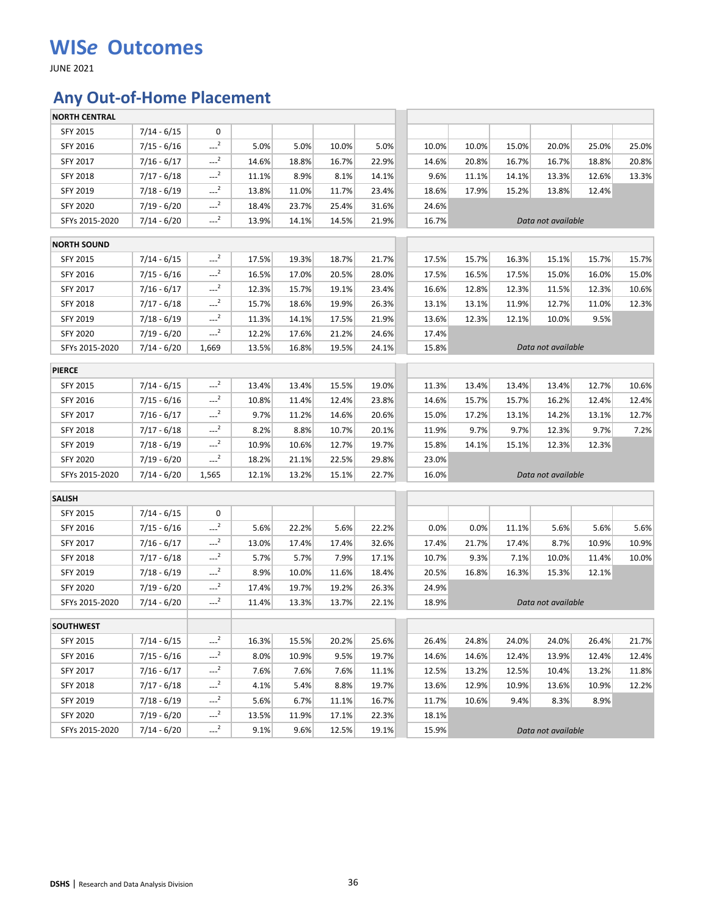# WISe Outcomes

JUNE 2021

## Any Out-of-Home Placement

| NORTH CENTRAL | | | | | | | | | | | | |
|---|---|---|---|---|---|---|---|---|---|---|---|---|
| SFY 2015 | 7/14 - 6/15 | 0 | | | | | | | | | | |
| SFY 2016 | 7/15 - 6/16 | ---[2] | 5.0% | 5.0% | 10.0% | 5.0% | 10.0% | 10.0% | 15.0% | 20.0% | 25.0% | 25.0% |
| SFY 2017 | 7/16 - 6/17 | ---[2] | 14.6% | 18.8% | 16.7% | 22.9% | 14.6% | 20.8% | 16.7% | 16.7% | 18.8% | 20.8% |
| SFY 2018 | 7/17 - 6/18 | ---[2] | 11.1% | 8.9% | 8.1% | 14.1% | 9.6% | 11.1% | 14.1% | 13.3% | 12.6% | 13.3% |
| SFY 2019 | 7/18 - 6/19 | ---[2] | 13.8% | 11.0% | 11.7% | 23.4% | 18.6% | 17.9% | 15.2% | 13.8% | 12.4% | |
| SFY 2020 | 7/19 - 6/20 | ---[2] | 18.4% | 23.7% | 25.4% | 31.6% | 24.6% | | | | | |
| SFYs 2015-2020 | 7/14 - 6/20 | ---[2] | 13.9% | 14.1% | 14.5% | 21.9% | 16.7% | *Data not available* | | | | |

| NORTH SOUND | | | | | | | | | | | | |
|---|---|---|---|---|---|---|---|---|---|---|---|---|
| SFY 2015 | 7/14 - 6/15 | ---[2] | 17.5% | 19.3% | 18.7% | 21.7% | 17.5% | 15.7% | 16.3% | 15.1% | 15.7% | 15.7% |
| SFY 2016 | 7/15 - 6/16 | ---[2] | 16.5% | 17.0% | 20.5% | 28.0% | 17.5% | 16.5% | 17.5% | 15.0% | 16.0% | 15.0% |
| SFY 2017 | 7/16 - 6/17 | ---[2] | 12.3% | 15.7% | 19.1% | 23.4% | 16.6% | 12.8% | 12.3% | 11.5% | 12.3% | 10.6% |
| SFY 2018 | 7/17 - 6/18 | ---[2] | 15.7% | 18.6% | 19.9% | 26.3% | 13.1% | 13.1% | 11.9% | 12.7% | 11.0% | 12.3% |
| SFY 2019 | 7/18 - 6/19 | ---[2] | 11.3% | 14.1% | 17.5% | 21.9% | 13.6% | 12.3% | 12.1% | 10.0% | 9.5% | |
| SFY 2020 | 7/19 - 6/20 | ---[2] | 12.2% | 17.6% | 21.2% | 24.6% | 17.4% | | | | | |
| SFYs 2015-2020 | 7/14 - 6/20 | 1,669 | 13.5% | 16.8% | 19.5% | 24.1% | 15.8% | *Data not available* | | | | |

| PIERCE | | | | | | | | | | | | |
|---|---|---|---|---|---|---|---|---|---|---|---|---|
| SFY 2015 | 7/14 - 6/15 | ---[2] | 13.4% | 13.4% | 15.5% | 19.0% | 11.3% | 13.4% | 13.4% | 13.4% | 12.7% | 10.6% |
| SFY 2016 | 7/15 - 6/16 | ---[2] | 10.8% | 11.4% | 12.4% | 23.8% | 14.6% | 15.7% | 15.7% | 16.2% | 12.4% | 12.4% |
| SFY 2017 | 7/16 - 6/17 | ---[2] | 9.7% | 11.2% | 14.6% | 20.6% | 15.0% | 17.2% | 13.1% | 14.2% | 13.1% | 12.7% |
| SFY 2018 | 7/17 - 6/18 | ---[2] | 8.2% | 8.8% | 10.7% | 20.1% | 11.9% | 9.7% | 9.7% | 12.3% | 9.7% | 7.2% |
| SFY 2019 | 7/18 - 6/19 | ---[2] | 10.9% | 10.6% | 12.7% | 19.7% | 15.8% | 14.1% | 15.1% | 12.3% | 12.3% | |
| SFY 2020 | 7/19 - 6/20 | ---[2] | 18.2% | 21.1% | 22.5% | 29.8% | 23.0% | | | | | |
| SFYs 2015-2020 | 7/14 - 6/20 | 1,565 | 12.1% | 13.2% | 15.1% | 22.7% | 16.0% | *Data not available* | | | | |

| SALISH | | | | | | | | | | | | |
|---|---|---|---|---|---|---|---|---|---|---|---|---|
| SFY 2015 | 7/14 - 6/15 | 0 | | | | | | | | | | |
| SFY 2016 | 7/15 - 6/16 | ---[2] | 5.6% | 22.2% | 5.6% | 22.2% | 0.0% | 0.0% | 11.1% | 5.6% | 5.6% | 5.6% |
| SFY 2017 | 7/16 - 6/17 | ---[2] | 13.0% | 17.4% | 17.4% | 32.6% | 17.4% | 21.7% | 17.4% | 8.7% | 10.9% | 10.9% |
| SFY 2018 | 7/17 - 6/18 | ---[2] | 5.7% | 5.7% | 7.9% | 17.1% | 10.7% | 9.3% | 7.1% | 10.0% | 11.4% | 10.0% |
| SFY 2019 | 7/18 - 6/19 | ---[2] | 8.9% | 10.0% | 11.6% | 18.4% | 20.5% | 16.8% | 16.3% | 15.3% | 12.1% | |
| SFY 2020 | 7/19 - 6/20 | ---[2] | 17.4% | 19.7% | 19.2% | 26.3% | 24.9% | | | | | |
| SFYs 2015-2020 | 7/14 - 6/20 | ---[2] | 11.4% | 13.3% | 13.7% | 22.1% | 18.9% | *Data not available* | | | | |

| SOUTHWEST | | | | | | | | | | | | |
|---|---|---|---|---|---|---|---|---|---|---|---|---|
| SFY 2015 | 7/14 - 6/15 | ---[2] | 16.3% | 15.5% | 20.2% | 25.6% | 26.4% | 24.8% | 24.0% | 24.0% | 26.4% | 21.7% |
| SFY 2016 | 7/15 - 6/16 | ---[2] | 8.0% | 10.9% | 9.5% | 19.7% | 14.6% | 14.6% | 12.4% | 13.9% | 12.4% | 12.4% |
| SFY 2017 | 7/16 - 6/17 | ---[2] | 7.6% | 7.6% | 7.6% | 11.1% | 12.5% | 13.2% | 12.5% | 10.4% | 13.2% | 11.8% |
| SFY 2018 | 7/17 - 6/18 | ---[2] | 4.1% | 5.4% | 8.8% | 19.7% | 13.6% | 12.9% | 10.9% | 13.6% | 10.9% | 12.2% |
| SFY 2019 | 7/18 - 6/19 | ---[2] | 5.6% | 6.7% | 11.1% | 16.7% | 11.7% | 10.6% | 9.4% | 8.3% | 8.9% | |
| SFY 2020 | 7/19 - 6/20 | ---[2] | 13.5% | 11.9% | 17.1% | 22.3% | 18.1% | | | | | |
| SFYs 2015-2020 | 7/14 - 6/20 | ---[2] | 9.1% | 9.6% | 12.5% | 19.1% | 15.9% | *Data not available* | | | | |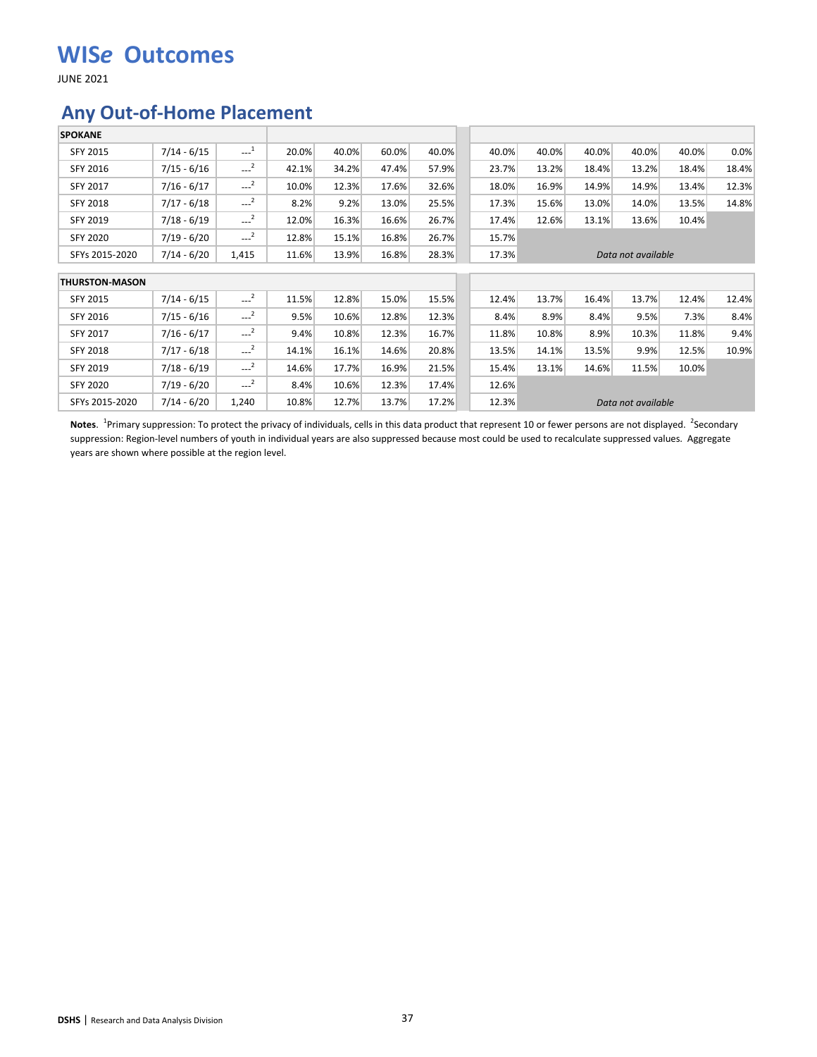# WISe Outcomes

JUNE 2021

## Any Out-of-Home Placement

| | | | | | | | | | | | | |
|---|---|---|---|---|---|---|---|---|---|---|---|---|
| **SPOKANE** | | | | | | | | | | | | |
| SFY 2015 | 7/14 - 6/15 | ---[1] | 20.0% | 40.0% | 60.0% | 40.0% | 40.0% | 40.0% | 40.0% | 40.0% | 40.0% | 0.0% |
| SFY 2016 | 7/15 - 6/16 | ---[2] | 42.1% | 34.2% | 47.4% | 57.9% | 23.7% | 13.2% | 18.4% | 13.2% | 18.4% | 18.4% |
| SFY 2017 | 7/16 - 6/17 | ---[2] | 10.0% | 12.3% | 17.6% | 32.6% | 18.0% | 16.9% | 14.9% | 14.9% | 13.4% | 12.3% |
| SFY 2018 | 7/17 - 6/18 | ---[2] | 8.2% | 9.2% | 13.0% | 25.5% | 17.3% | 15.6% | 13.0% | 14.0% | 13.5% | 14.8% |
| SFY 2019 | 7/18 - 6/19 | ---[2] | 12.0% | 16.3% | 16.6% | 26.7% | 17.4% | 12.6% | 13.1% | 13.6% | 10.4% | |
| SFY 2020 | 7/19 - 6/20 | ---[2] | 12.8% | 15.1% | 16.8% | 26.7% | 15.7% | | | | | |
| SFYs 2015-2020 | 7/14 - 6/20 | 1,415 | 11.6% | 13.9% | 16.8% | 28.3% | 17.3% | *Data not available* | | | | |
| **THURSTON-MASON** | | | | | | | | | | | | |
| SFY 2015 | 7/14 - 6/15 | ---[2] | 11.5% | 12.8% | 15.0% | 15.5% | 12.4% | 13.7% | 16.4% | 13.7% | 12.4% | 12.4% |
| SFY 2016 | 7/15 - 6/16 | ---[2] | 9.5% | 10.6% | 12.8% | 12.3% | 8.4% | 8.9% | 8.4% | 9.5% | 7.3% | 8.4% |
| SFY 2017 | 7/16 - 6/17 | ---[2] | 9.4% | 10.8% | 12.3% | 16.7% | 11.8% | 10.8% | 8.9% | 10.3% | 11.8% | 9.4% |
| SFY 2018 | 7/17 - 6/18 | ---[2] | 14.1% | 16.1% | 14.6% | 20.8% | 13.5% | 14.1% | 13.5% | 9.9% | 12.5% | 10.9% |
| SFY 2019 | 7/18 - 6/19 | ---[2] | 14.6% | 17.7% | 16.9% | 21.5% | 15.4% | 13.1% | 14.6% | 11.5% | 10.0% | |
| SFY 2020 | 7/19 - 6/20 | ---[2] | 8.4% | 10.6% | 12.3% | 17.4% | 12.6% | | | | | |
| SFYs 2015-2020 | 7/14 - 6/20 | 1,240 | 10.8% | 12.7% | 13.7% | 17.2% | 12.3% | *Data not available* | | | | |

**Notes**. [1]Primary suppression: To protect the privacy of individuals, cells in this data product that represent 10 or fewer persons are not displayed. [2]Secondary suppression: Region-level numbers of youth in individual years are also suppressed because most could be used to recalculate suppressed values. Aggregate years are shown where possible at the region level.